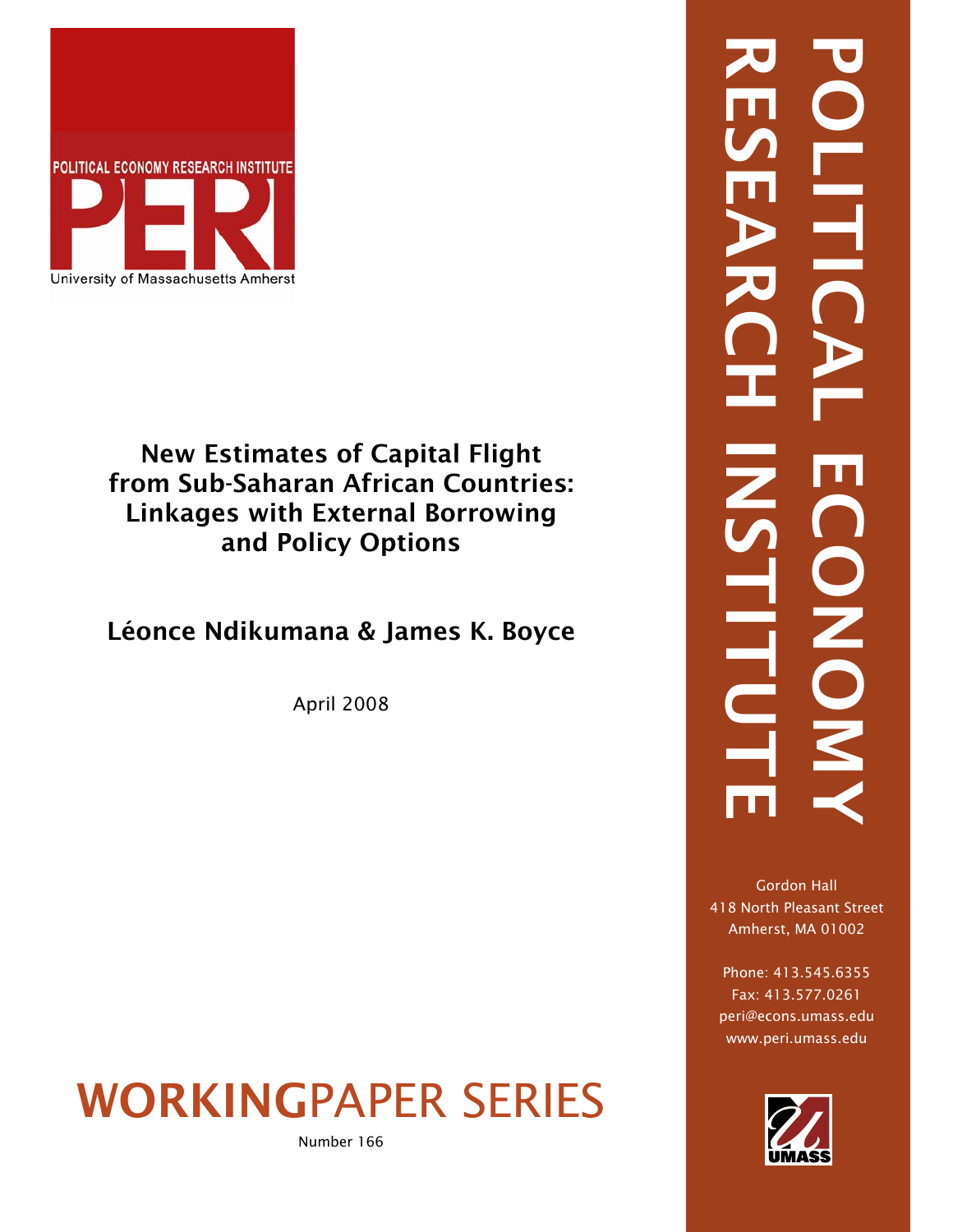POLITICAL ECONOMY RESEARCH INSTITUTE

PERI

University of Massachusetts Amherst

# New Estimates of Capital Flight from Sub-Saharan African Countries: Linkages with External Borrowing and Policy Options

**Léonce Ndikumana & James K. Boyce**

April 2008

POLITICAL ECONOMY RESEARCH INSTITUTE

Gordon Hall
418 North Pleasant Street
Amherst, MA 01002

Phone: 413.545.6355
Fax: 413.577.0261
peri@econs.umass.edu
www.peri.umass.edu

UMASS

**WORKING**PAPER SERIES

Number 166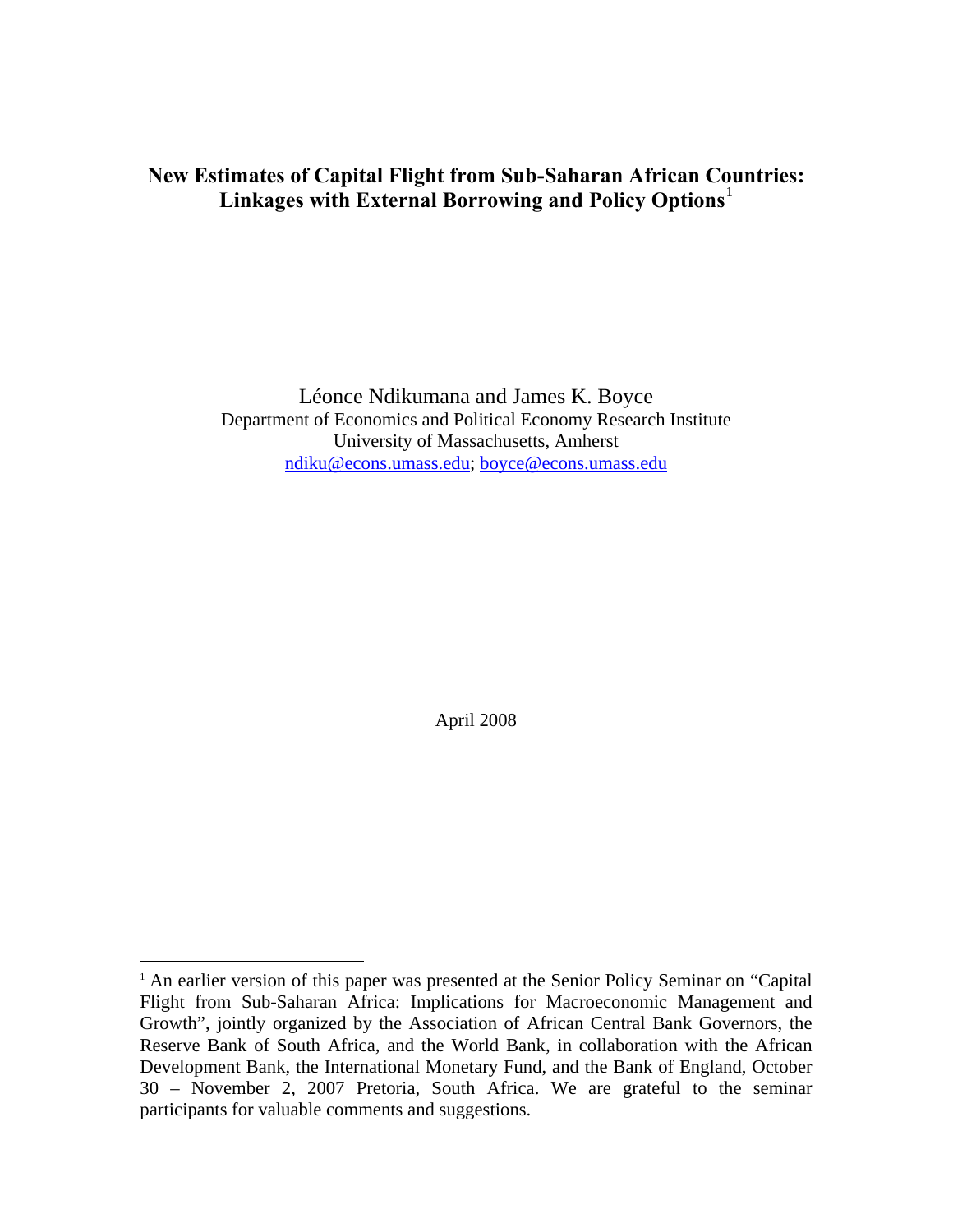# New Estimates of Capital Flight from Sub-Saharan African Countries: Linkages with External Borrowing and Policy Options[1]

Léonce Ndikumana and James K. Boyce
Department of Economics and Political Economy Research Institute
University of Massachusetts, Amherst
ndiku@econs.umass.edu; boyce@econs.umass.edu

April 2008

---

[1] An earlier version of this paper was presented at the Senior Policy Seminar on "Capital Flight from Sub-Saharan Africa: Implications for Macroeconomic Management and Growth", jointly organized by the Association of African Central Bank Governors, the Reserve Bank of South Africa, and the World Bank, in collaboration with the African Development Bank, the International Monetary Fund, and the Bank of England, October 30 – November 2, 2007 Pretoria, South Africa. We are grateful to the seminar participants for valuable comments and suggestions.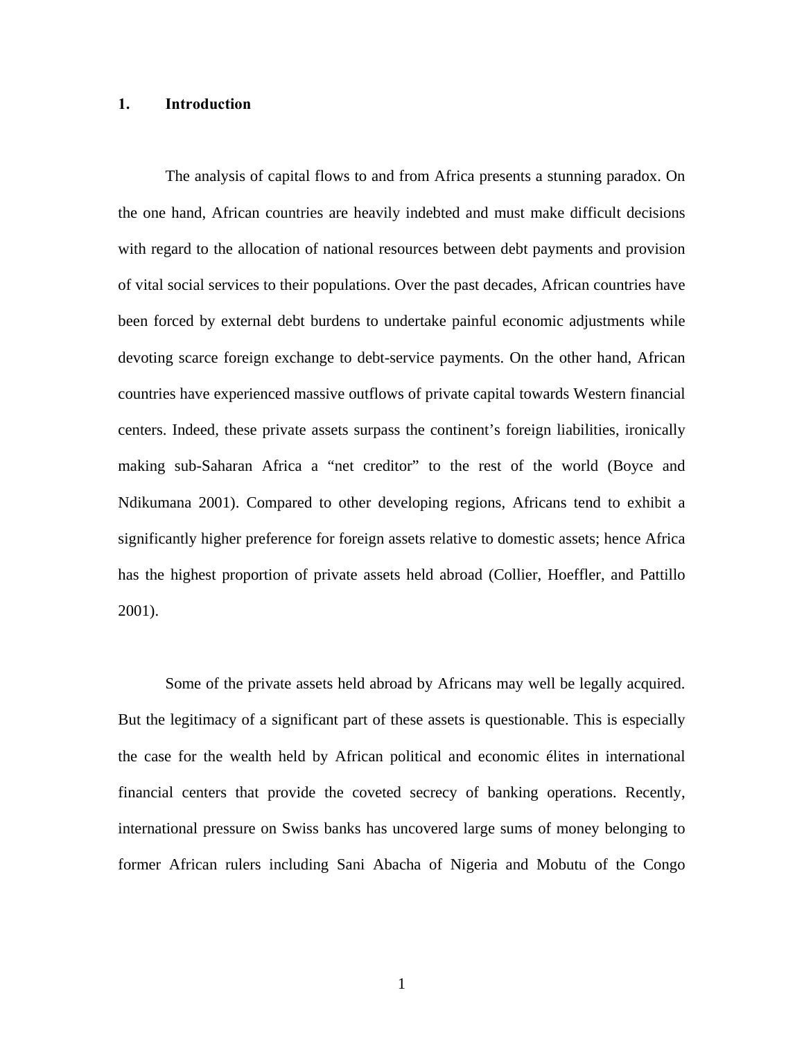## 1. Introduction

The analysis of capital flows to and from Africa presents a stunning paradox. On the one hand, African countries are heavily indebted and must make difficult decisions with regard to the allocation of national resources between debt payments and provision of vital social services to their populations. Over the past decades, African countries have been forced by external debt burdens to undertake painful economic adjustments while devoting scarce foreign exchange to debt-service payments. On the other hand, African countries have experienced massive outflows of private capital towards Western financial centers. Indeed, these private assets surpass the continent's foreign liabilities, ironically making sub-Saharan Africa a "net creditor" to the rest of the world (Boyce and Ndikumana 2001). Compared to other developing regions, Africans tend to exhibit a significantly higher preference for foreign assets relative to domestic assets; hence Africa has the highest proportion of private assets held abroad (Collier, Hoeffler, and Pattillo 2001).

Some of the private assets held abroad by Africans may well be legally acquired. But the legitimacy of a significant part of these assets is questionable. This is especially the case for the wealth held by African political and economic élites in international financial centers that provide the coveted secrecy of banking operations. Recently, international pressure on Swiss banks has uncovered large sums of money belonging to former African rulers including Sani Abacha of Nigeria and Mobutu of the Congo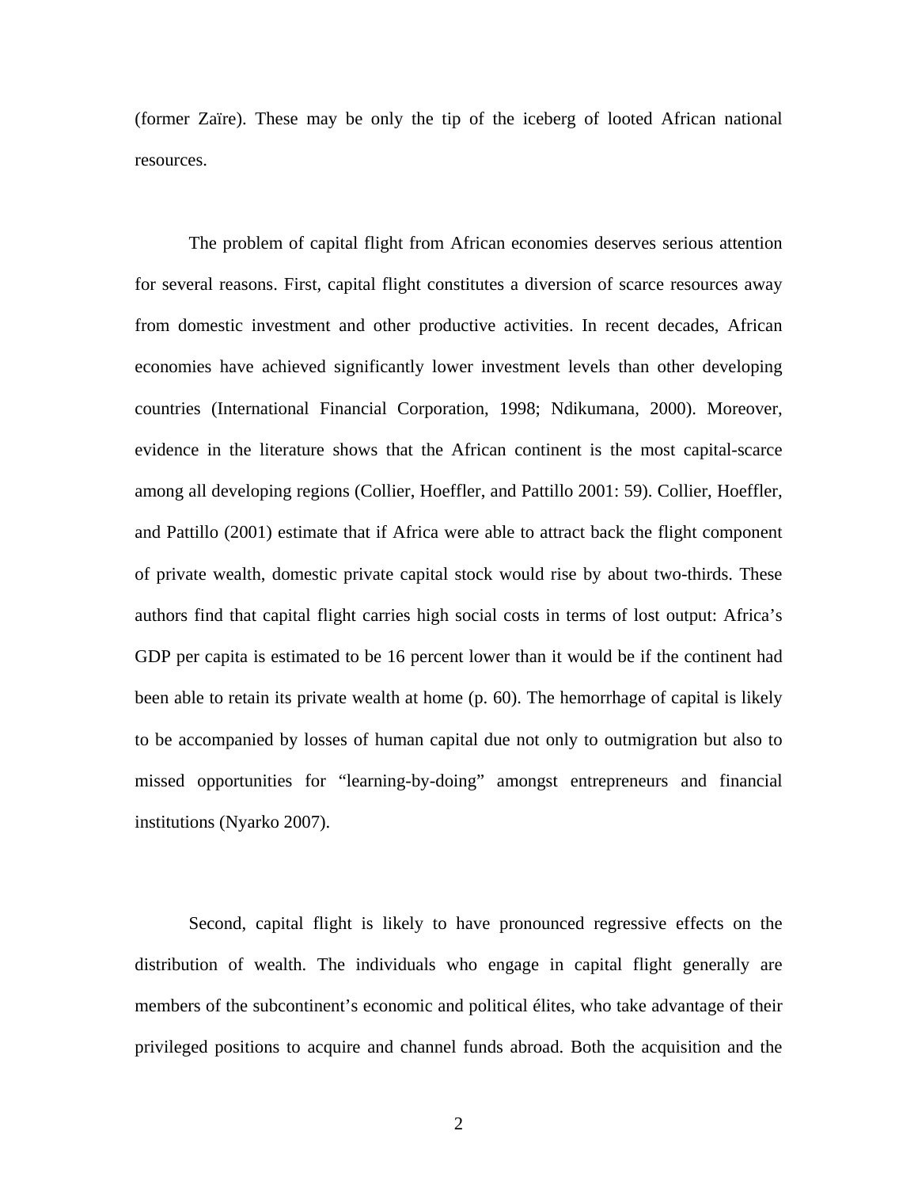(former Zaïre). These may be only the tip of the iceberg of looted African national resources.

The problem of capital flight from African economies deserves serious attention for several reasons. First, capital flight constitutes a diversion of scarce resources away from domestic investment and other productive activities. In recent decades, African economies have achieved significantly lower investment levels than other developing countries (International Financial Corporation, 1998; Ndikumana, 2000). Moreover, evidence in the literature shows that the African continent is the most capital-scarce among all developing regions (Collier, Hoeffler, and Pattillo 2001: 59). Collier, Hoeffler, and Pattillo (2001) estimate that if Africa were able to attract back the flight component of private wealth, domestic private capital stock would rise by about two-thirds. These authors find that capital flight carries high social costs in terms of lost output: Africa's GDP per capita is estimated to be 16 percent lower than it would be if the continent had been able to retain its private wealth at home (p. 60). The hemorrhage of capital is likely to be accompanied by losses of human capital due not only to outmigration but also to missed opportunities for "learning-by-doing" amongst entrepreneurs and financial institutions (Nyarko 2007).

Second, capital flight is likely to have pronounced regressive effects on the distribution of wealth. The individuals who engage in capital flight generally are members of the subcontinent's economic and political élites, who take advantage of their privileged positions to acquire and channel funds abroad. Both the acquisition and the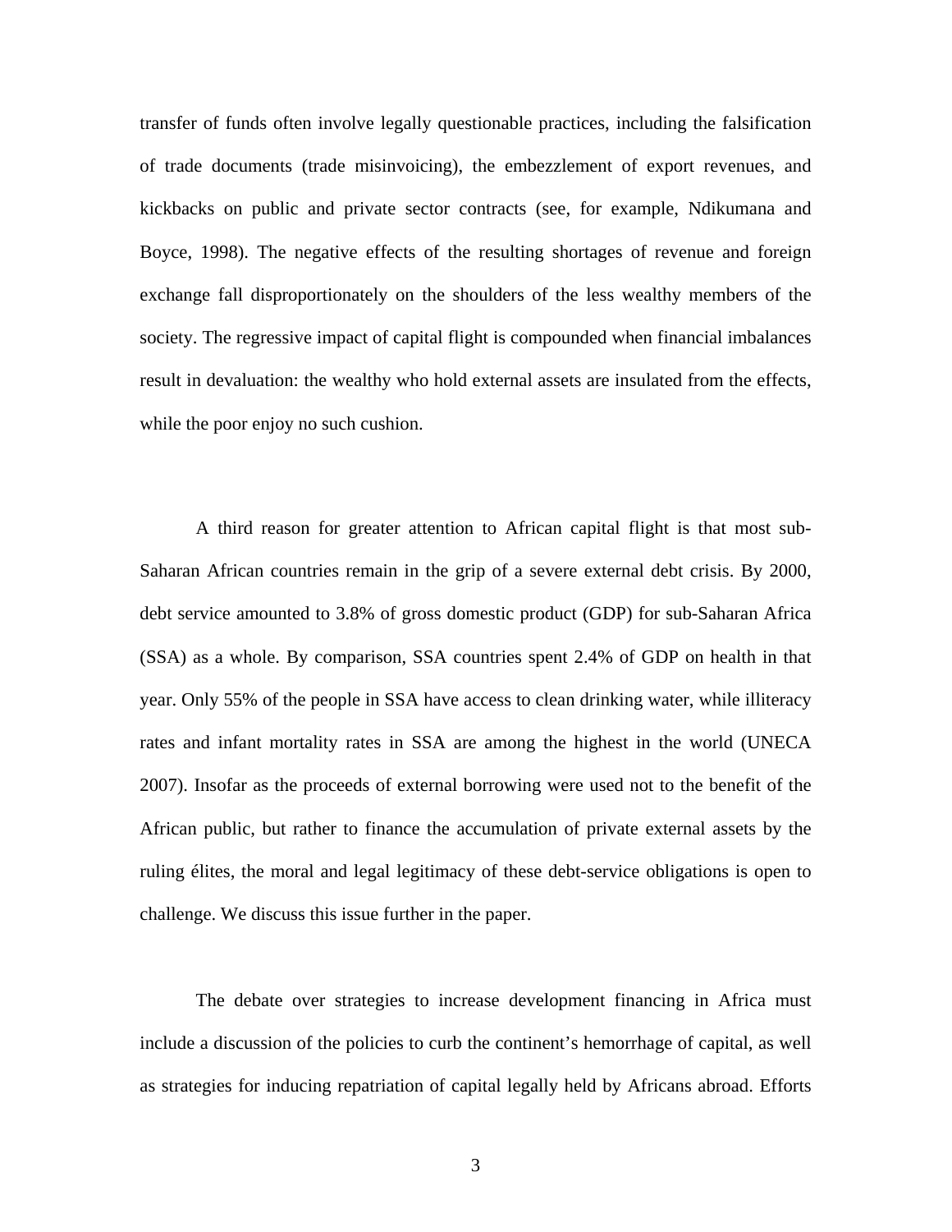transfer of funds often involve legally questionable practices, including the falsification of trade documents (trade misinvoicing), the embezzlement of export revenues, and kickbacks on public and private sector contracts (see, for example, Ndikumana and Boyce, 1998). The negative effects of the resulting shortages of revenue and foreign exchange fall disproportionately on the shoulders of the less wealthy members of the society. The regressive impact of capital flight is compounded when financial imbalances result in devaluation: the wealthy who hold external assets are insulated from the effects, while the poor enjoy no such cushion.

A third reason for greater attention to African capital flight is that most sub-Saharan African countries remain in the grip of a severe external debt crisis. By 2000, debt service amounted to 3.8% of gross domestic product (GDP) for sub-Saharan Africa (SSA) as a whole. By comparison, SSA countries spent 2.4% of GDP on health in that year. Only 55% of the people in SSA have access to clean drinking water, while illiteracy rates and infant mortality rates in SSA are among the highest in the world (UNECA 2007). Insofar as the proceeds of external borrowing were used not to the benefit of the African public, but rather to finance the accumulation of private external assets by the ruling élites, the moral and legal legitimacy of these debt-service obligations is open to challenge. We discuss this issue further in the paper.

The debate over strategies to increase development financing in Africa must include a discussion of the policies to curb the continent's hemorrhage of capital, as well as strategies for inducing repatriation of capital legally held by Africans abroad. Efforts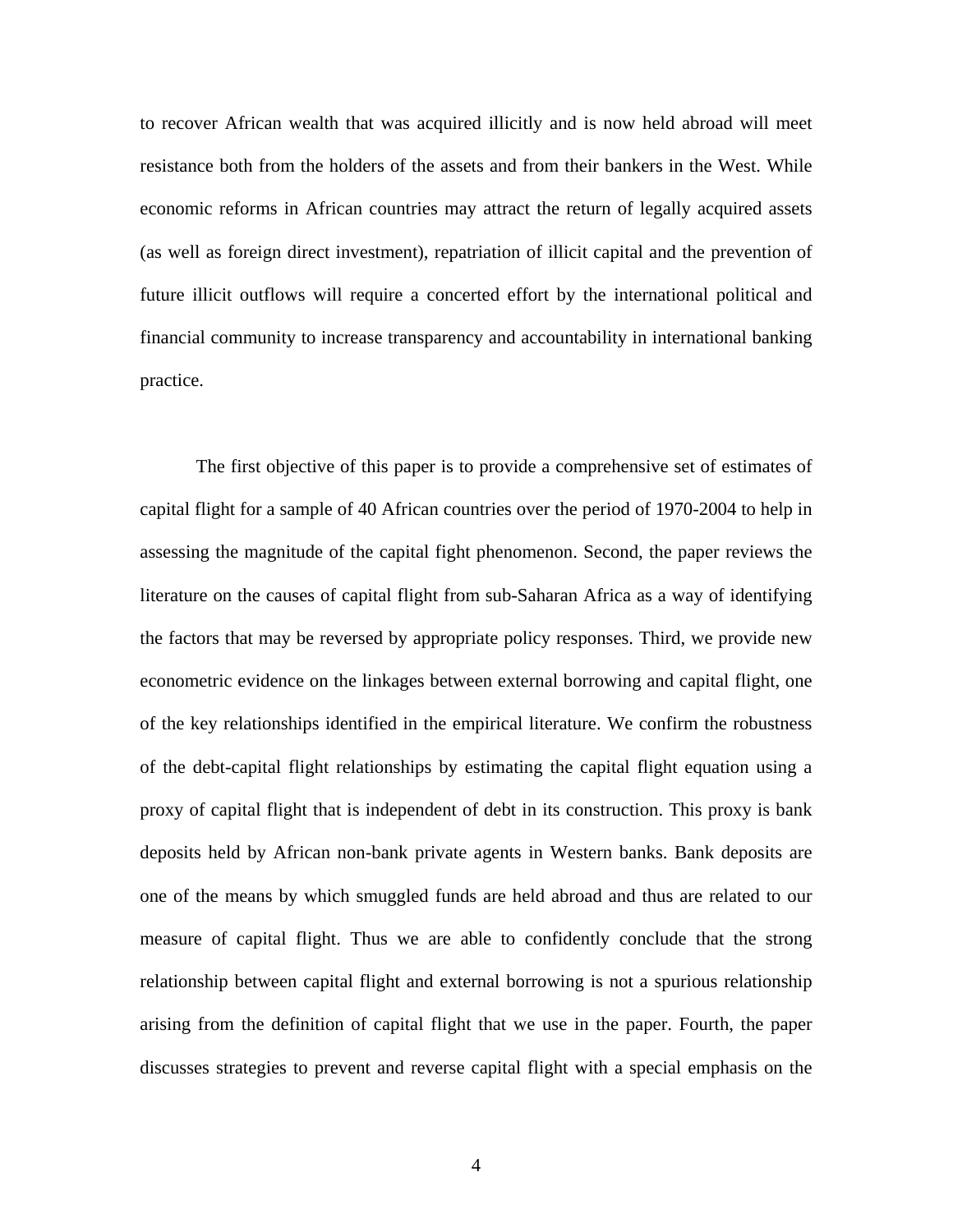to recover African wealth that was acquired illicitly and is now held abroad will meet resistance both from the holders of the assets and from their bankers in the West. While economic reforms in African countries may attract the return of legally acquired assets (as well as foreign direct investment), repatriation of illicit capital and the prevention of future illicit outflows will require a concerted effort by the international political and financial community to increase transparency and accountability in international banking practice.

The first objective of this paper is to provide a comprehensive set of estimates of capital flight for a sample of 40 African countries over the period of 1970-2004 to help in assessing the magnitude of the capital fight phenomenon. Second, the paper reviews the literature on the causes of capital flight from sub-Saharan Africa as a way of identifying the factors that may be reversed by appropriate policy responses. Third, we provide new econometric evidence on the linkages between external borrowing and capital flight, one of the key relationships identified in the empirical literature. We confirm the robustness of the debt-capital flight relationships by estimating the capital flight equation using a proxy of capital flight that is independent of debt in its construction. This proxy is bank deposits held by African non-bank private agents in Western banks. Bank deposits are one of the means by which smuggled funds are held abroad and thus are related to our measure of capital flight. Thus we are able to confidently conclude that the strong relationship between capital flight and external borrowing is not a spurious relationship arising from the definition of capital flight that we use in the paper. Fourth, the paper discusses strategies to prevent and reverse capital flight with a special emphasis on the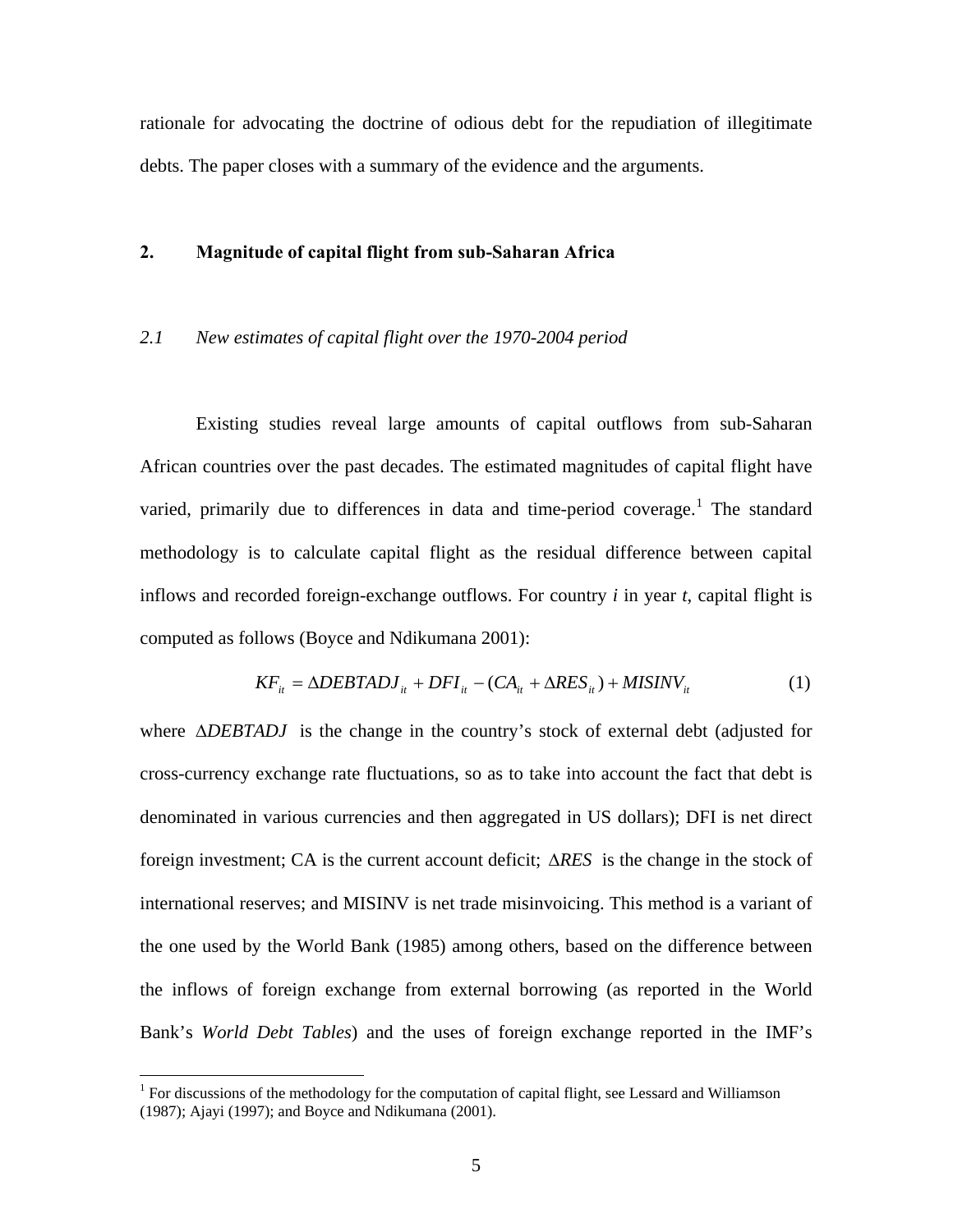rationale for advocating the doctrine of odious debt for the repudiation of illegitimate debts. The paper closes with a summary of the evidence and the arguments.

## 2. Magnitude of capital flight from sub-Saharan Africa

### *2.1 New estimates of capital flight over the 1970-2004 period*

Existing studies reveal large amounts of capital outflows from sub-Saharan African countries over the past decades. The estimated magnitudes of capital flight have varied, primarily due to differences in data and time-period coverage.[1] The standard methodology is to calculate capital flight as the residual difference between capital inflows and recorded foreign-exchange outflows. For country *i* in year *t*, capital flight is computed as follows (Boyce and Ndikumana 2001):

$$KF_{it} = \Delta DEBTADJ_{it} + DFI_{it} - (CA_{it} + \Delta RES_{it}) + MISINV_{it} \tag{1}$$

where $\Delta DEBTADJ$ is the change in the country's stock of external debt (adjusted for cross-currency exchange rate fluctuations, so as to take into account the fact that debt is denominated in various currencies and then aggregated in US dollars); DFI is net direct foreign investment; CA is the current account deficit; $\Delta RES$ is the change in the stock of international reserves; and MISINV is net trade misinvoicing. This method is a variant of the one used by the World Bank (1985) among others, based on the difference between the inflows of foreign exchange from external borrowing (as reported in the World Bank's *World Debt Tables*) and the uses of foreign exchange reported in the IMF's

---

[1] For discussions of the methodology for the computation of capital flight, see Lessard and Williamson (1987); Ajayi (1997); and Boyce and Ndikumana (2001).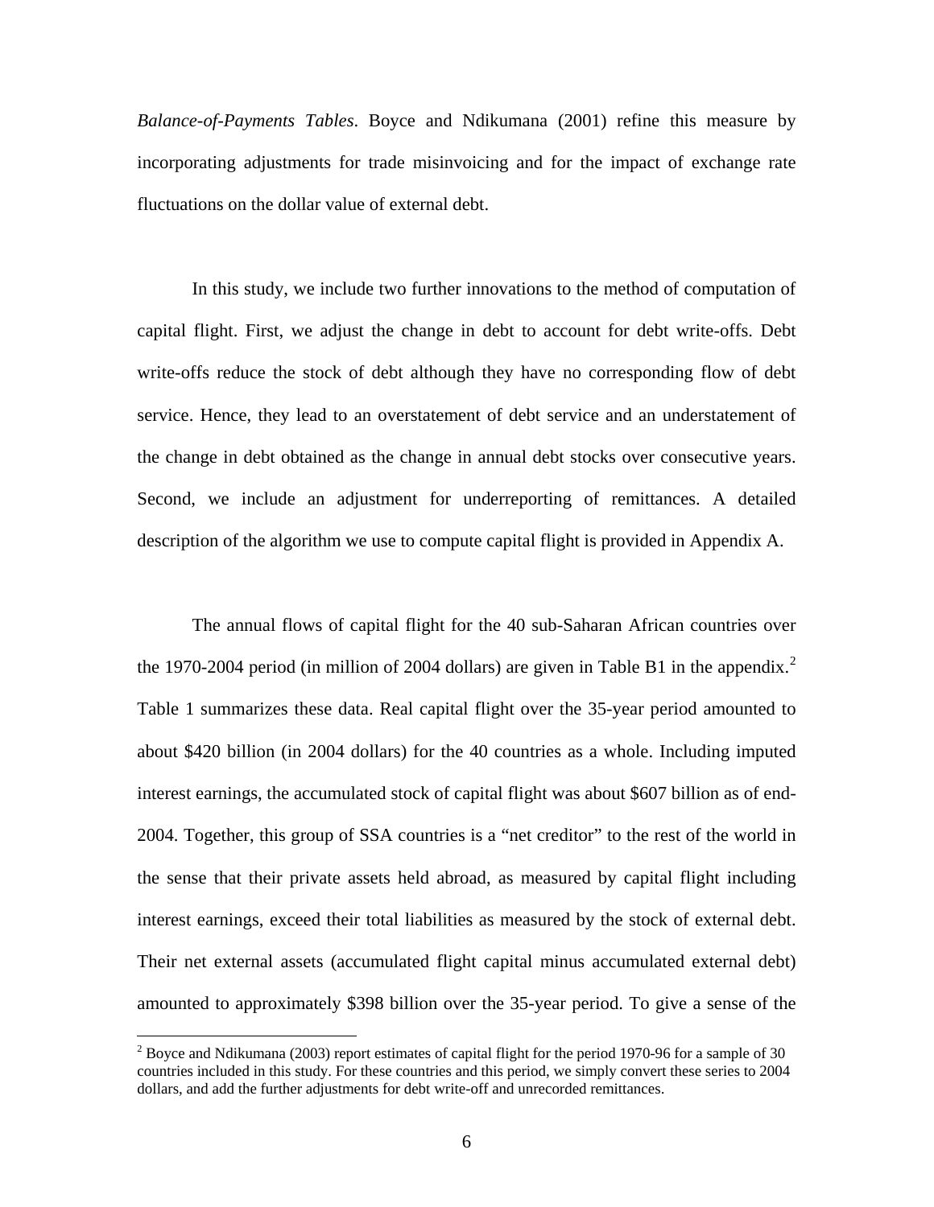*Balance-of-Payments Tables*. Boyce and Ndikumana (2001) refine this measure by incorporating adjustments for trade misinvoicing and for the impact of exchange rate fluctuations on the dollar value of external debt.

In this study, we include two further innovations to the method of computation of capital flight. First, we adjust the change in debt to account for debt write-offs. Debt write-offs reduce the stock of debt although they have no corresponding flow of debt service. Hence, they lead to an overstatement of debt service and an understatement of the change in debt obtained as the change in annual debt stocks over consecutive years. Second, we include an adjustment for underreporting of remittances. A detailed description of the algorithm we use to compute capital flight is provided in Appendix A.

The annual flows of capital flight for the 40 sub-Saharan African countries over the 1970-2004 period (in million of 2004 dollars) are given in Table B1 in the appendix.[2] Table 1 summarizes these data. Real capital flight over the 35-year period amounted to about $420 billion (in 2004 dollars) for the 40 countries as a whole. Including imputed interest earnings, the accumulated stock of capital flight was about $607 billion as of end-2004. Together, this group of SSA countries is a "net creditor" to the rest of the world in the sense that their private assets held abroad, as measured by capital flight including interest earnings, exceed their total liabilities as measured by the stock of external debt. Their net external assets (accumulated flight capital minus accumulated external debt) amounted to approximately $398 billion over the 35-year period. To give a sense of the

---

[2] Boyce and Ndikumana (2003) report estimates of capital flight for the period 1970-96 for a sample of 30 countries included in this study. For these countries and this period, we simply convert these series to 2004 dollars, and add the further adjustments for debt write-off and unrecorded remittances.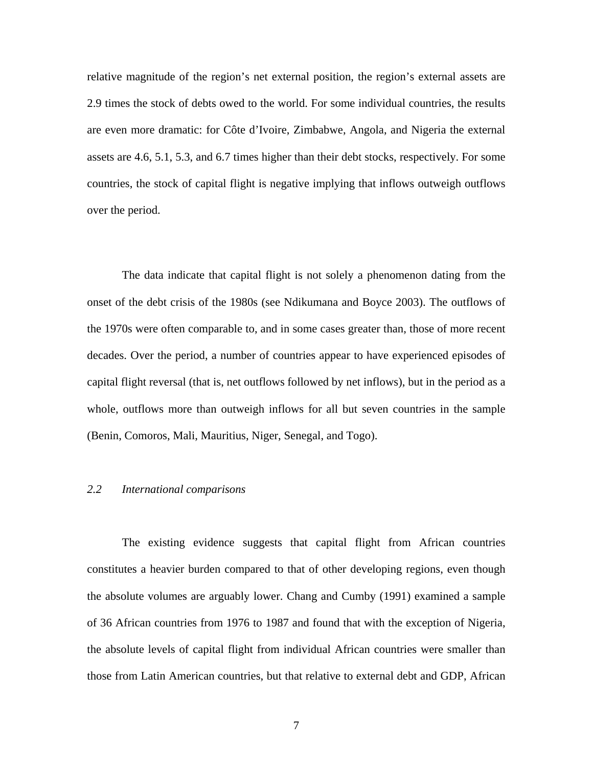relative magnitude of the region's net external position, the region's external assets are 2.9 times the stock of debts owed to the world. For some individual countries, the results are even more dramatic: for Côte d'Ivoire, Zimbabwe, Angola, and Nigeria the external assets are 4.6, 5.1, 5.3, and 6.7 times higher than their debt stocks, respectively. For some countries, the stock of capital flight is negative implying that inflows outweigh outflows over the period.

The data indicate that capital flight is not solely a phenomenon dating from the onset of the debt crisis of the 1980s (see Ndikumana and Boyce 2003). The outflows of the 1970s were often comparable to, and in some cases greater than, those of more recent decades. Over the period, a number of countries appear to have experienced episodes of capital flight reversal (that is, net outflows followed by net inflows), but in the period as a whole, outflows more than outweigh inflows for all but seven countries in the sample (Benin, Comoros, Mali, Mauritius, Niger, Senegal, and Togo).

### *2.2 International comparisons*

The existing evidence suggests that capital flight from African countries constitutes a heavier burden compared to that of other developing regions, even though the absolute volumes are arguably lower. Chang and Cumby (1991) examined a sample of 36 African countries from 1976 to 1987 and found that with the exception of Nigeria, the absolute levels of capital flight from individual African countries were smaller than those from Latin American countries, but that relative to external debt and GDP, African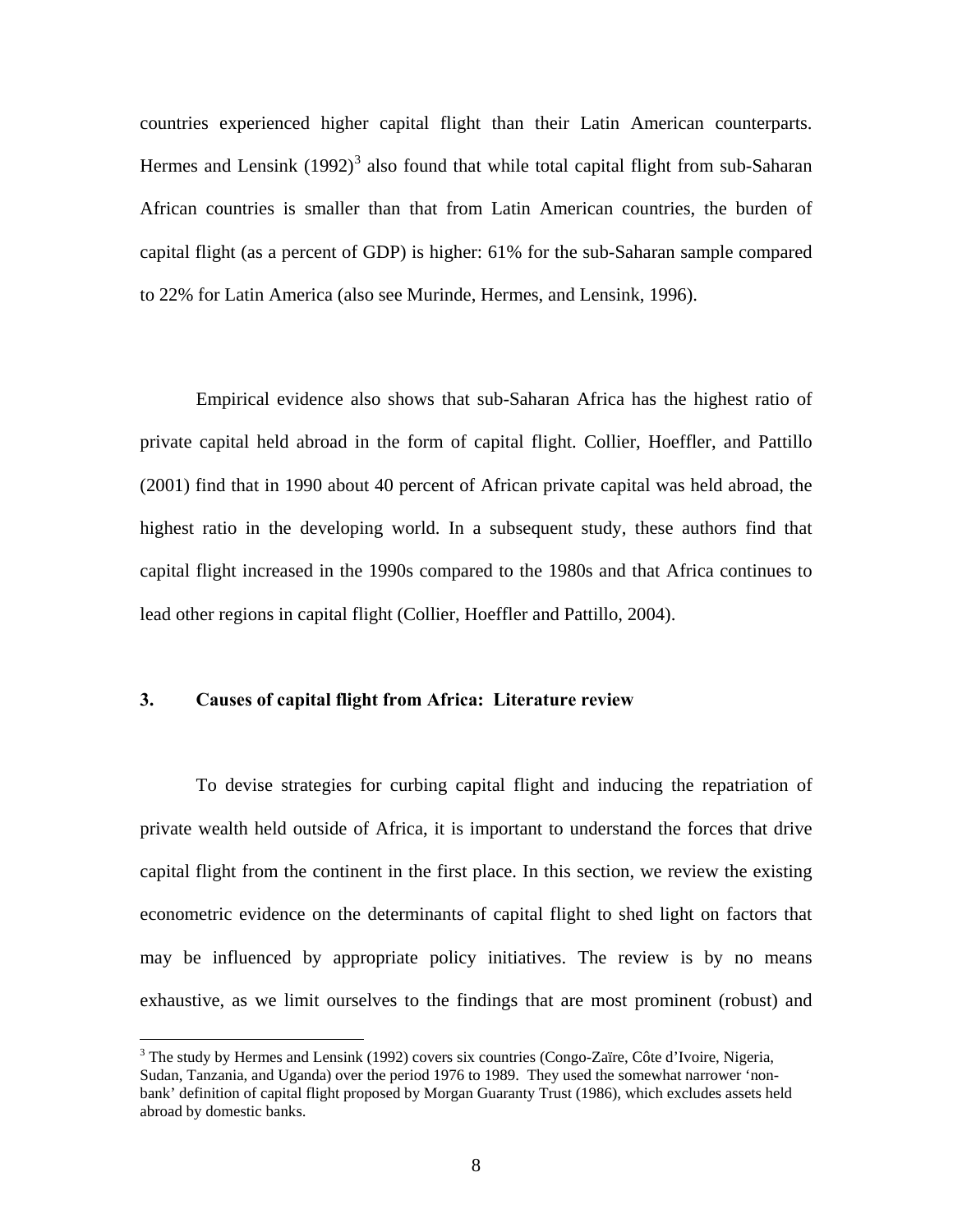countries experienced higher capital flight than their Latin American counterparts. Hermes and Lensink (1992)[3] also found that while total capital flight from sub-Saharan African countries is smaller than that from Latin American countries, the burden of capital flight (as a percent of GDP) is higher: 61% for the sub-Saharan sample compared to 22% for Latin America (also see Murinde, Hermes, and Lensink, 1996).

Empirical evidence also shows that sub-Saharan Africa has the highest ratio of private capital held abroad in the form of capital flight. Collier, Hoeffler, and Pattillo (2001) find that in 1990 about 40 percent of African private capital was held abroad, the highest ratio in the developing world. In a subsequent study, these authors find that capital flight increased in the 1990s compared to the 1980s and that Africa continues to lead other regions in capital flight (Collier, Hoeffler and Pattillo, 2004).

## 3. Causes of capital flight from Africa: Literature review

To devise strategies for curbing capital flight and inducing the repatriation of private wealth held outside of Africa, it is important to understand the forces that drive capital flight from the continent in the first place. In this section, we review the existing econometric evidence on the determinants of capital flight to shed light on factors that may be influenced by appropriate policy initiatives. The review is by no means exhaustive, as we limit ourselves to the findings that are most prominent (robust) and

[3] The study by Hermes and Lensink (1992) covers six countries (Congo-Zaïre, Côte d'Ivoire, Nigeria, Sudan, Tanzania, and Uganda) over the period 1976 to 1989. They used the somewhat narrower 'non-bank' definition of capital flight proposed by Morgan Guaranty Trust (1986), which excludes assets held abroad by domestic banks.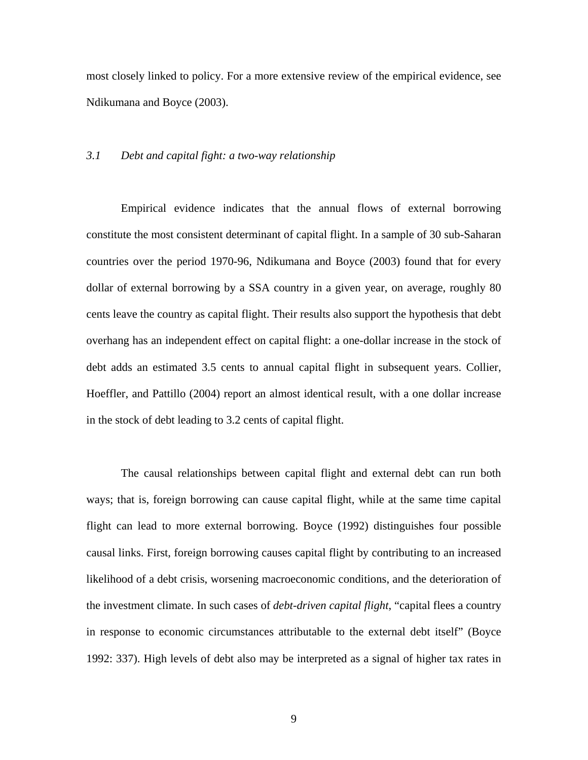most closely linked to policy. For a more extensive review of the empirical evidence, see Ndikumana and Boyce (2003).

### *3.1 Debt and capital fight: a two-way relationship*

Empirical evidence indicates that the annual flows of external borrowing constitute the most consistent determinant of capital flight. In a sample of 30 sub-Saharan countries over the period 1970-96, Ndikumana and Boyce (2003) found that for every dollar of external borrowing by a SSA country in a given year, on average, roughly 80 cents leave the country as capital flight. Their results also support the hypothesis that debt overhang has an independent effect on capital flight: a one-dollar increase in the stock of debt adds an estimated 3.5 cents to annual capital flight in subsequent years. Collier, Hoeffler, and Pattillo (2004) report an almost identical result, with a one dollar increase in the stock of debt leading to 3.2 cents of capital flight.

The causal relationships between capital flight and external debt can run both ways; that is, foreign borrowing can cause capital flight, while at the same time capital flight can lead to more external borrowing. Boyce (1992) distinguishes four possible causal links. First, foreign borrowing causes capital flight by contributing to an increased likelihood of a debt crisis, worsening macroeconomic conditions, and the deterioration of the investment climate. In such cases of *debt-driven capital flight*, "capital flees a country in response to economic circumstances attributable to the external debt itself" (Boyce 1992: 337). High levels of debt also may be interpreted as a signal of higher tax rates in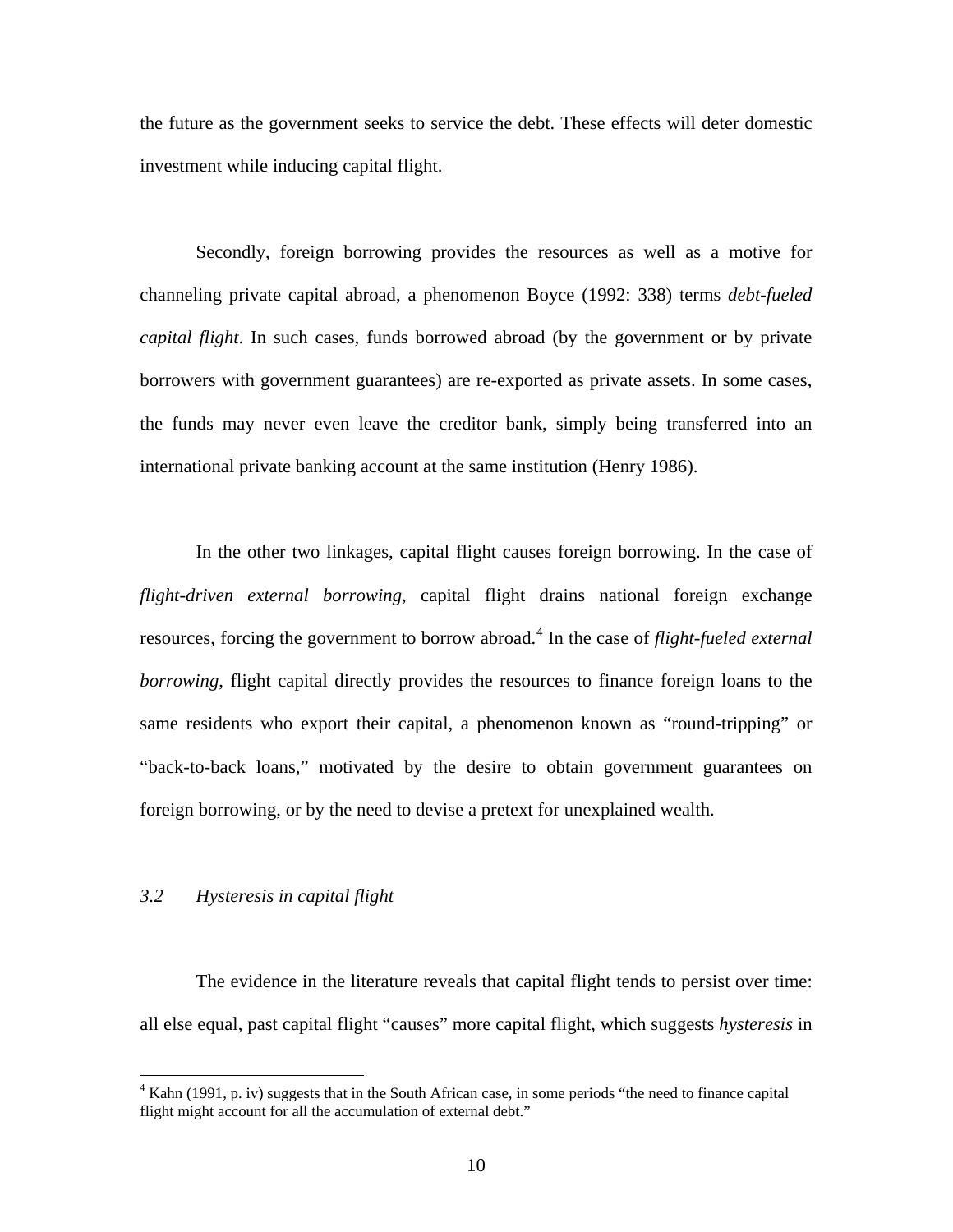the future as the government seeks to service the debt. These effects will deter domestic investment while inducing capital flight.

Secondly, foreign borrowing provides the resources as well as a motive for channeling private capital abroad, a phenomenon Boyce (1992: 338) terms *debt-fueled capital flight*. In such cases, funds borrowed abroad (by the government or by private borrowers with government guarantees) are re-exported as private assets. In some cases, the funds may never even leave the creditor bank, simply being transferred into an international private banking account at the same institution (Henry 1986).

In the other two linkages, capital flight causes foreign borrowing. In the case of *flight-driven external borrowing*, capital flight drains national foreign exchange resources, forcing the government to borrow abroad.[4] In the case of *flight-fueled external borrowing*, flight capital directly provides the resources to finance foreign loans to the same residents who export their capital, a phenomenon known as "round-tripping" or "back-to-back loans," motivated by the desire to obtain government guarantees on foreign borrowing, or by the need to devise a pretext for unexplained wealth.

### *3.2 Hysteresis in capital flight*

The evidence in the literature reveals that capital flight tends to persist over time: all else equal, past capital flight "causes" more capital flight, which suggests *hysteresis* in

[4] Kahn (1991, p. iv) suggests that in the South African case, in some periods "the need to finance capital flight might account for all the accumulation of external debt."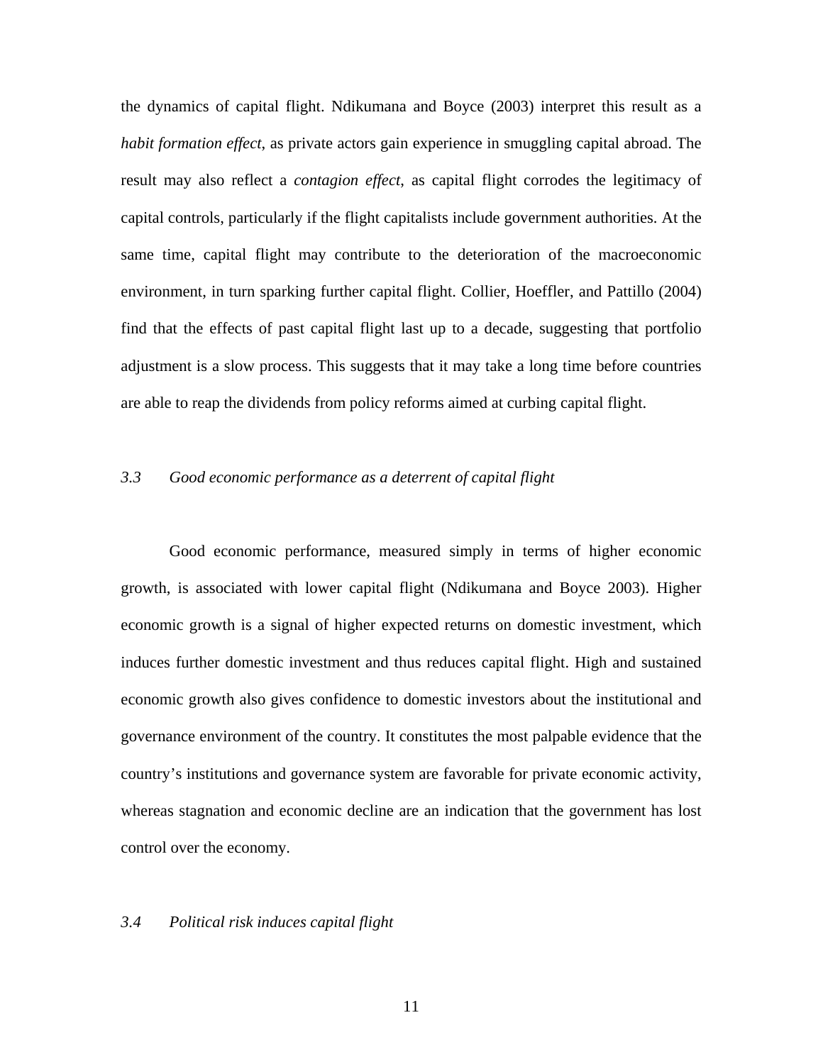the dynamics of capital flight. Ndikumana and Boyce (2003) interpret this result as a *habit formation effect*, as private actors gain experience in smuggling capital abroad. The result may also reflect a *contagion effect*, as capital flight corrodes the legitimacy of capital controls, particularly if the flight capitalists include government authorities. At the same time, capital flight may contribute to the deterioration of the macroeconomic environment, in turn sparking further capital flight. Collier, Hoeffler, and Pattillo (2004) find that the effects of past capital flight last up to a decade, suggesting that portfolio adjustment is a slow process. This suggests that it may take a long time before countries are able to reap the dividends from policy reforms aimed at curbing capital flight.

### *3.3 Good economic performance as a deterrent of capital flight*

Good economic performance, measured simply in terms of higher economic growth, is associated with lower capital flight (Ndikumana and Boyce 2003). Higher economic growth is a signal of higher expected returns on domestic investment, which induces further domestic investment and thus reduces capital flight. High and sustained economic growth also gives confidence to domestic investors about the institutional and governance environment of the country. It constitutes the most palpable evidence that the country's institutions and governance system are favorable for private economic activity, whereas stagnation and economic decline are an indication that the government has lost control over the economy.

### *3.4 Political risk induces capital flight*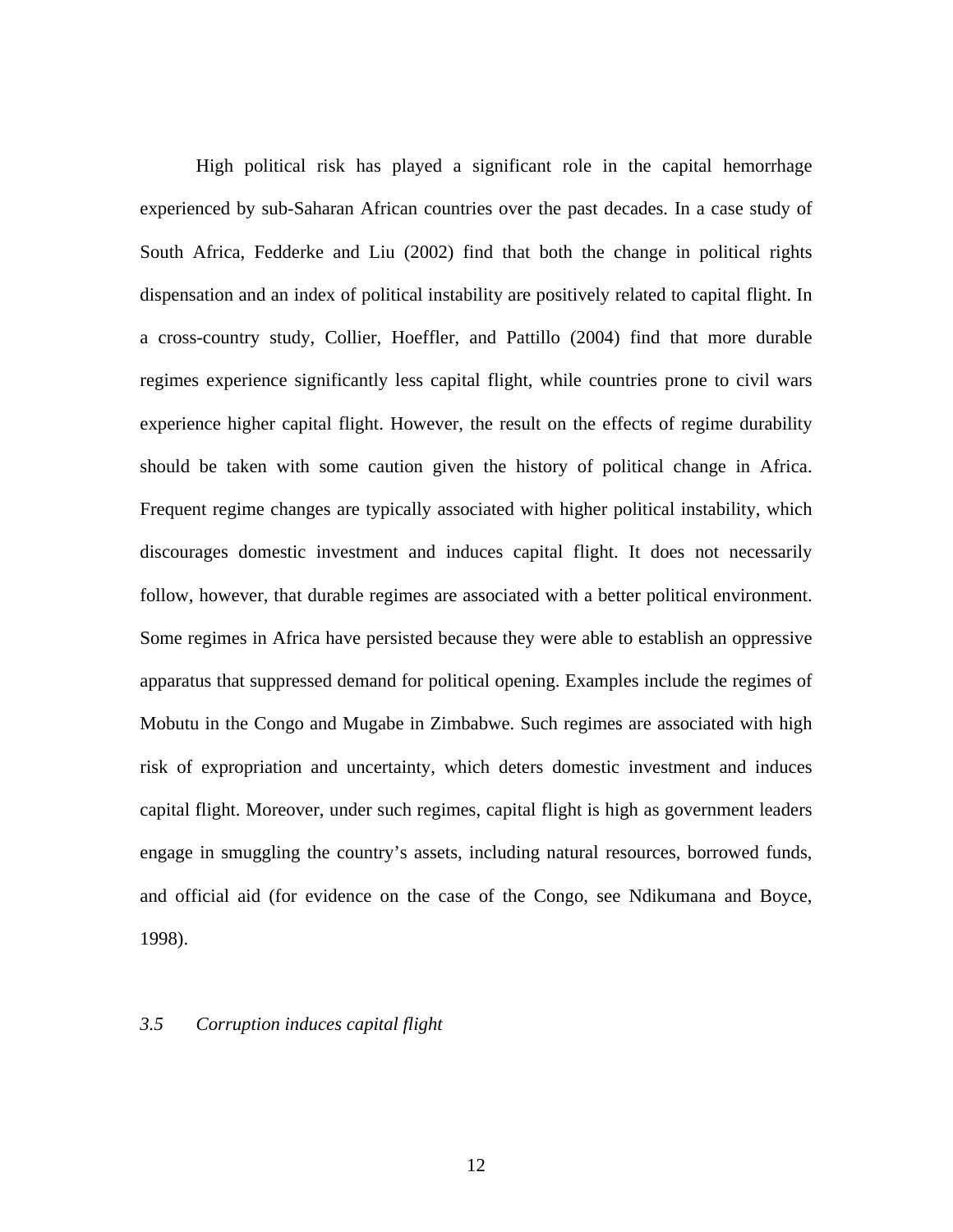High political risk has played a significant role in the capital hemorrhage experienced by sub-Saharan African countries over the past decades. In a case study of South Africa, Fedderke and Liu (2002) find that both the change in political rights dispensation and an index of political instability are positively related to capital flight. In a cross-country study, Collier, Hoeffler, and Pattillo (2004) find that more durable regimes experience significantly less capital flight, while countries prone to civil wars experience higher capital flight. However, the result on the effects of regime durability should be taken with some caution given the history of political change in Africa. Frequent regime changes are typically associated with higher political instability, which discourages domestic investment and induces capital flight. It does not necessarily follow, however, that durable regimes are associated with a better political environment. Some regimes in Africa have persisted because they were able to establish an oppressive apparatus that suppressed demand for political opening. Examples include the regimes of Mobutu in the Congo and Mugabe in Zimbabwe. Such regimes are associated with high risk of expropriation and uncertainty, which deters domestic investment and induces capital flight. Moreover, under such regimes, capital flight is high as government leaders engage in smuggling the country's assets, including natural resources, borrowed funds, and official aid (for evidence on the case of the Congo, see Ndikumana and Boyce, 1998).

### *3.5 Corruption induces capital flight*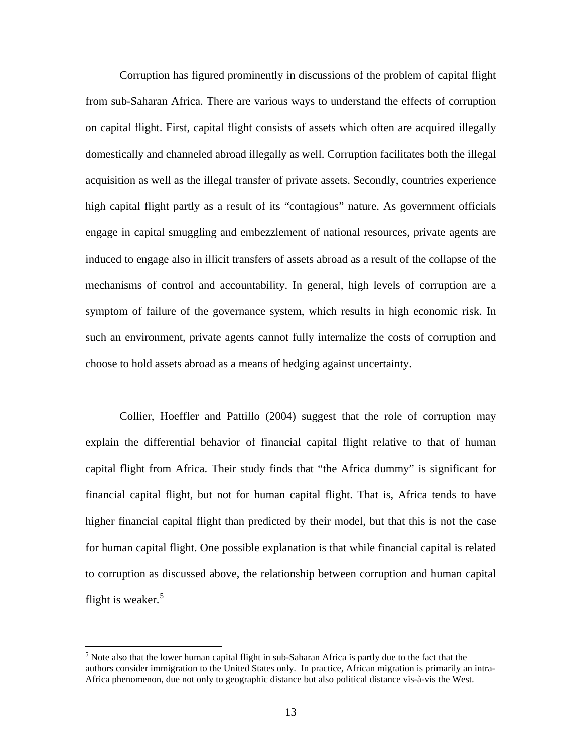Corruption has figured prominently in discussions of the problem of capital flight from sub-Saharan Africa. There are various ways to understand the effects of corruption on capital flight. First, capital flight consists of assets which often are acquired illegally domestically and channeled abroad illegally as well. Corruption facilitates both the illegal acquisition as well as the illegal transfer of private assets. Secondly, countries experience high capital flight partly as a result of its "contagious" nature. As government officials engage in capital smuggling and embezzlement of national resources, private agents are induced to engage also in illicit transfers of assets abroad as a result of the collapse of the mechanisms of control and accountability. In general, high levels of corruption are a symptom of failure of the governance system, which results in high economic risk. In such an environment, private agents cannot fully internalize the costs of corruption and choose to hold assets abroad as a means of hedging against uncertainty.

Collier, Hoeffler and Pattillo (2004) suggest that the role of corruption may explain the differential behavior of financial capital flight relative to that of human capital flight from Africa. Their study finds that "the Africa dummy" is significant for financial capital flight, but not for human capital flight. That is, Africa tends to have higher financial capital flight than predicted by their model, but that this is not the case for human capital flight. One possible explanation is that while financial capital is related to corruption as discussed above, the relationship between corruption and human capital flight is weaker.[5]

---

[5] Note also that the lower human capital flight in sub-Saharan Africa is partly due to the fact that the authors consider immigration to the United States only. In practice, African migration is primarily an intra-Africa phenomenon, due not only to geographic distance but also political distance vis-à-vis the West.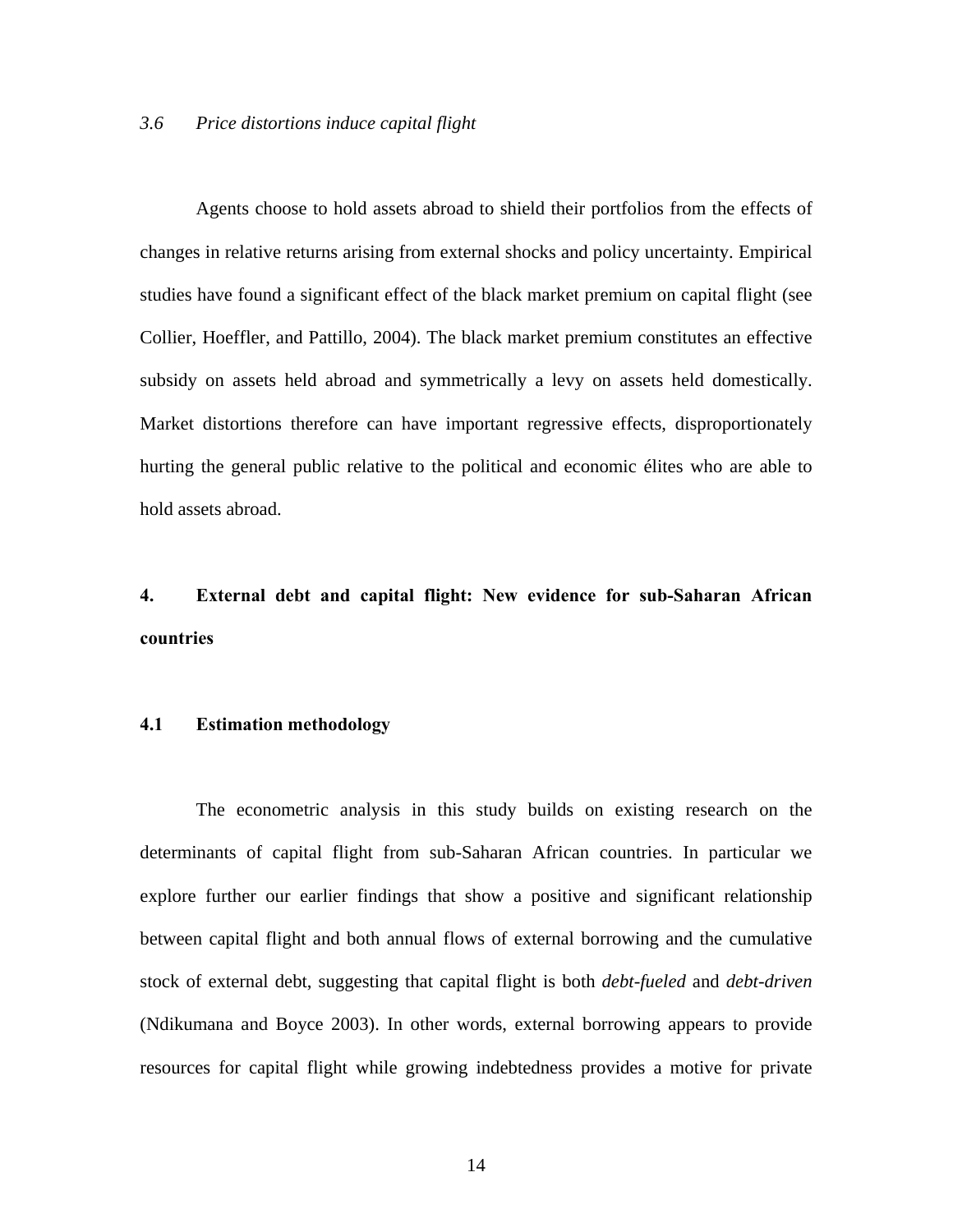### *3.6 Price distortions induce capital flight*

Agents choose to hold assets abroad to shield their portfolios from the effects of changes in relative returns arising from external shocks and policy uncertainty. Empirical studies have found a significant effect of the black market premium on capital flight (see Collier, Hoeffler, and Pattillo, 2004). The black market premium constitutes an effective subsidy on assets held abroad and symmetrically a levy on assets held domestically. Market distortions therefore can have important regressive effects, disproportionately hurting the general public relative to the political and economic élites who are able to hold assets abroad.

## 4. External debt and capital flight: New evidence for sub-Saharan African countries

### 4.1 Estimation methodology

The econometric analysis in this study builds on existing research on the determinants of capital flight from sub-Saharan African countries. In particular we explore further our earlier findings that show a positive and significant relationship between capital flight and both annual flows of external borrowing and the cumulative stock of external debt, suggesting that capital flight is both *debt-fueled* and *debt-driven* (Ndikumana and Boyce 2003). In other words, external borrowing appears to provide resources for capital flight while growing indebtedness provides a motive for private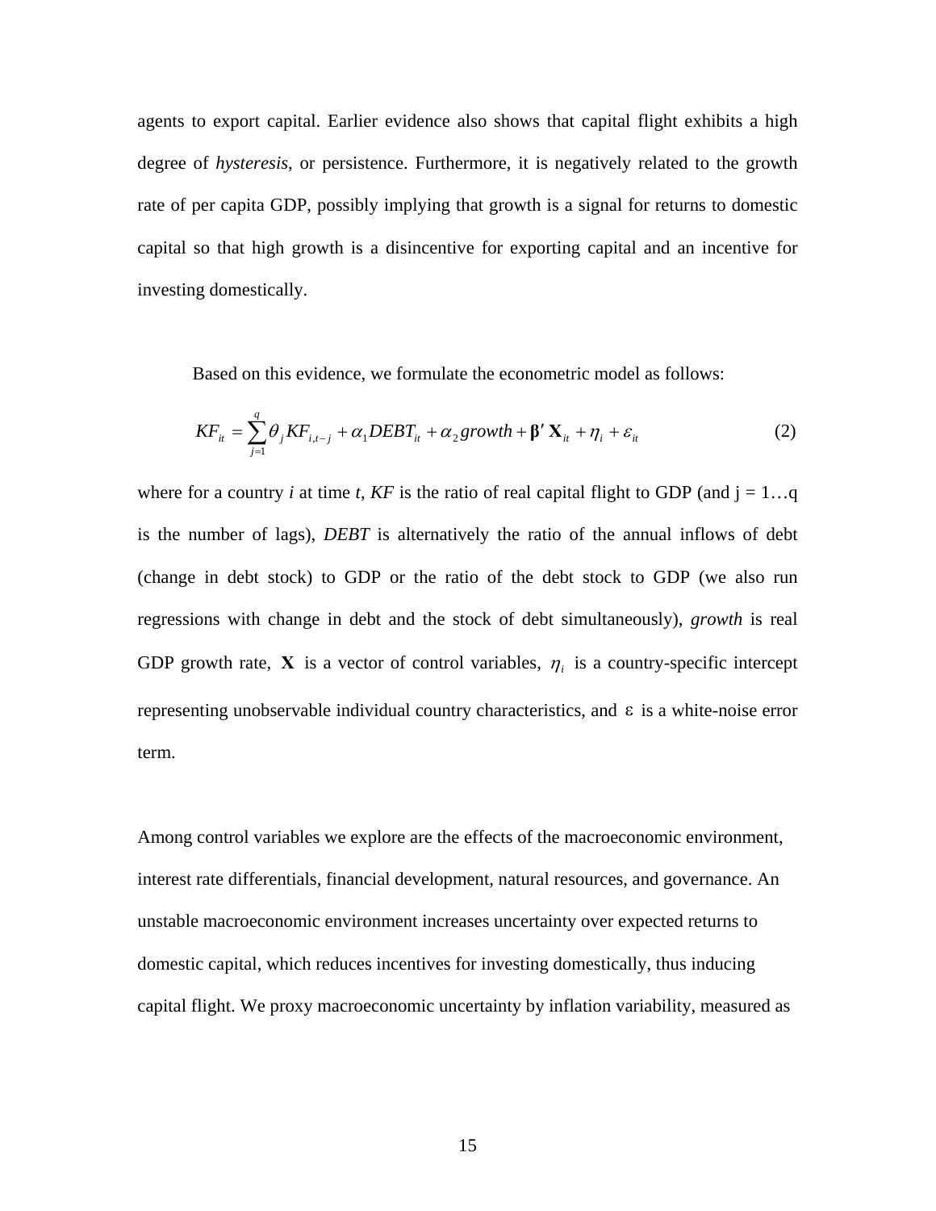agents to export capital. Earlier evidence also shows that capital flight exhibits a high degree of *hysteresis*, or persistence. Furthermore, it is negatively related to the growth rate of per capita GDP, possibly implying that growth is a signal for returns to domestic capital so that high growth is a disincentive for exporting capital and an incentive for investing domestically.

Based on this evidence, we formulate the econometric model as follows:

$$KF_{it} = \sum_{j=1}^{q} \theta_j KF_{i,t-j} + \alpha_1 DEBT_{it} + \alpha_2 growth + \boldsymbol{\beta}' \mathbf{X}_{it} + \eta_i + \varepsilon_{it} \tag{2}$$

where for a country *i* at time *t*, *KF* is the ratio of real capital flight to GDP (and j = 1…q is the number of lags), *DEBT* is alternatively the ratio of the annual inflows of debt (change in debt stock) to GDP or the ratio of the debt stock to GDP (we also run regressions with change in debt and the stock of debt simultaneously), *growth* is real GDP growth rate, $\mathbf{X}$ is a vector of control variables, $\eta_i$ is a country-specific intercept representing unobservable individual country characteristics, and $\varepsilon$ is a white-noise error term.

Among control variables we explore are the effects of the macroeconomic environment, interest rate differentials, financial development, natural resources, and governance. An unstable macroeconomic environment increases uncertainty over expected returns to domestic capital, which reduces incentives for investing domestically, thus inducing capital flight. We proxy macroeconomic uncertainty by inflation variability, measured as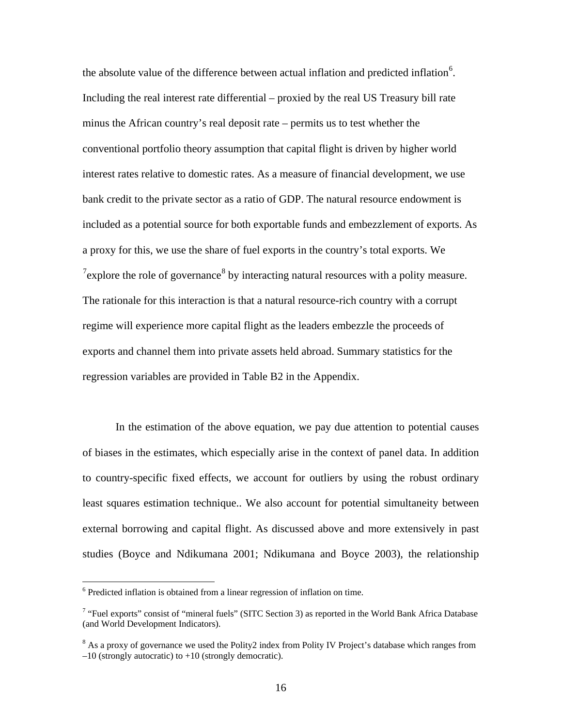the absolute value of the difference between actual inflation and predicted inflation[6]. Including the real interest rate differential – proxied by the real US Treasury bill rate minus the African country's real deposit rate – permits us to test whether the conventional portfolio theory assumption that capital flight is driven by higher world interest rates relative to domestic rates. As a measure of financial development, we use bank credit to the private sector as a ratio of GDP. The natural resource endowment is included as a potential source for both exportable funds and embezzlement of exports. As a proxy for this, we use the share of fuel exports in the country's total exports. We [7]explore the role of governance[8] by interacting natural resources with a polity measure. The rationale for this interaction is that a natural resource-rich country with a corrupt regime will experience more capital flight as the leaders embezzle the proceeds of exports and channel them into private assets held abroad. Summary statistics for the regression variables are provided in Table B2 in the Appendix.

In the estimation of the above equation, we pay due attention to potential causes of biases in the estimates, which especially arise in the context of panel data. In addition to country-specific fixed effects, we account for outliers by using the robust ordinary least squares estimation technique.. We also account for potential simultaneity between external borrowing and capital flight. As discussed above and more extensively in past studies (Boyce and Ndikumana 2001; Ndikumana and Boyce 2003), the relationship

---

[6] Predicted inflation is obtained from a linear regression of inflation on time.

[7] "Fuel exports" consist of "mineral fuels" (SITC Section 3) as reported in the World Bank Africa Database (and World Development Indicators).

[8] As a proxy of governance we used the Polity2 index from Polity IV Project's database which ranges from –10 (strongly autocratic) to +10 (strongly democratic).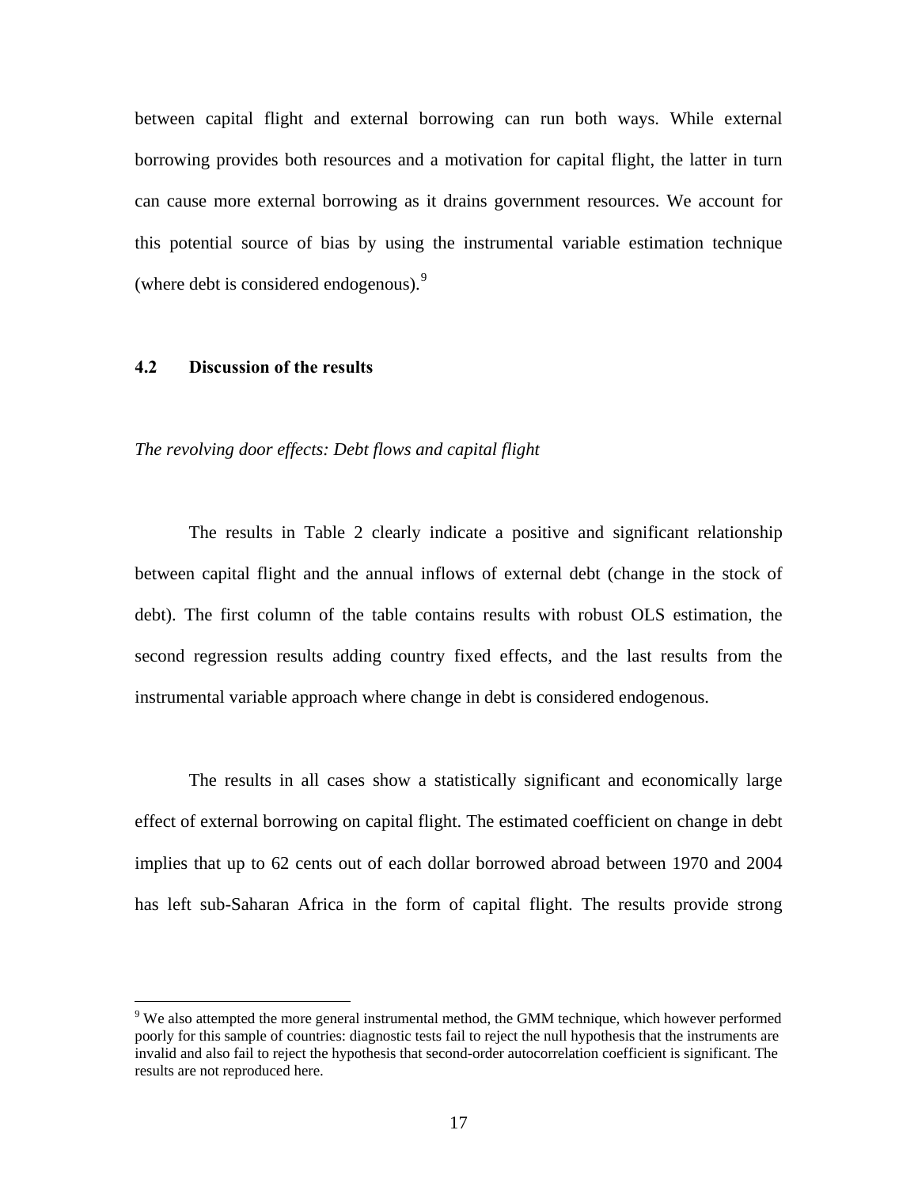between capital flight and external borrowing can run both ways. While external borrowing provides both resources and a motivation for capital flight, the latter in turn can cause more external borrowing as it drains government resources. We account for this potential source of bias by using the instrumental variable estimation technique (where debt is considered endogenous).[9]

### 4.2 Discussion of the results

*The revolving door effects: Debt flows and capital flight*

The results in Table 2 clearly indicate a positive and significant relationship between capital flight and the annual inflows of external debt (change in the stock of debt). The first column of the table contains results with robust OLS estimation, the second regression results adding country fixed effects, and the last results from the instrumental variable approach where change in debt is considered endogenous.

The results in all cases show a statistically significant and economically large effect of external borrowing on capital flight. The estimated coefficient on change in debt implies that up to 62 cents out of each dollar borrowed abroad between 1970 and 2004 has left sub-Saharan Africa in the form of capital flight. The results provide strong

[9] We also attempted the more general instrumental method, the GMM technique, which however performed poorly for this sample of countries: diagnostic tests fail to reject the null hypothesis that the instruments are invalid and also fail to reject the hypothesis that second-order autocorrelation coefficient is significant. The results are not reproduced here.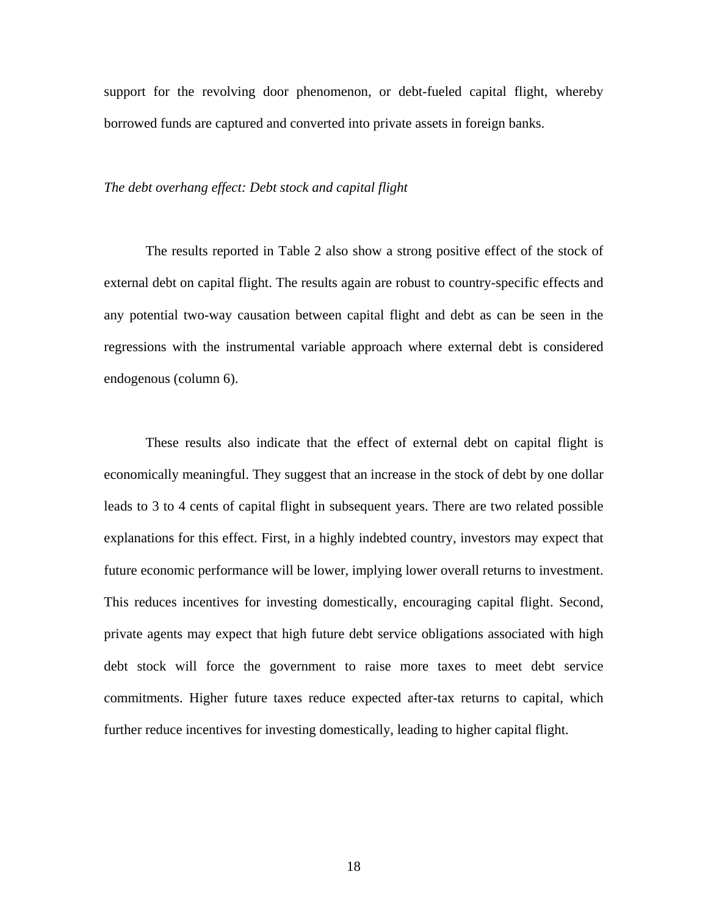support for the revolving door phenomenon, or debt-fueled capital flight, whereby borrowed funds are captured and converted into private assets in foreign banks.

*The debt overhang effect: Debt stock and capital flight*

The results reported in Table 2 also show a strong positive effect of the stock of external debt on capital flight. The results again are robust to country-specific effects and any potential two-way causation between capital flight and debt as can be seen in the regressions with the instrumental variable approach where external debt is considered endogenous (column 6).

These results also indicate that the effect of external debt on capital flight is economically meaningful. They suggest that an increase in the stock of debt by one dollar leads to 3 to 4 cents of capital flight in subsequent years. There are two related possible explanations for this effect. First, in a highly indebted country, investors may expect that future economic performance will be lower, implying lower overall returns to investment. This reduces incentives for investing domestically, encouraging capital flight. Second, private agents may expect that high future debt service obligations associated with high debt stock will force the government to raise more taxes to meet debt service commitments. Higher future taxes reduce expected after-tax returns to capital, which further reduce incentives for investing domestically, leading to higher capital flight.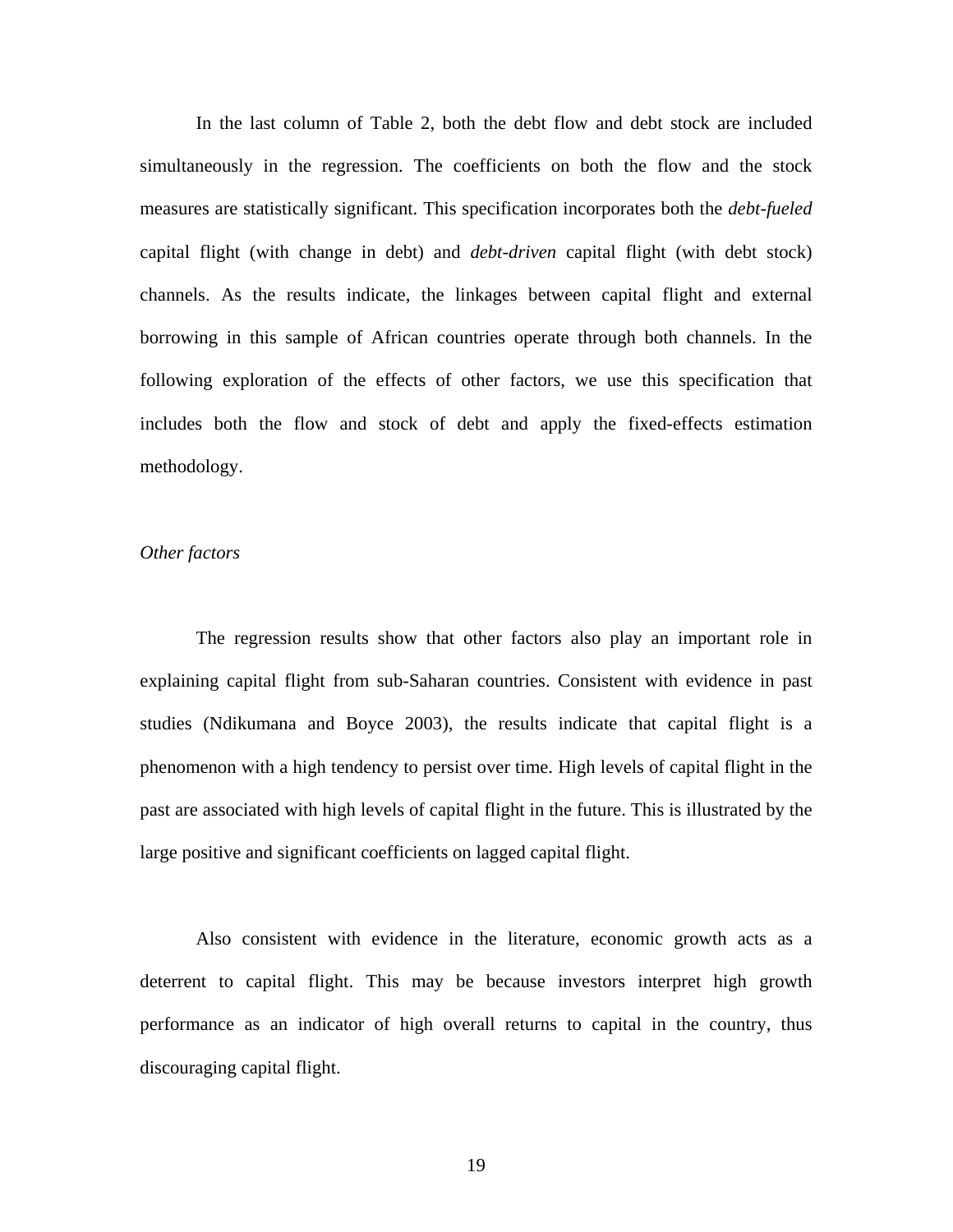In the last column of Table 2, both the debt flow and debt stock are included simultaneously in the regression. The coefficients on both the flow and the stock measures are statistically significant. This specification incorporates both the *debt-fueled* capital flight (with change in debt) and *debt-driven* capital flight (with debt stock) channels. As the results indicate, the linkages between capital flight and external borrowing in this sample of African countries operate through both channels. In the following exploration of the effects of other factors, we use this specification that includes both the flow and stock of debt and apply the fixed-effects estimation methodology.

*Other factors*

The regression results show that other factors also play an important role in explaining capital flight from sub-Saharan countries. Consistent with evidence in past studies (Ndikumana and Boyce 2003), the results indicate that capital flight is a phenomenon with a high tendency to persist over time. High levels of capital flight in the past are associated with high levels of capital flight in the future. This is illustrated by the large positive and significant coefficients on lagged capital flight.

Also consistent with evidence in the literature, economic growth acts as a deterrent to capital flight. This may be because investors interpret high growth performance as an indicator of high overall returns to capital in the country, thus discouraging capital flight.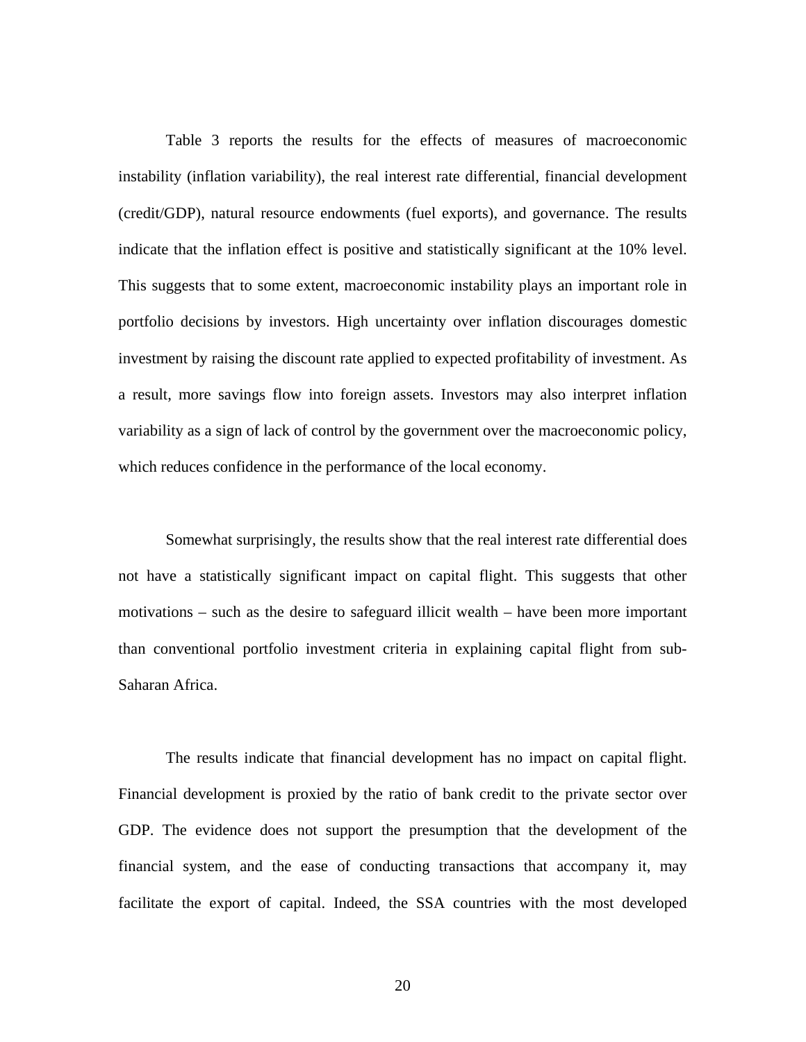Table 3 reports the results for the effects of measures of macroeconomic instability (inflation variability), the real interest rate differential, financial development (credit/GDP), natural resource endowments (fuel exports), and governance. The results indicate that the inflation effect is positive and statistically significant at the 10% level. This suggests that to some extent, macroeconomic instability plays an important role in portfolio decisions by investors. High uncertainty over inflation discourages domestic investment by raising the discount rate applied to expected profitability of investment. As a result, more savings flow into foreign assets. Investors may also interpret inflation variability as a sign of lack of control by the government over the macroeconomic policy, which reduces confidence in the performance of the local economy.

Somewhat surprisingly, the results show that the real interest rate differential does not have a statistically significant impact on capital flight. This suggests that other motivations – such as the desire to safeguard illicit wealth – have been more important than conventional portfolio investment criteria in explaining capital flight from sub-Saharan Africa.

The results indicate that financial development has no impact on capital flight. Financial development is proxied by the ratio of bank credit to the private sector over GDP. The evidence does not support the presumption that the development of the financial system, and the ease of conducting transactions that accompany it, may facilitate the export of capital. Indeed, the SSA countries with the most developed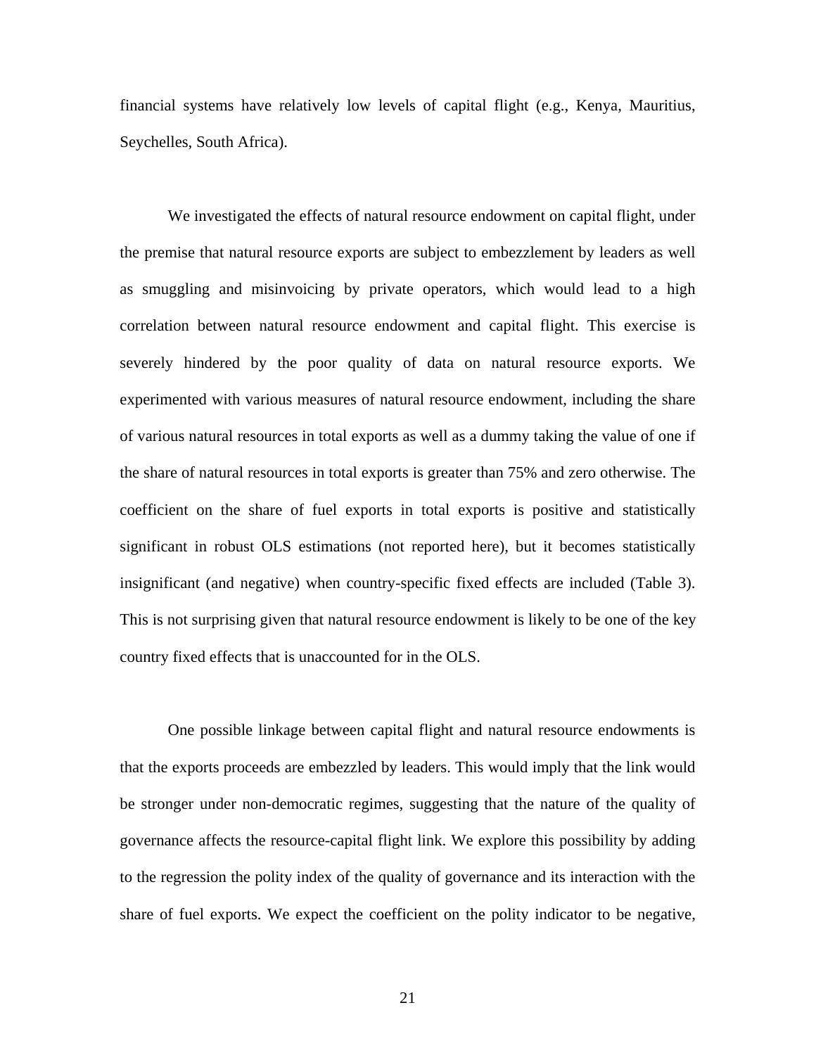financial systems have relatively low levels of capital flight (e.g., Kenya, Mauritius, Seychelles, South Africa).

We investigated the effects of natural resource endowment on capital flight, under the premise that natural resource exports are subject to embezzlement by leaders as well as smuggling and misinvoicing by private operators, which would lead to a high correlation between natural resource endowment and capital flight. This exercise is severely hindered by the poor quality of data on natural resource exports. We experimented with various measures of natural resource endowment, including the share of various natural resources in total exports as well as a dummy taking the value of one if the share of natural resources in total exports is greater than 75% and zero otherwise. The coefficient on the share of fuel exports in total exports is positive and statistically significant in robust OLS estimations (not reported here), but it becomes statistically insignificant (and negative) when country-specific fixed effects are included (Table 3). This is not surprising given that natural resource endowment is likely to be one of the key country fixed effects that is unaccounted for in the OLS.

One possible linkage between capital flight and natural resource endowments is that the exports proceeds are embezzled by leaders. This would imply that the link would be stronger under non-democratic regimes, suggesting that the nature of the quality of governance affects the resource-capital flight link. We explore this possibility by adding to the regression the polity index of the quality of governance and its interaction with the share of fuel exports. We expect the coefficient on the polity indicator to be negative,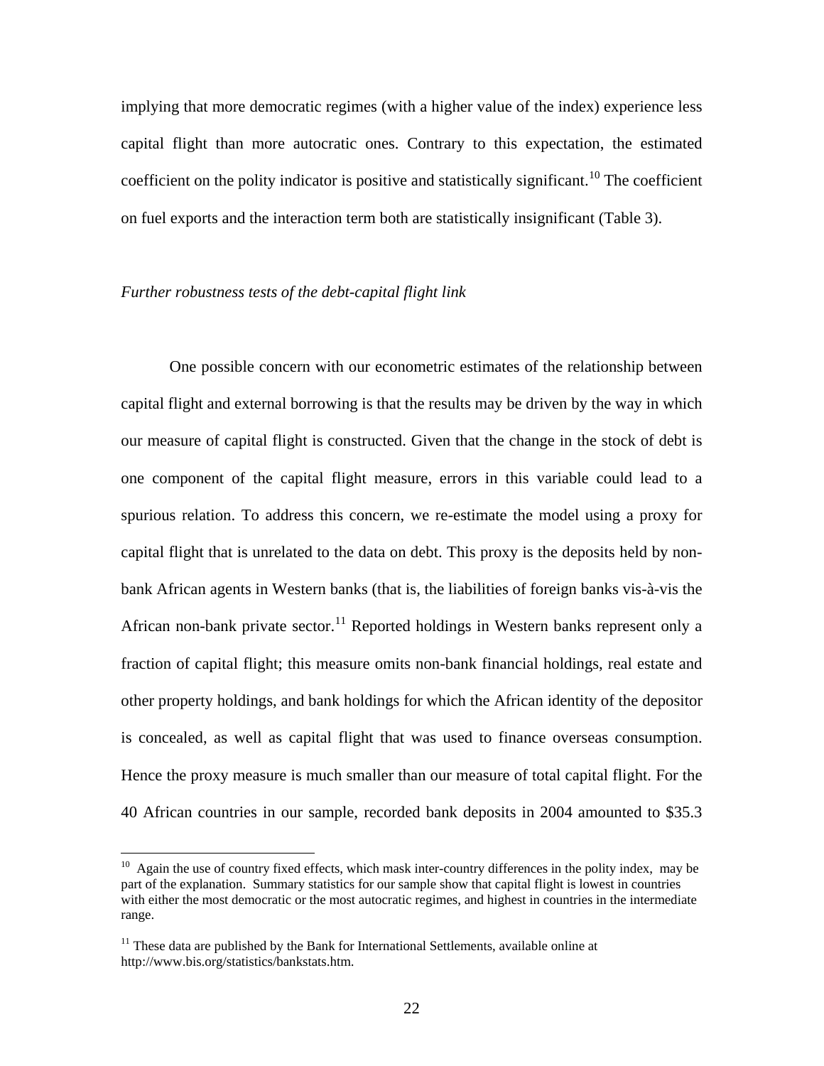implying that more democratic regimes (with a higher value of the index) experience less capital flight than more autocratic ones. Contrary to this expectation, the estimated coefficient on the polity indicator is positive and statistically significant.[10] The coefficient on fuel exports and the interaction term both are statistically insignificant (Table 3).

*Further robustness tests of the debt-capital flight link*

One possible concern with our econometric estimates of the relationship between capital flight and external borrowing is that the results may be driven by the way in which our measure of capital flight is constructed. Given that the change in the stock of debt is one component of the capital flight measure, errors in this variable could lead to a spurious relation. To address this concern, we re-estimate the model using a proxy for capital flight that is unrelated to the data on debt. This proxy is the deposits held by non-bank African agents in Western banks (that is, the liabilities of foreign banks vis-à-vis the African non-bank private sector.[11] Reported holdings in Western banks represent only a fraction of capital flight; this measure omits non-bank financial holdings, real estate and other property holdings, and bank holdings for which the African identity of the depositor is concealed, as well as capital flight that was used to finance overseas consumption. Hence the proxy measure is much smaller than our measure of total capital flight. For the 40 African countries in our sample, recorded bank deposits in 2004 amounted to $35.3

---

[10] Again the use of country fixed effects, which mask inter-country differences in the polity index, may be part of the explanation. Summary statistics for our sample show that capital flight is lowest in countries with either the most democratic or the most autocratic regimes, and highest in countries in the intermediate range.

[11] These data are published by the Bank for International Settlements, available online at http://www.bis.org/statistics/bankstats.htm.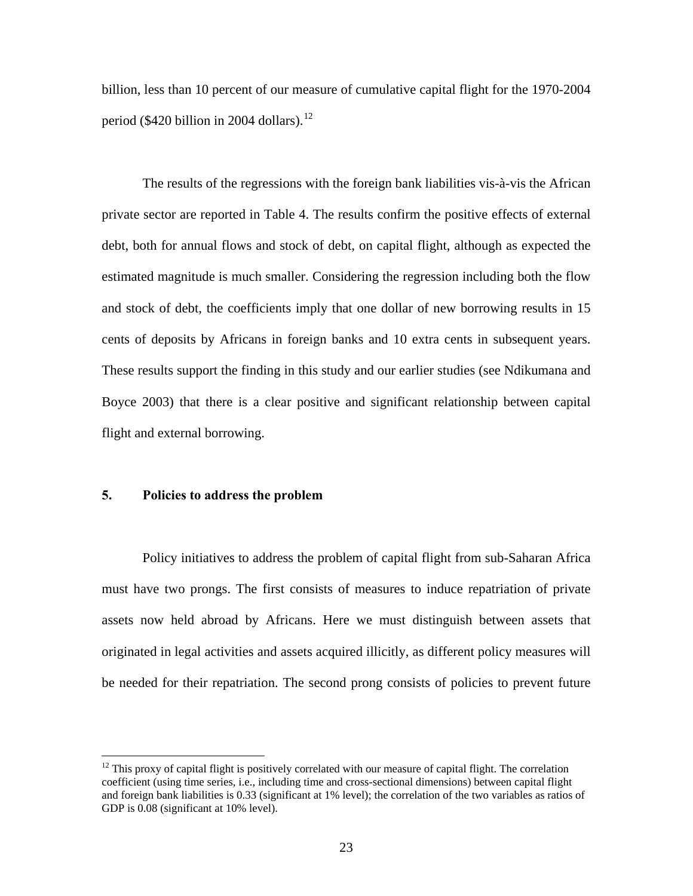billion, less than 10 percent of our measure of cumulative capital flight for the 1970-2004 period ($420 billion in 2004 dollars).[12]

The results of the regressions with the foreign bank liabilities vis-à-vis the African private sector are reported in Table 4. The results confirm the positive effects of external debt, both for annual flows and stock of debt, on capital flight, although as expected the estimated magnitude is much smaller. Considering the regression including both the flow and stock of debt, the coefficients imply that one dollar of new borrowing results in 15 cents of deposits by Africans in foreign banks and 10 extra cents in subsequent years. These results support the finding in this study and our earlier studies (see Ndikumana and Boyce 2003) that there is a clear positive and significant relationship between capital flight and external borrowing.

## 5. Policies to address the problem

Policy initiatives to address the problem of capital flight from sub-Saharan Africa must have two prongs. The first consists of measures to induce repatriation of private assets now held abroad by Africans. Here we must distinguish between assets that originated in legal activities and assets acquired illicitly, as different policy measures will be needed for their repatriation. The second prong consists of policies to prevent future

---

[12] This proxy of capital flight is positively correlated with our measure of capital flight. The correlation coefficient (using time series, i.e., including time and cross-sectional dimensions) between capital flight and foreign bank liabilities is 0.33 (significant at 1% level); the correlation of the two variables as ratios of GDP is 0.08 (significant at 10% level).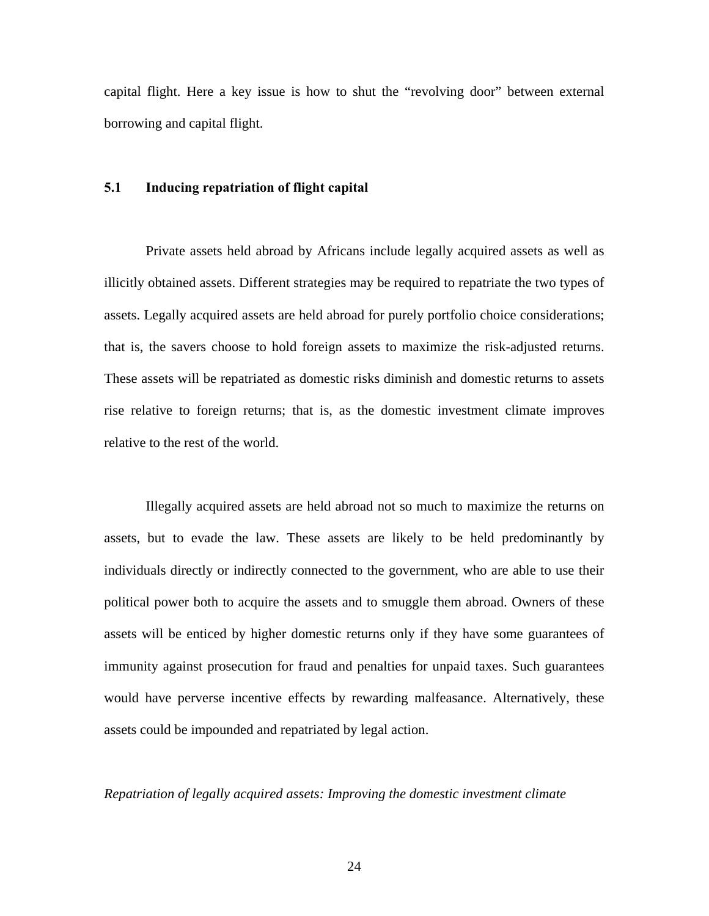capital flight. Here a key issue is how to shut the "revolving door" between external borrowing and capital flight.

### 5.1 Inducing repatriation of flight capital

Private assets held abroad by Africans include legally acquired assets as well as illicitly obtained assets. Different strategies may be required to repatriate the two types of assets. Legally acquired assets are held abroad for purely portfolio choice considerations; that is, the savers choose to hold foreign assets to maximize the risk-adjusted returns. These assets will be repatriated as domestic risks diminish and domestic returns to assets rise relative to foreign returns; that is, as the domestic investment climate improves relative to the rest of the world.

Illegally acquired assets are held abroad not so much to maximize the returns on assets, but to evade the law. These assets are likely to be held predominantly by individuals directly or indirectly connected to the government, who are able to use their political power both to acquire the assets and to smuggle them abroad. Owners of these assets will be enticed by higher domestic returns only if they have some guarantees of immunity against prosecution for fraud and penalties for unpaid taxes. Such guarantees would have perverse incentive effects by rewarding malfeasance. Alternatively, these assets could be impounded and repatriated by legal action.

*Repatriation of legally acquired assets: Improving the domestic investment climate*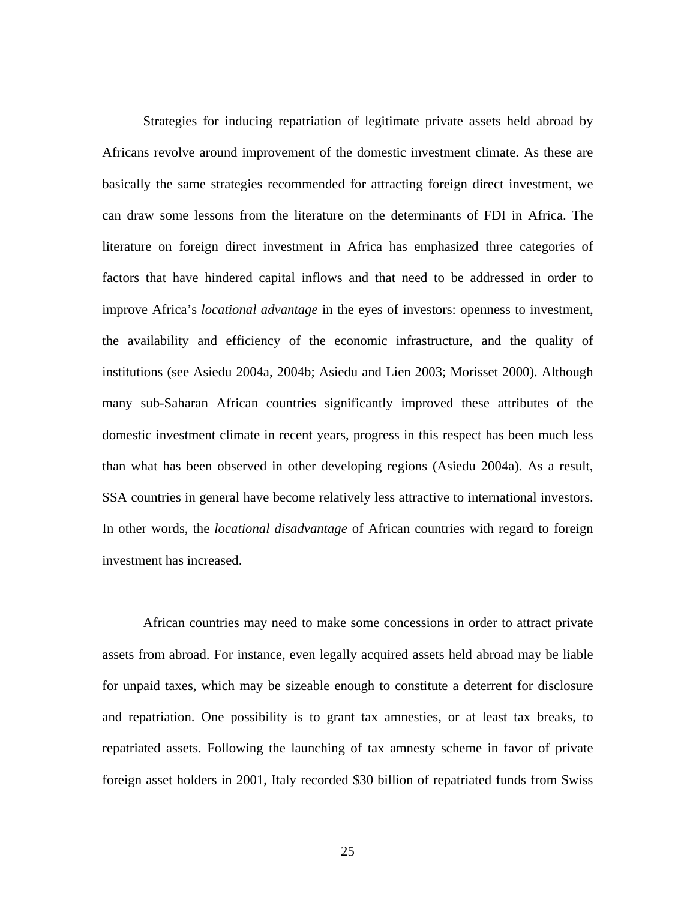Strategies for inducing repatriation of legitimate private assets held abroad by Africans revolve around improvement of the domestic investment climate. As these are basically the same strategies recommended for attracting foreign direct investment, we can draw some lessons from the literature on the determinants of FDI in Africa. The literature on foreign direct investment in Africa has emphasized three categories of factors that have hindered capital inflows and that need to be addressed in order to improve Africa's *locational advantage* in the eyes of investors: openness to investment, the availability and efficiency of the economic infrastructure, and the quality of institutions (see Asiedu 2004a, 2004b; Asiedu and Lien 2003; Morisset 2000). Although many sub-Saharan African countries significantly improved these attributes of the domestic investment climate in recent years, progress in this respect has been much less than what has been observed in other developing regions (Asiedu 2004a). As a result, SSA countries in general have become relatively less attractive to international investors. In other words, the *locational disadvantage* of African countries with regard to foreign investment has increased.

African countries may need to make some concessions in order to attract private assets from abroad. For instance, even legally acquired assets held abroad may be liable for unpaid taxes, which may be sizeable enough to constitute a deterrent for disclosure and repatriation. One possibility is to grant tax amnesties, or at least tax breaks, to repatriated assets. Following the launching of tax amnesty scheme in favor of private foreign asset holders in 2001, Italy recorded $30 billion of repatriated funds from Swiss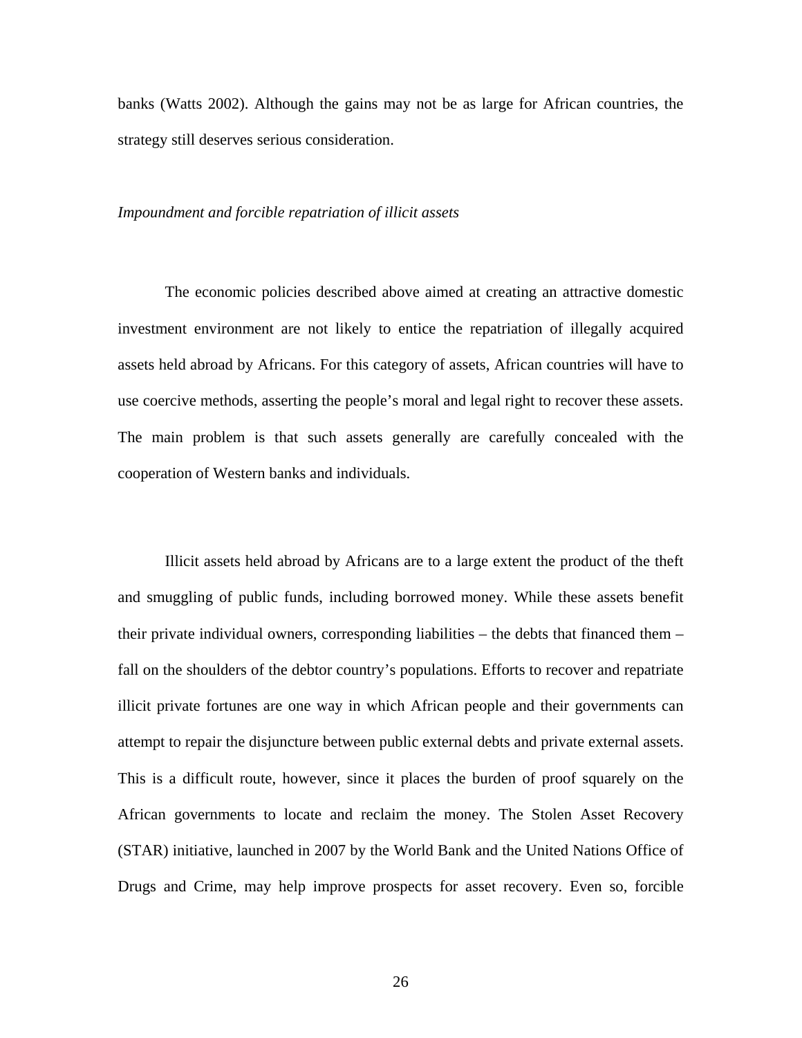banks (Watts 2002). Although the gains may not be as large for African countries, the strategy still deserves serious consideration.

*Impoundment and forcible repatriation of illicit assets*

The economic policies described above aimed at creating an attractive domestic investment environment are not likely to entice the repatriation of illegally acquired assets held abroad by Africans. For this category of assets, African countries will have to use coercive methods, asserting the people's moral and legal right to recover these assets. The main problem is that such assets generally are carefully concealed with the cooperation of Western banks and individuals.

Illicit assets held abroad by Africans are to a large extent the product of the theft and smuggling of public funds, including borrowed money. While these assets benefit their private individual owners, corresponding liabilities – the debts that financed them – fall on the shoulders of the debtor country's populations. Efforts to recover and repatriate illicit private fortunes are one way in which African people and their governments can attempt to repair the disjuncture between public external debts and private external assets. This is a difficult route, however, since it places the burden of proof squarely on the African governments to locate and reclaim the money. The Stolen Asset Recovery (STAR) initiative, launched in 2007 by the World Bank and the United Nations Office of Drugs and Crime, may help improve prospects for asset recovery. Even so, forcible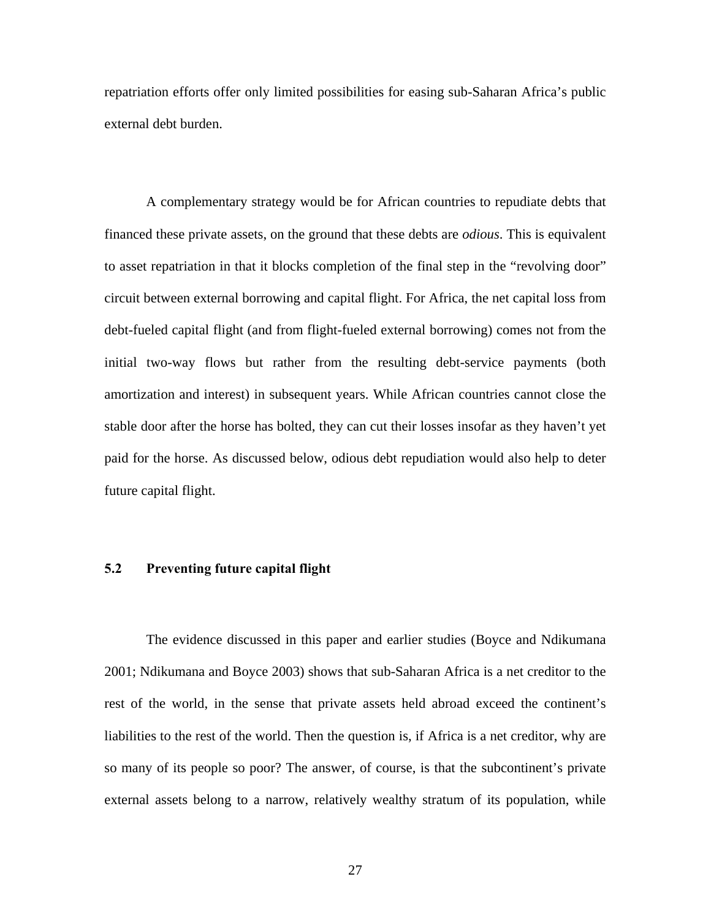repatriation efforts offer only limited possibilities for easing sub-Saharan Africa's public external debt burden.

A complementary strategy would be for African countries to repudiate debts that financed these private assets, on the ground that these debts are *odious*. This is equivalent to asset repatriation in that it blocks completion of the final step in the "revolving door" circuit between external borrowing and capital flight. For Africa, the net capital loss from debt-fueled capital flight (and from flight-fueled external borrowing) comes not from the initial two-way flows but rather from the resulting debt-service payments (both amortization and interest) in subsequent years. While African countries cannot close the stable door after the horse has bolted, they can cut their losses insofar as they haven't yet paid for the horse. As discussed below, odious debt repudiation would also help to deter future capital flight.

### 5.2 Preventing future capital flight

The evidence discussed in this paper and earlier studies (Boyce and Ndikumana 2001; Ndikumana and Boyce 2003) shows that sub-Saharan Africa is a net creditor to the rest of the world, in the sense that private assets held abroad exceed the continent's liabilities to the rest of the world. Then the question is, if Africa is a net creditor, why are so many of its people so poor? The answer, of course, is that the subcontinent's private external assets belong to a narrow, relatively wealthy stratum of its population, while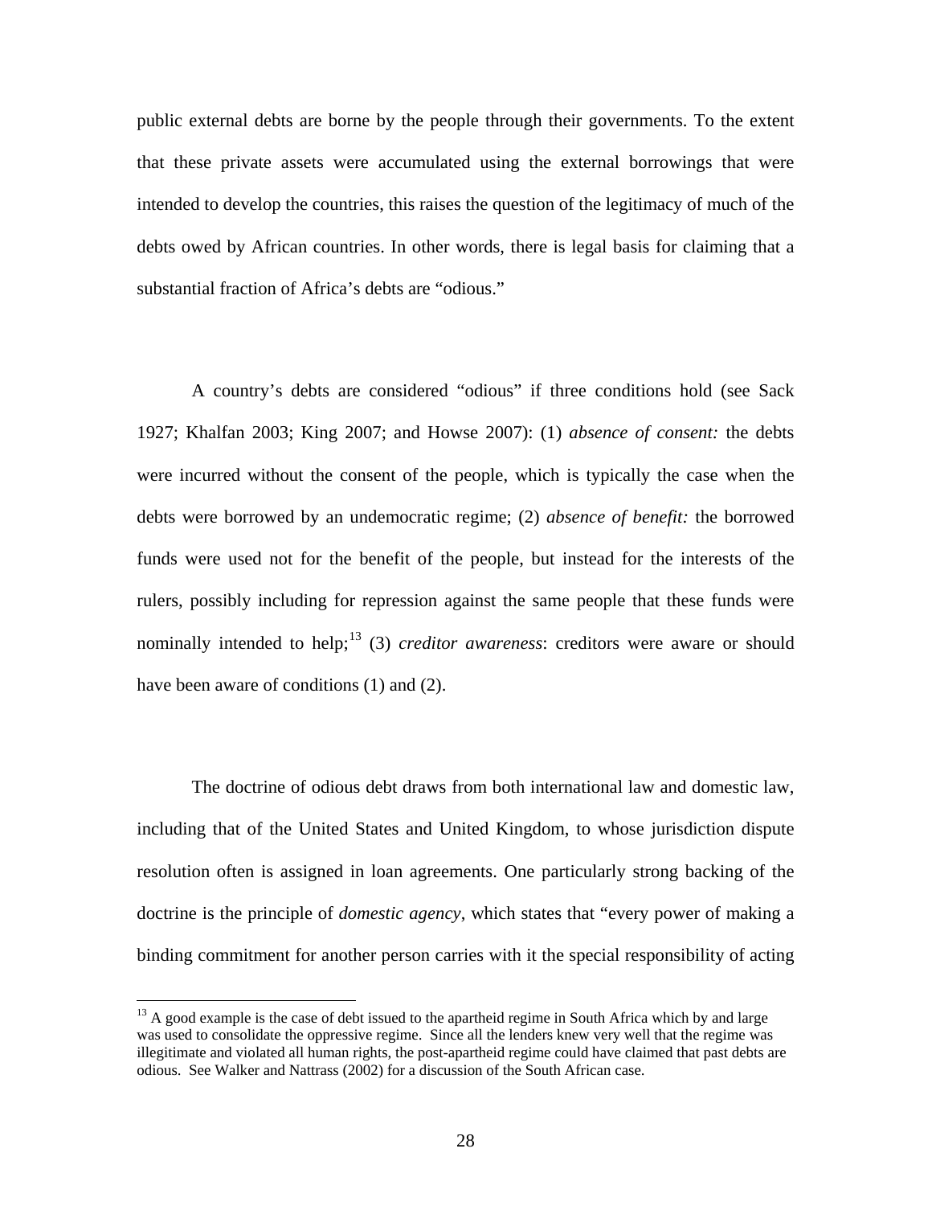public external debts are borne by the people through their governments. To the extent that these private assets were accumulated using the external borrowings that were intended to develop the countries, this raises the question of the legitimacy of much of the debts owed by African countries. In other words, there is legal basis for claiming that a substantial fraction of Africa's debts are "odious."

A country's debts are considered "odious" if three conditions hold (see Sack 1927; Khalfan 2003; King 2007; and Howse 2007): (1) *absence of consent:* the debts were incurred without the consent of the people, which is typically the case when the debts were borrowed by an undemocratic regime; (2) *absence of benefit:* the borrowed funds were used not for the benefit of the people, but instead for the interests of the rulers, possibly including for repression against the same people that these funds were nominally intended to help;[13] (3) *creditor awareness*: creditors were aware or should have been aware of conditions (1) and (2).

The doctrine of odious debt draws from both international law and domestic law, including that of the United States and United Kingdom, to whose jurisdiction dispute resolution often is assigned in loan agreements. One particularly strong backing of the doctrine is the principle of *domestic agency*, which states that "every power of making a binding commitment for another person carries with it the special responsibility of acting

[13] A good example is the case of debt issued to the apartheid regime in South Africa which by and large was used to consolidate the oppressive regime. Since all the lenders knew very well that the regime was illegitimate and violated all human rights, the post-apartheid regime could have claimed that past debts are odious. See Walker and Nattrass (2002) for a discussion of the South African case.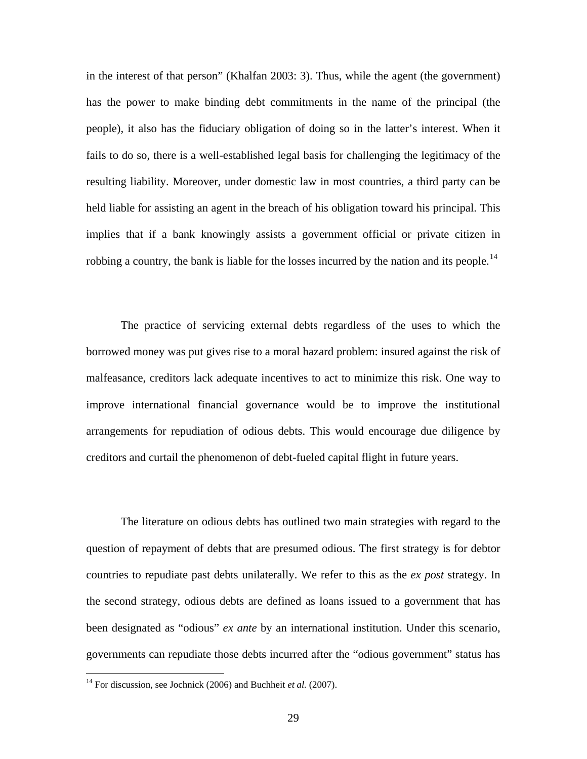in the interest of that person" (Khalfan 2003: 3). Thus, while the agent (the government) has the power to make binding debt commitments in the name of the principal (the people), it also has the fiduciary obligation of doing so in the latter's interest. When it fails to do so, there is a well-established legal basis for challenging the legitimacy of the resulting liability. Moreover, under domestic law in most countries, a third party can be held liable for assisting an agent in the breach of his obligation toward his principal. This implies that if a bank knowingly assists a government official or private citizen in robbing a country, the bank is liable for the losses incurred by the nation and its people.[14]

The practice of servicing external debts regardless of the uses to which the borrowed money was put gives rise to a moral hazard problem: insured against the risk of malfeasance, creditors lack adequate incentives to act to minimize this risk. One way to improve international financial governance would be to improve the institutional arrangements for repudiation of odious debts. This would encourage due diligence by creditors and curtail the phenomenon of debt-fueled capital flight in future years.

The literature on odious debts has outlined two main strategies with regard to the question of repayment of debts that are presumed odious. The first strategy is for debtor countries to repudiate past debts unilaterally. We refer to this as the *ex post* strategy. In the second strategy, odious debts are defined as loans issued to a government that has been designated as "odious" *ex ante* by an international institution. Under this scenario, governments can repudiate those debts incurred after the "odious government" status has

[14] For discussion, see Jochnick (2006) and Buchheit *et al.* (2007).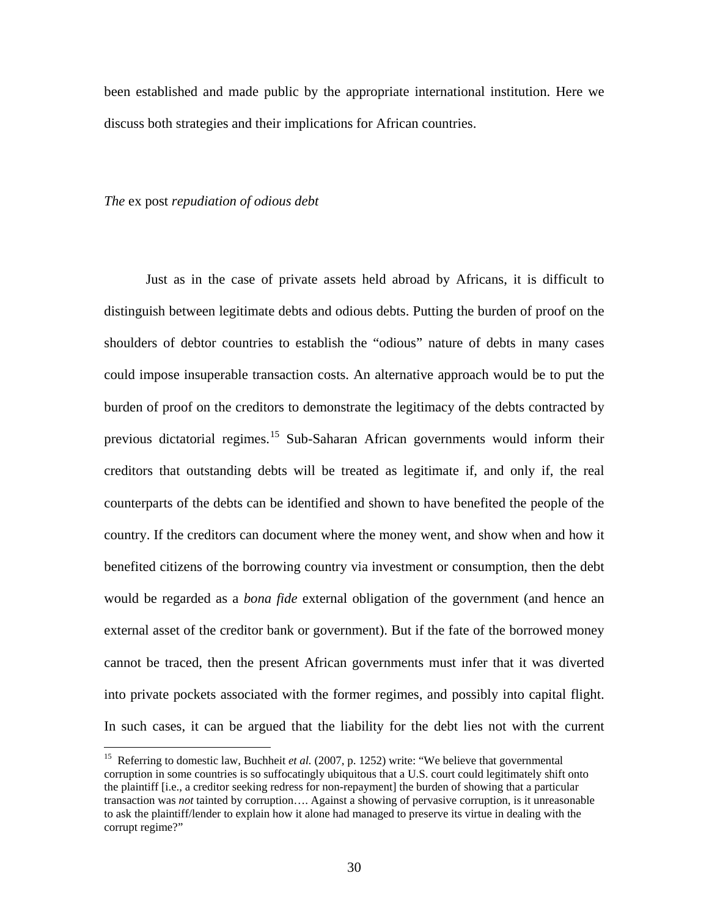been established and made public by the appropriate international institution. Here we discuss both strategies and their implications for African countries.

### *The* ex post *repudiation of odious debt*

Just as in the case of private assets held abroad by Africans, it is difficult to distinguish between legitimate debts and odious debts. Putting the burden of proof on the shoulders of debtor countries to establish the "odious" nature of debts in many cases could impose insuperable transaction costs. An alternative approach would be to put the burden of proof on the creditors to demonstrate the legitimacy of the debts contracted by previous dictatorial regimes.[15] Sub-Saharan African governments would inform their creditors that outstanding debts will be treated as legitimate if, and only if, the real counterparts of the debts can be identified and shown to have benefited the people of the country. If the creditors can document where the money went, and show when and how it benefited citizens of the borrowing country via investment or consumption, then the debt would be regarded as a *bona fide* external obligation of the government (and hence an external asset of the creditor bank or government). But if the fate of the borrowed money cannot be traced, then the present African governments must infer that it was diverted into private pockets associated with the former regimes, and possibly into capital flight. In such cases, it can be argued that the liability for the debt lies not with the current

---

[15] Referring to domestic law, Buchheit *et al.* (2007, p. 1252) write: "We believe that governmental corruption in some countries is so suffocatingly ubiquitous that a U.S. court could legitimately shift onto the plaintiff [i.e., a creditor seeking redress for non-repayment] the burden of showing that a particular transaction was *not* tainted by corruption…. Against a showing of pervasive corruption, is it unreasonable to ask the plaintiff/lender to explain how it alone had managed to preserve its virtue in dealing with the corrupt regime?"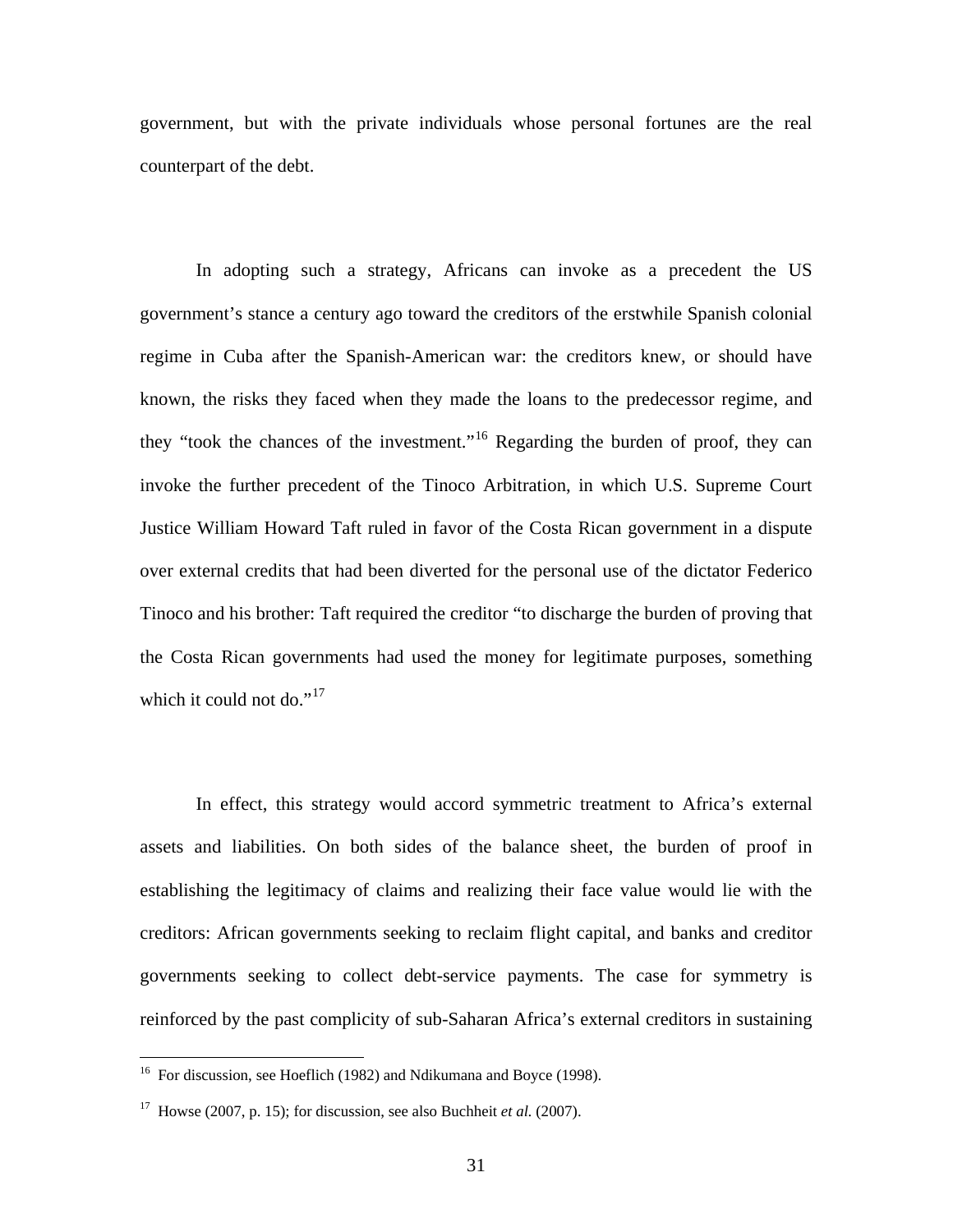government, but with the private individuals whose personal fortunes are the real counterpart of the debt.

In adopting such a strategy, Africans can invoke as a precedent the US government's stance a century ago toward the creditors of the erstwhile Spanish colonial regime in Cuba after the Spanish-American war: the creditors knew, or should have known, the risks they faced when they made the loans to the predecessor regime, and they "took the chances of the investment."[16] Regarding the burden of proof, they can invoke the further precedent of the Tinoco Arbitration, in which U.S. Supreme Court Justice William Howard Taft ruled in favor of the Costa Rican government in a dispute over external credits that had been diverted for the personal use of the dictator Federico Tinoco and his brother: Taft required the creditor "to discharge the burden of proving that the Costa Rican governments had used the money for legitimate purposes, something which it could not do."[17]

In effect, this strategy would accord symmetric treatment to Africa's external assets and liabilities. On both sides of the balance sheet, the burden of proof in establishing the legitimacy of claims and realizing their face value would lie with the creditors: African governments seeking to reclaim flight capital, and banks and creditor governments seeking to collect debt-service payments. The case for symmetry is reinforced by the past complicity of sub-Saharan Africa's external creditors in sustaining

---

[16] For discussion, see Hoeflich (1982) and Ndikumana and Boyce (1998).

[17] Howse (2007, p. 15); for discussion, see also Buchheit *et al.* (2007).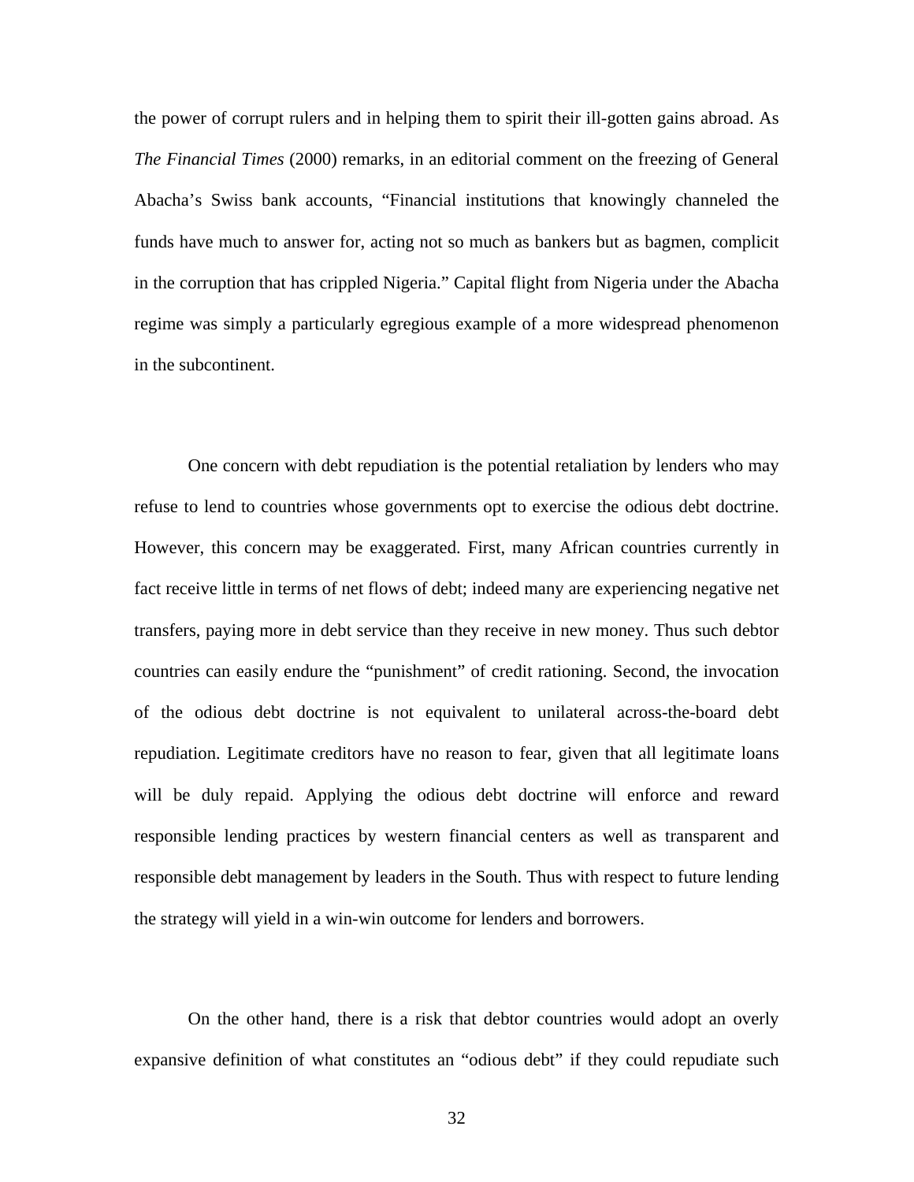the power of corrupt rulers and in helping them to spirit their ill-gotten gains abroad. As *The Financial Times* (2000) remarks, in an editorial comment on the freezing of General Abacha's Swiss bank accounts, "Financial institutions that knowingly channeled the funds have much to answer for, acting not so much as bankers but as bagmen, complicit in the corruption that has crippled Nigeria." Capital flight from Nigeria under the Abacha regime was simply a particularly egregious example of a more widespread phenomenon in the subcontinent.

One concern with debt repudiation is the potential retaliation by lenders who may refuse to lend to countries whose governments opt to exercise the odious debt doctrine. However, this concern may be exaggerated. First, many African countries currently in fact receive little in terms of net flows of debt; indeed many are experiencing negative net transfers, paying more in debt service than they receive in new money. Thus such debtor countries can easily endure the "punishment" of credit rationing. Second, the invocation of the odious debt doctrine is not equivalent to unilateral across-the-board debt repudiation. Legitimate creditors have no reason to fear, given that all legitimate loans will be duly repaid. Applying the odious debt doctrine will enforce and reward responsible lending practices by western financial centers as well as transparent and responsible debt management by leaders in the South. Thus with respect to future lending the strategy will yield in a win-win outcome for lenders and borrowers.

On the other hand, there is a risk that debtor countries would adopt an overly expansive definition of what constitutes an "odious debt" if they could repudiate such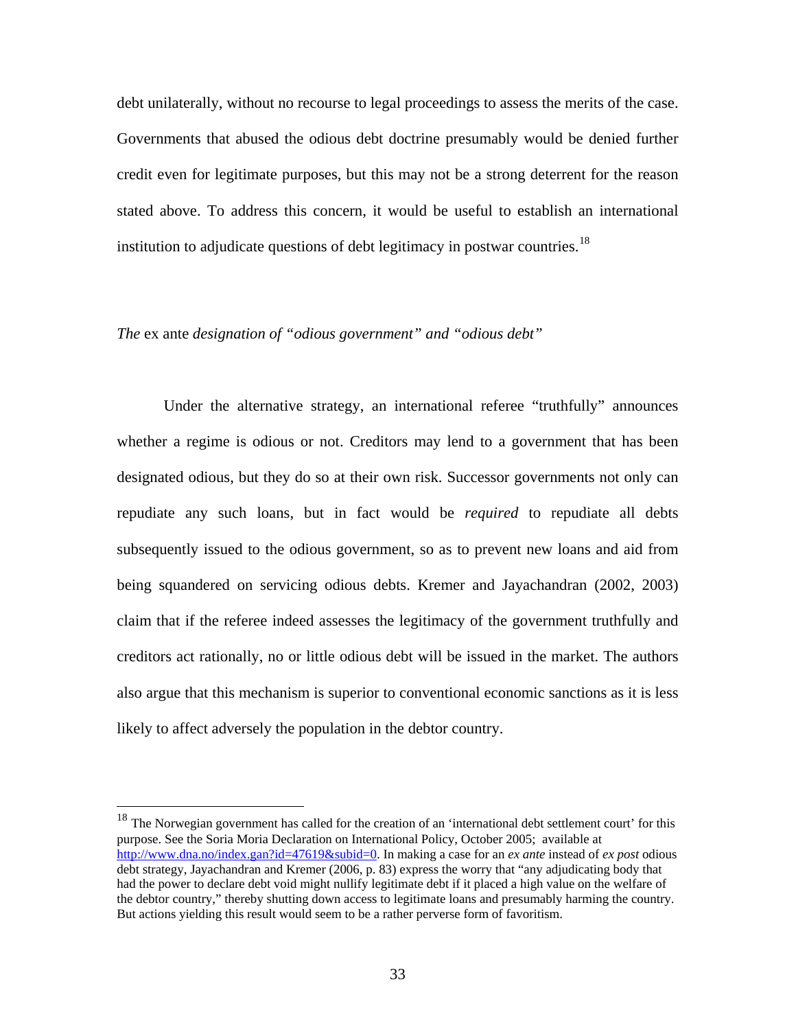debt unilaterally, without no recourse to legal proceedings to assess the merits of the case. Governments that abused the odious debt doctrine presumably would be denied further credit even for legitimate purposes, but this may not be a strong deterrent for the reason stated above. To address this concern, it would be useful to establish an international institution to adjudicate questions of debt legitimacy in postwar countries.[18]

*The* ex ante *designation of "odious government" and "odious debt"*

Under the alternative strategy, an international referee "truthfully" announces whether a regime is odious or not. Creditors may lend to a government that has been designated odious, but they do so at their own risk. Successor governments not only can repudiate any such loans, but in fact would be *required* to repudiate all debts subsequently issued to the odious government, so as to prevent new loans and aid from being squandered on servicing odious debts. Kremer and Jayachandran (2002, 2003) claim that if the referee indeed assesses the legitimacy of the government truthfully and creditors act rationally, no or little odious debt will be issued in the market. The authors also argue that this mechanism is superior to conventional economic sanctions as it is less likely to affect adversely the population in the debtor country.

---

[18] The Norwegian government has called for the creation of an 'international debt settlement court' for this purpose. See the Soria Moria Declaration on International Policy, October 2005; available at http://www.dna.no/index.gan?id=47619&subid=0. In making a case for an *ex ante* instead of *ex post* odious debt strategy, Jayachandran and Kremer (2006, p. 83) express the worry that "any adjudicating body that had the power to declare debt void might nullify legitimate debt if it placed a high value on the welfare of the debtor country," thereby shutting down access to legitimate loans and presumably harming the country. But actions yielding this result would seem to be a rather perverse form of favoritism.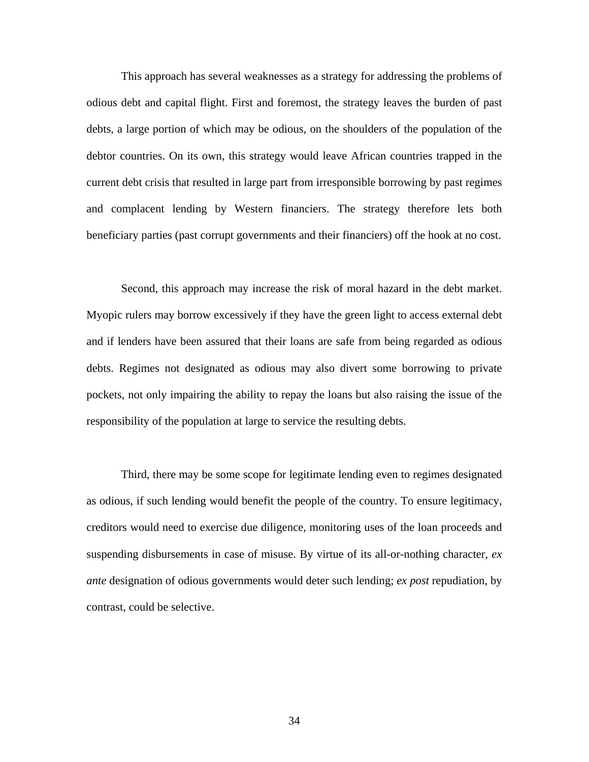This approach has several weaknesses as a strategy for addressing the problems of odious debt and capital flight. First and foremost, the strategy leaves the burden of past debts, a large portion of which may be odious, on the shoulders of the population of the debtor countries. On its own, this strategy would leave African countries trapped in the current debt crisis that resulted in large part from irresponsible borrowing by past regimes and complacent lending by Western financiers. The strategy therefore lets both beneficiary parties (past corrupt governments and their financiers) off the hook at no cost.

Second, this approach may increase the risk of moral hazard in the debt market. Myopic rulers may borrow excessively if they have the green light to access external debt and if lenders have been assured that their loans are safe from being regarded as odious debts. Regimes not designated as odious may also divert some borrowing to private pockets, not only impairing the ability to repay the loans but also raising the issue of the responsibility of the population at large to service the resulting debts.

Third, there may be some scope for legitimate lending even to regimes designated as odious, if such lending would benefit the people of the country. To ensure legitimacy, creditors would need to exercise due diligence, monitoring uses of the loan proceeds and suspending disbursements in case of misuse. By virtue of its all-or-nothing character, *ex ante* designation of odious governments would deter such lending; *ex post* repudiation, by contrast, could be selective.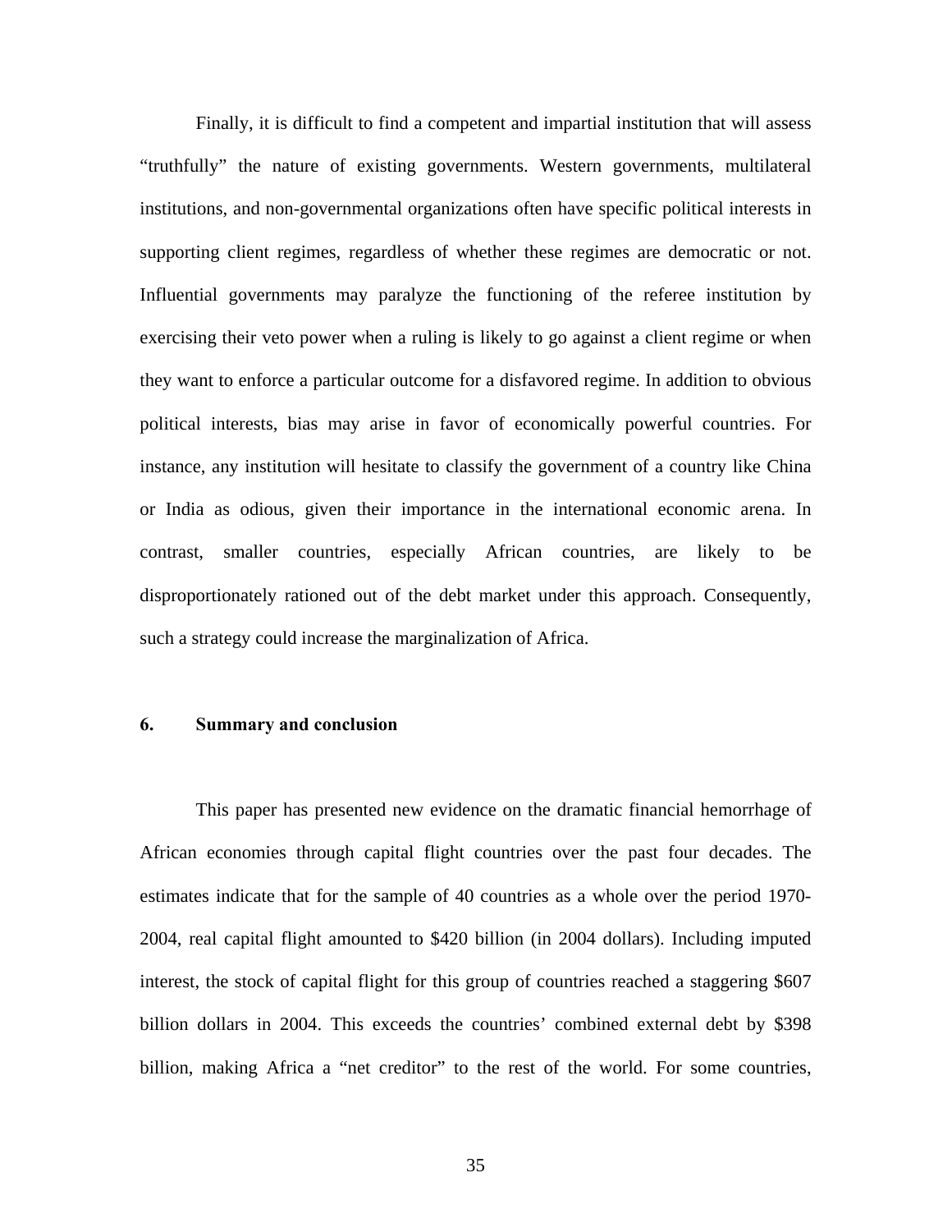Finally, it is difficult to find a competent and impartial institution that will assess "truthfully" the nature of existing governments. Western governments, multilateral institutions, and non-governmental organizations often have specific political interests in supporting client regimes, regardless of whether these regimes are democratic or not. Influential governments may paralyze the functioning of the referee institution by exercising their veto power when a ruling is likely to go against a client regime or when they want to enforce a particular outcome for a disfavored regime. In addition to obvious political interests, bias may arise in favor of economically powerful countries. For instance, any institution will hesitate to classify the government of a country like China or India as odious, given their importance in the international economic arena. In contrast, smaller countries, especially African countries, are likely to be disproportionately rationed out of the debt market under this approach. Consequently, such a strategy could increase the marginalization of Africa.

## 6. Summary and conclusion

This paper has presented new evidence on the dramatic financial hemorrhage of African economies through capital flight countries over the past four decades. The estimates indicate that for the sample of 40 countries as a whole over the period 1970-2004, real capital flight amounted to $420 billion (in 2004 dollars). Including imputed interest, the stock of capital flight for this group of countries reached a staggering $607 billion dollars in 2004. This exceeds the countries' combined external debt by $398 billion, making Africa a "net creditor" to the rest of the world. For some countries,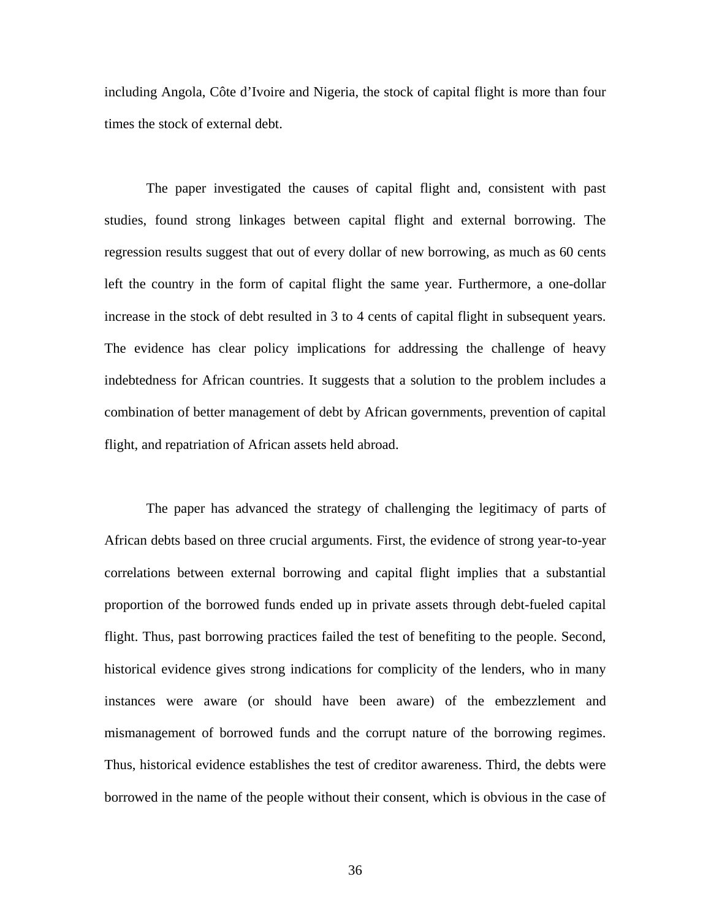including Angola, Côte d'Ivoire and Nigeria, the stock of capital flight is more than four times the stock of external debt.

The paper investigated the causes of capital flight and, consistent with past studies, found strong linkages between capital flight and external borrowing. The regression results suggest that out of every dollar of new borrowing, as much as 60 cents left the country in the form of capital flight the same year. Furthermore, a one-dollar increase in the stock of debt resulted in 3 to 4 cents of capital flight in subsequent years. The evidence has clear policy implications for addressing the challenge of heavy indebtedness for African countries. It suggests that a solution to the problem includes a combination of better management of debt by African governments, prevention of capital flight, and repatriation of African assets held abroad.

The paper has advanced the strategy of challenging the legitimacy of parts of African debts based on three crucial arguments. First, the evidence of strong year-to-year correlations between external borrowing and capital flight implies that a substantial proportion of the borrowed funds ended up in private assets through debt-fueled capital flight. Thus, past borrowing practices failed the test of benefiting to the people. Second, historical evidence gives strong indications for complicity of the lenders, who in many instances were aware (or should have been aware) of the embezzlement and mismanagement of borrowed funds and the corrupt nature of the borrowing regimes. Thus, historical evidence establishes the test of creditor awareness. Third, the debts were borrowed in the name of the people without their consent, which is obvious in the case of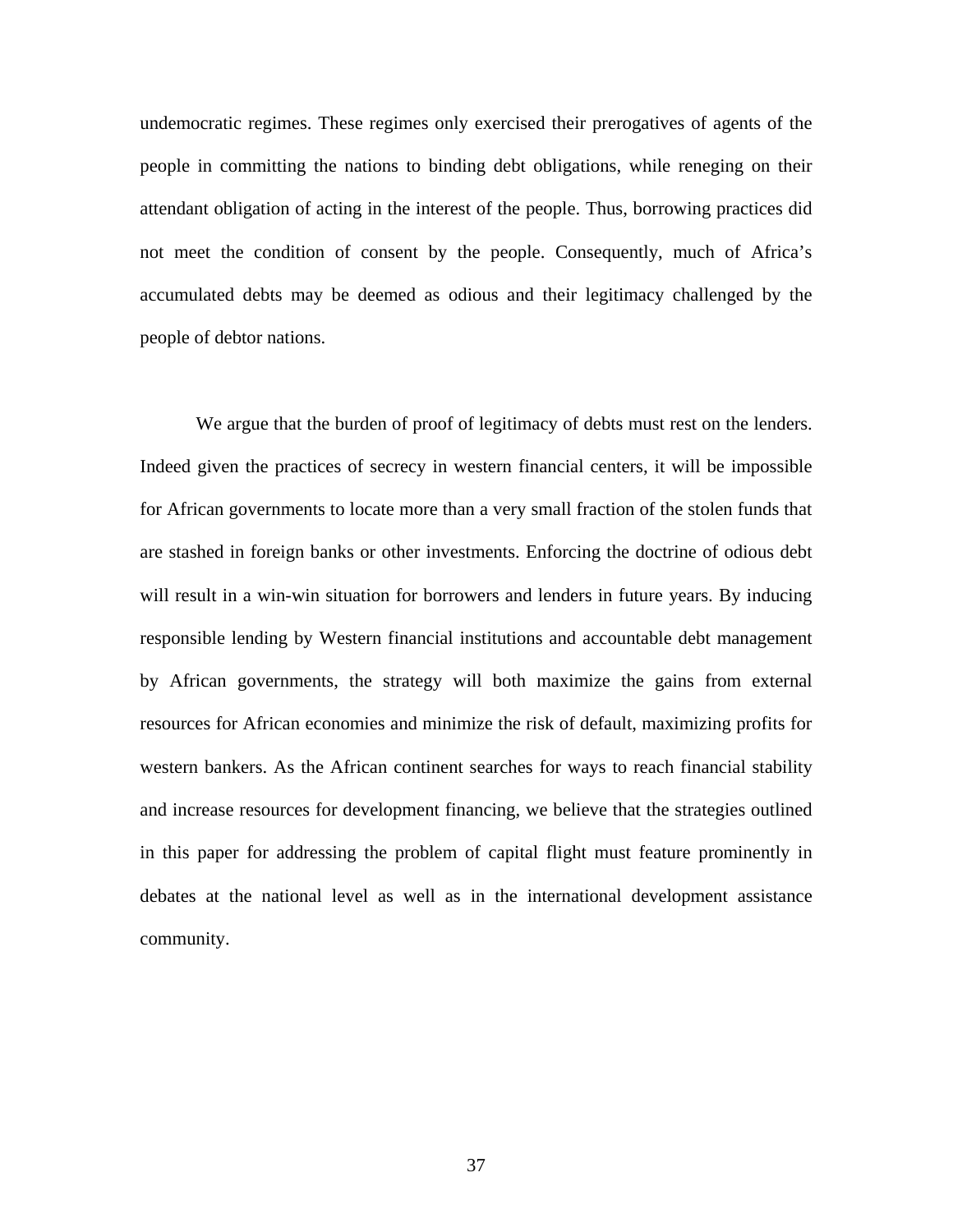undemocratic regimes. These regimes only exercised their prerogatives of agents of the people in committing the nations to binding debt obligations, while reneging on their attendant obligation of acting in the interest of the people. Thus, borrowing practices did not meet the condition of consent by the people. Consequently, much of Africa's accumulated debts may be deemed as odious and their legitimacy challenged by the people of debtor nations.

We argue that the burden of proof of legitimacy of debts must rest on the lenders. Indeed given the practices of secrecy in western financial centers, it will be impossible for African governments to locate more than a very small fraction of the stolen funds that are stashed in foreign banks or other investments. Enforcing the doctrine of odious debt will result in a win-win situation for borrowers and lenders in future years. By inducing responsible lending by Western financial institutions and accountable debt management by African governments, the strategy will both maximize the gains from external resources for African economies and minimize the risk of default, maximizing profits for western bankers. As the African continent searches for ways to reach financial stability and increase resources for development financing, we believe that the strategies outlined in this paper for addressing the problem of capital flight must feature prominently in debates at the national level as well as in the international development assistance community.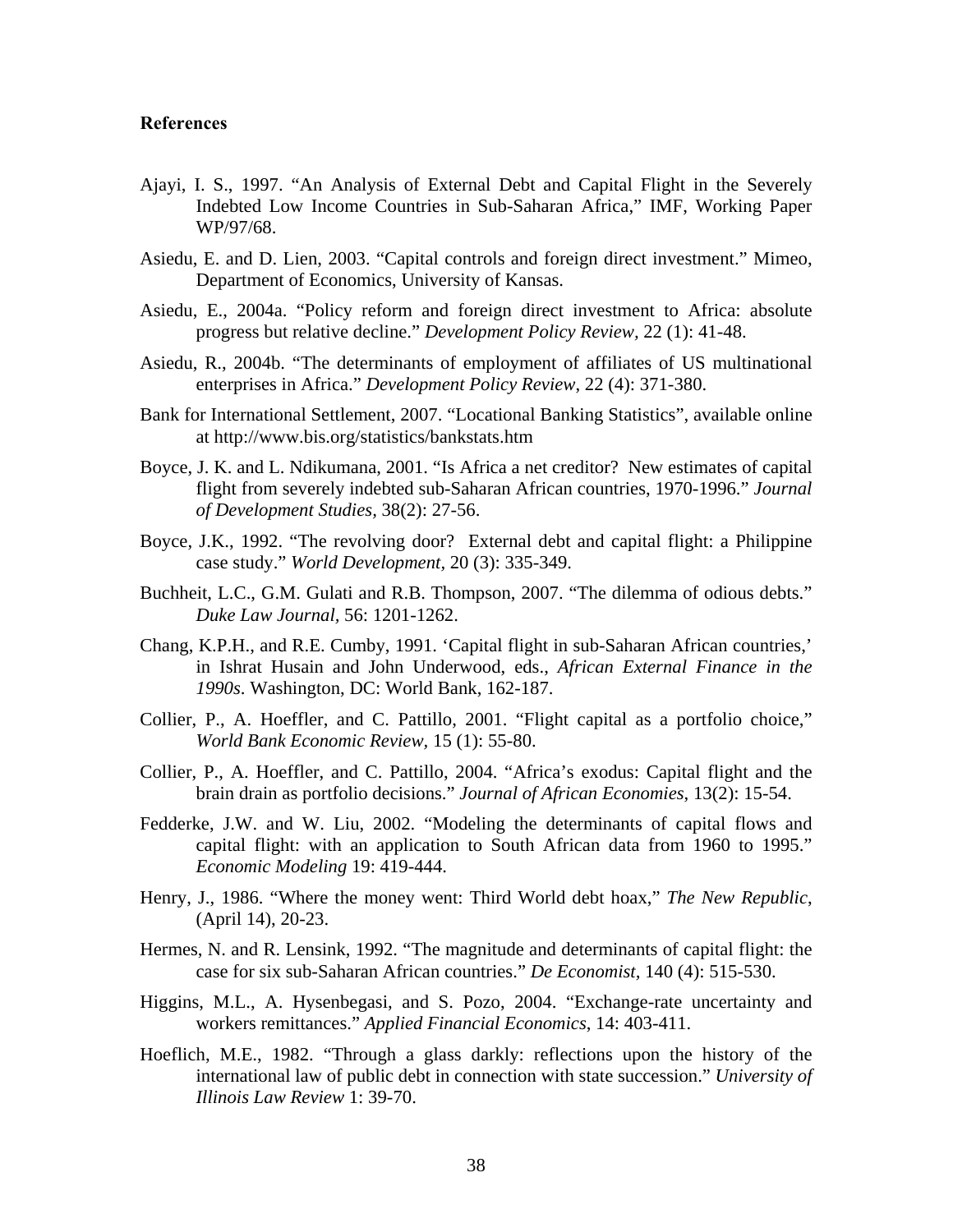**References**

Ajayi, I. S., 1997. "An Analysis of External Debt and Capital Flight in the Severely Indebted Low Income Countries in Sub-Saharan Africa," IMF, Working Paper WP/97/68.

Asiedu, E. and D. Lien, 2003. "Capital controls and foreign direct investment." Mimeo, Department of Economics, University of Kansas.

Asiedu, E., 2004a. "Policy reform and foreign direct investment to Africa: absolute progress but relative decline." *Development Policy Review,* 22 (1): 41-48.

Asiedu, R., 2004b. "The determinants of employment of affiliates of US multinational enterprises in Africa." *Development Policy Review,* 22 (4): 371-380.

Bank for International Settlement, 2007. "Locational Banking Statistics", available online at http://www.bis.org/statistics/bankstats.htm

Boyce, J. K. and L. Ndikumana, 2001. "Is Africa a net creditor? New estimates of capital flight from severely indebted sub-Saharan African countries, 1970-1996." *Journal of Development Studies*, 38(2): 27-56.

Boyce, J.K., 1992. "The revolving door? External debt and capital flight: a Philippine case study." *World Development,* 20 (3): 335-349.

Buchheit, L.C., G.M. Gulati and R.B. Thompson, 2007. "The dilemma of odious debts." *Duke Law Journal,* 56: 1201-1262.

Chang, K.P.H., and R.E. Cumby, 1991. 'Capital flight in sub-Saharan African countries,' in Ishrat Husain and John Underwood, eds., *African External Finance in the 1990s*. Washington, DC: World Bank, 162-187.

Collier, P., A. Hoeffler, and C. Pattillo, 2001. "Flight capital as a portfolio choice," *World Bank Economic Review,* 15 (1): 55-80.

Collier, P., A. Hoeffler, and C. Pattillo, 2004. "Africa's exodus: Capital flight and the brain drain as portfolio decisions." *Journal of African Economies*, 13(2): 15-54.

Fedderke, J.W. and W. Liu, 2002. "Modeling the determinants of capital flows and capital flight: with an application to South African data from 1960 to 1995." *Economic Modeling* 19: 419-444.

Henry, J., 1986. "Where the money went: Third World debt hoax," *The New Republic*, (April 14), 20-23.

Hermes, N. and R. Lensink, 1992. "The magnitude and determinants of capital flight: the case for six sub-Saharan African countries." *De Economist*, 140 (4): 515-530.

Higgins, M.L., A. Hysenbegasi, and S. Pozo, 2004. "Exchange-rate uncertainty and workers remittances." *Applied Financial Economics*, 14: 403-411.

Hoeflich, M.E., 1982. "Through a glass darkly: reflections upon the history of the international law of public debt in connection with state succession." *University of Illinois Law Review* 1: 39-70.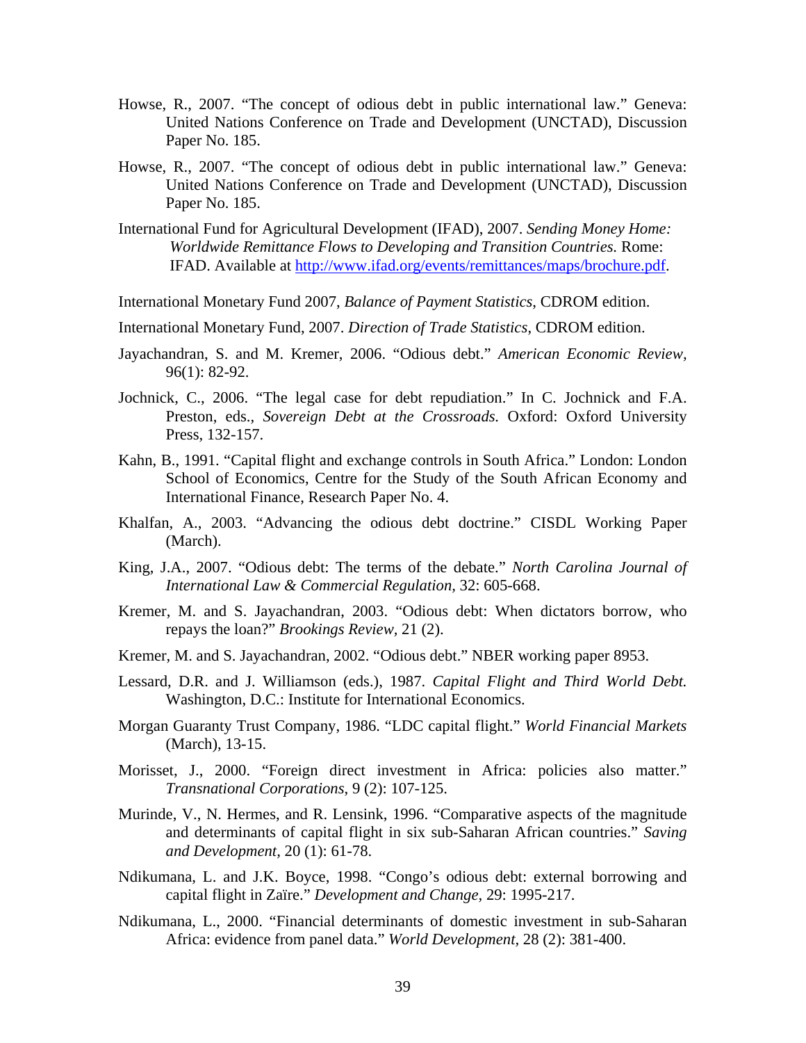Howse, R., 2007. "The concept of odious debt in public international law." Geneva: United Nations Conference on Trade and Development (UNCTAD), Discussion Paper No. 185.

Howse, R., 2007. "The concept of odious debt in public international law." Geneva: United Nations Conference on Trade and Development (UNCTAD), Discussion Paper No. 185.

International Fund for Agricultural Development (IFAD), 2007. *Sending Money Home: Worldwide Remittance Flows to Developing and Transition Countries.* Rome: IFAD. Available at http://www.ifad.org/events/remittances/maps/brochure.pdf.

International Monetary Fund 2007, *Balance of Payment Statistics*, CDROM edition.

International Monetary Fund, 2007. *Direction of Trade Statistics*, CDROM edition.

Jayachandran, S. and M. Kremer, 2006. "Odious debt." *American Economic Review*, 96(1): 82-92.

Jochnick, C., 2006. "The legal case for debt repudiation." In C. Jochnick and F.A. Preston, eds., *Sovereign Debt at the Crossroads.* Oxford: Oxford University Press, 132-157.

Kahn, B., 1991. "Capital flight and exchange controls in South Africa." London: London School of Economics, Centre for the Study of the South African Economy and International Finance, Research Paper No. 4.

Khalfan, A., 2003. "Advancing the odious debt doctrine." CISDL Working Paper (March).

King, J.A., 2007. "Odious debt: The terms of the debate." *North Carolina Journal of International Law & Commercial Regulation*, 32: 605-668.

Kremer, M. and S. Jayachandran, 2003. "Odious debt: When dictators borrow, who repays the loan?" *Brookings Review*, 21 (2).

Kremer, M. and S. Jayachandran, 2002. "Odious debt." NBER working paper 8953.

Lessard, D.R. and J. Williamson (eds.), 1987. *Capital Flight and Third World Debt.* Washington, D.C.: Institute for International Economics.

Morgan Guaranty Trust Company, 1986. "LDC capital flight." *World Financial Markets* (March), 13-15.

Morisset, J., 2000. "Foreign direct investment in Africa: policies also matter." *Transnational Corporations*, 9 (2): 107-125.

Murinde, V., N. Hermes, and R. Lensink, 1996. "Comparative aspects of the magnitude and determinants of capital flight in six sub-Saharan African countries." *Saving and Development*, 20 (1): 61-78.

Ndikumana, L. and J.K. Boyce, 1998. "Congo's odious debt: external borrowing and capital flight in Zaïre." *Development and Change*, 29: 1995-217.

Ndikumana, L., 2000. "Financial determinants of domestic investment in sub-Saharan Africa: evidence from panel data." *World Development*, 28 (2): 381-400.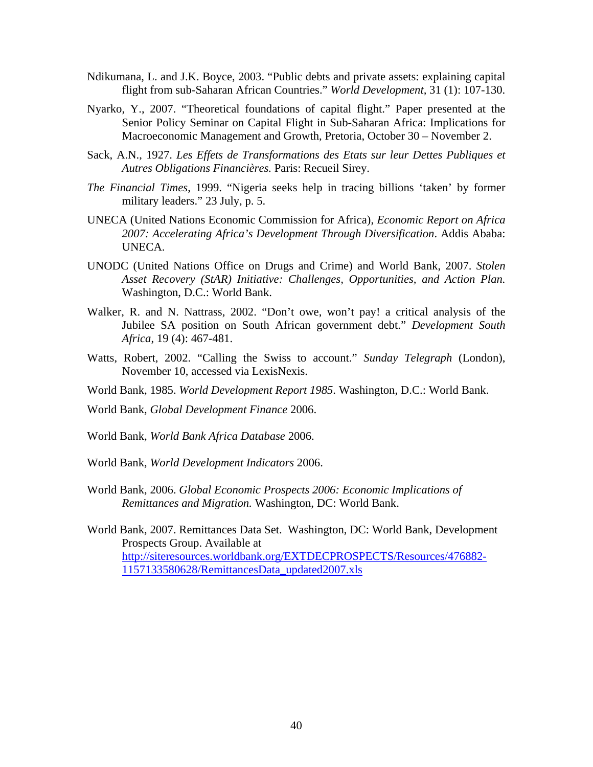Ndikumana, L. and J.K. Boyce, 2003. "Public debts and private assets: explaining capital flight from sub-Saharan African Countries." *World Development,* 31 (1): 107-130.

Nyarko, Y., 2007. "Theoretical foundations of capital flight." Paper presented at the Senior Policy Seminar on Capital Flight in Sub-Saharan Africa: Implications for Macroeconomic Management and Growth, Pretoria, October 30 – November 2.

Sack, A.N., 1927. *Les Effets de Transformations des Etats sur leur Dettes Publiques et Autres Obligations Financières.* Paris: Recueil Sirey.

*The Financial Times*, 1999. "Nigeria seeks help in tracing billions 'taken' by former military leaders." 23 July, p. 5.

UNECA (United Nations Economic Commission for Africa), *Economic Report on Africa 2007: Accelerating Africa's Development Through Diversification*. Addis Ababa: UNECA.

UNODC (United Nations Office on Drugs and Crime) and World Bank, 2007. *Stolen Asset Recovery (StAR) Initiative: Challenges, Opportunities, and Action Plan.* Washington, D.C.: World Bank.

Walker, R. and N. Nattrass, 2002. "Don't owe, won't pay! a critical analysis of the Jubilee SA position on South African government debt." *Development South Africa*, 19 (4): 467-481.

Watts, Robert, 2002. "Calling the Swiss to account." *Sunday Telegraph* (London), November 10, accessed via LexisNexis.

World Bank, 1985. *World Development Report 1985*. Washington, D.C.: World Bank.

World Bank, *Global Development Finance* 2006.

World Bank, *World Bank Africa Database* 2006.

World Bank, *World Development Indicators* 2006.

World Bank, 2006. *Global Economic Prospects 2006: Economic Implications of Remittances and Migration.* Washington, DC: World Bank.

World Bank, 2007. Remittances Data Set. Washington, DC: World Bank, Development Prospects Group. Available at http://siteresources.worldbank.org/EXTDECPROSPECTS/Resources/476882-1157133580628/RemittancesData_updated2007.xls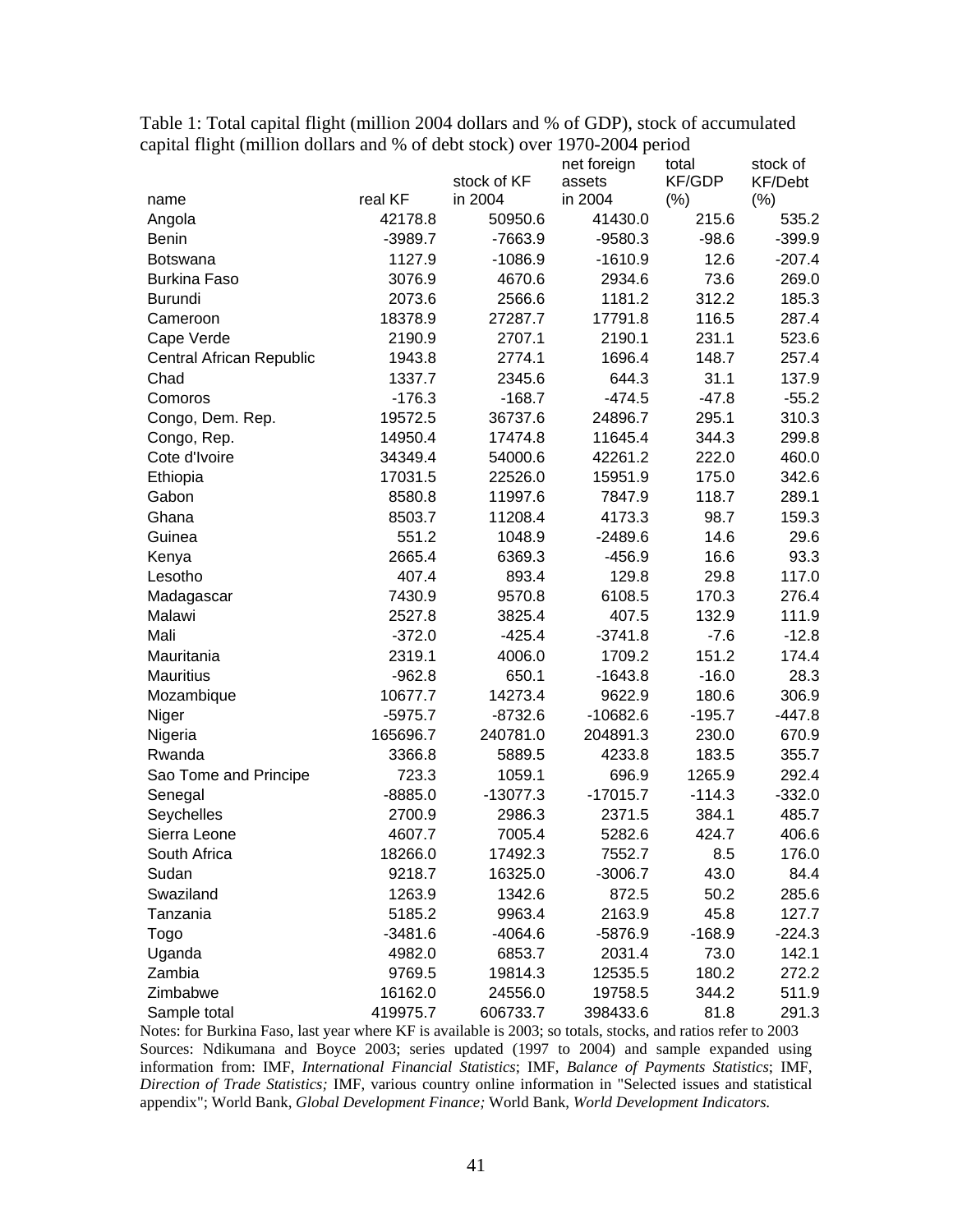Table 1: Total capital flight (million 2004 dollars and % of GDP), stock of accumulated capital flight (million dollars and % of debt stock) over 1970-2004 period

| name | real KF | stock of KF in 2004 | net foreign assets in 2004 | total KF/GDP (%) | stock of KF/Debt (%) |
|---|---|---|---|---|---|
| Angola | 42178.8 | 50950.6 | 41430.0 | 215.6 | 535.2 |
| Benin | -3989.7 | -7663.9 | -9580.3 | -98.6 | -399.9 |
| Botswana | 1127.9 | -1086.9 | -1610.9 | 12.6 | -207.4 |
| Burkina Faso | 3076.9 | 4670.6 | 2934.6 | 73.6 | 269.0 |
| Burundi | 2073.6 | 2566.6 | 1181.2 | 312.2 | 185.3 |
| Cameroon | 18378.9 | 27287.7 | 17791.8 | 116.5 | 287.4 |
| Cape Verde | 2190.9 | 2707.1 | 2190.1 | 231.1 | 523.6 |
| Central African Republic | 1943.8 | 2774.1 | 1696.4 | 148.7 | 257.4 |
| Chad | 1337.7 | 2345.6 | 644.3 | 31.1 | 137.9 |
| Comoros | -176.3 | -168.7 | -474.5 | -47.8 | -55.2 |
| Congo, Dem. Rep. | 19572.5 | 36737.6 | 24896.7 | 295.1 | 310.3 |
| Congo, Rep. | 14950.4 | 17474.8 | 11645.4 | 344.3 | 299.8 |
| Cote d'Ivoire | 34349.4 | 54000.6 | 42261.2 | 222.0 | 460.0 |
| Ethiopia | 17031.5 | 22526.0 | 15951.9 | 175.0 | 342.6 |
| Gabon | 8580.8 | 11997.6 | 7847.9 | 118.7 | 289.1 |
| Ghana | 8503.7 | 11208.4 | 4173.3 | 98.7 | 159.3 |
| Guinea | 551.2 | 1048.9 | -2489.6 | 14.6 | 29.6 |
| Kenya | 2665.4 | 6369.3 | -456.9 | 16.6 | 93.3 |
| Lesotho | 407.4 | 893.4 | 129.8 | 29.8 | 117.0 |
| Madagascar | 7430.9 | 9570.8 | 6108.5 | 170.3 | 276.4 |
| Malawi | 2527.8 | 3825.4 | 407.5 | 132.9 | 111.9 |
| Mali | -372.0 | -425.4 | -3741.8 | -7.6 | -12.8 |
| Mauritania | 2319.1 | 4006.0 | 1709.2 | 151.2 | 174.4 |
| Mauritius | -962.8 | 650.1 | -1643.8 | -16.0 | 28.3 |
| Mozambique | 10677.7 | 14273.4 | 9622.9 | 180.6 | 306.9 |
| Niger | -5975.7 | -8732.6 | -10682.6 | -195.7 | -447.8 |
| Nigeria | 165696.7 | 240781.0 | 204891.3 | 230.0 | 670.9 |
| Rwanda | 3366.8 | 5889.5 | 4233.8 | 183.5 | 355.7 |
| Sao Tome and Principe | 723.3 | 1059.1 | 696.9 | 1265.9 | 292.4 |
| Senegal | -8885.0 | -13077.3 | -17015.7 | -114.3 | -332.0 |
| Seychelles | 2700.9 | 2986.3 | 2371.5 | 384.1 | 485.7 |
| Sierra Leone | 4607.7 | 7005.4 | 5282.6 | 424.7 | 406.6 |
| South Africa | 18266.0 | 17492.3 | 7552.7 | 8.5 | 176.0 |
| Sudan | 9218.7 | 16325.0 | -3006.7 | 43.0 | 84.4 |
| Swaziland | 1263.9 | 1342.6 | 872.5 | 50.2 | 285.6 |
| Tanzania | 5185.2 | 9963.4 | 2163.9 | 45.8 | 127.7 |
| Togo | -3481.6 | -4064.6 | -5876.9 | -168.9 | -224.3 |
| Uganda | 4982.0 | 6853.7 | 2031.4 | 73.0 | 142.1 |
| Zambia | 9769.5 | 19814.3 | 12535.5 | 180.2 | 272.2 |
| Zimbabwe | 16162.0 | 24556.0 | 19758.5 | 344.2 | 511.9 |
| Sample total | 419975.7 | 606733.7 | 398433.6 | 81.8 | 291.3 |

Notes: for Burkina Faso, last year where KF is available is 2003; so totals, stocks, and ratios refer to 2003

Sources: Ndikumana and Boyce 2003; series updated (1997 to 2004) and sample expanded using information from: IMF, *International Financial Statistics*; IMF, *Balance of Payments Statistics*; IMF, *Direction of Trade Statistics;* IMF, various country online information in "Selected issues and statistical appendix"; World Bank, *Global Development Finance;* World Bank, *World Development Indicators.*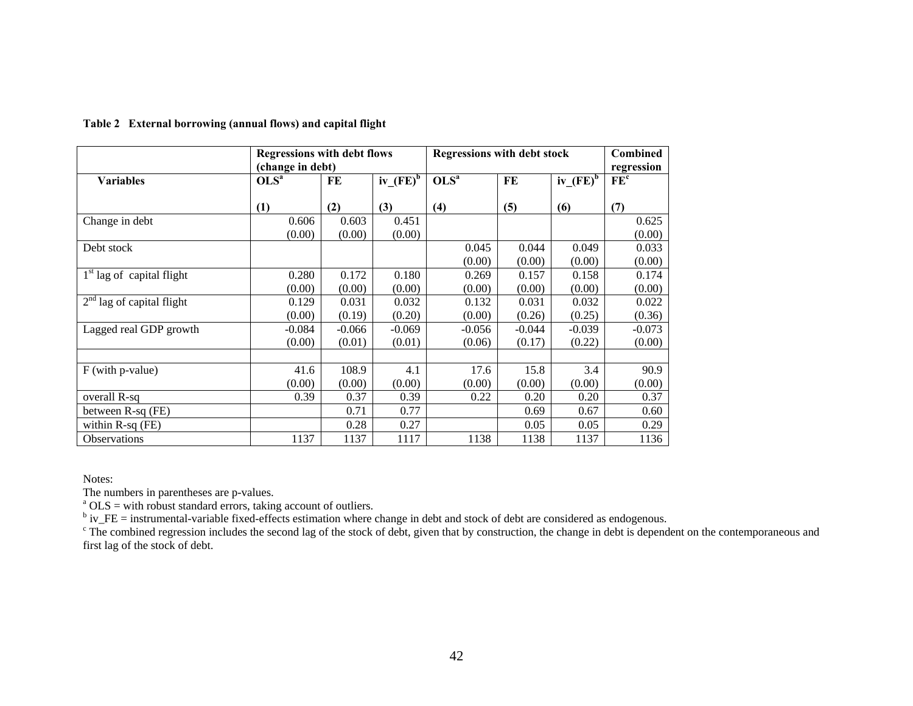**Table 2 External borrowing (annual flows) and capital flight**

| | Regressions with debt flows (change in debt) | | | Regressions with debt stock | | | Combined regression |
|---|---|---|---|---|---|---|---|
| **Variables** | **OLS[a]** | **FE** | **iv_(FE)[b]** | **OLS[a]** | **FE** | **iv_(FE)[b]** | **FE[c]** |
| | **(1)** | **(2)** | **(3)** | **(4)** | **(5)** | **(6)** | **(7)** |
| Change in debt | 0.606 | 0.603 | 0.451 | | | | 0.625 |
| | (0.00) | (0.00) | (0.00) | | | | (0.00) |
| Debt stock | | | | 0.045 | 0.044 | 0.049 | 0.033 |
| | | | | (0.00) | (0.00) | (0.00) | (0.00) |
| 1st lag of capital flight | 0.280 | 0.172 | 0.180 | 0.269 | 0.157 | 0.158 | 0.174 |
| | (0.00) | (0.00) | (0.00) | (0.00) | (0.00) | (0.00) | (0.00) |
| 2nd lag of capital flight | 0.129 | 0.031 | 0.032 | 0.132 | 0.031 | 0.032 | 0.022 |
| | (0.00) | (0.19) | (0.20) | (0.00) | (0.26) | (0.25) | (0.36) |
| Lagged real GDP growth | -0.084 | -0.066 | -0.069 | -0.056 | -0.044 | -0.039 | -0.073 |
| | (0.00) | (0.01) | (0.01) | (0.06) | (0.17) | (0.22) | (0.00) |
| | | | | | | | |
| F (with p-value) | 41.6 | 108.9 | 4.1 | 17.6 | 15.8 | 3.4 | 90.9 |
| | (0.00) | (0.00) | (0.00) | (0.00) | (0.00) | (0.00) | (0.00) |
| overall R-sq | 0.39 | 0.37 | 0.39 | 0.22 | 0.20 | 0.20 | 0.37 |
| between R-sq (FE) | | 0.71 | 0.77 | | 0.69 | 0.67 | 0.60 |
| within R-sq (FE) | | 0.28 | 0.27 | | 0.05 | 0.05 | 0.29 |
| Observations | 1137 | 1137 | 1117 | 1138 | 1138 | 1137 | 1136 |

Notes:
The numbers in parentheses are p-values.
[a] OLS = with robust standard errors, taking account of outliers.
[b] iv_FE = instrumental-variable fixed-effects estimation where change in debt and stock of debt are considered as endogenous.
[c] The combined regression includes the second lag of the stock of debt, given that by construction, the change in debt is dependent on the contemporaneous and first lag of the stock of debt.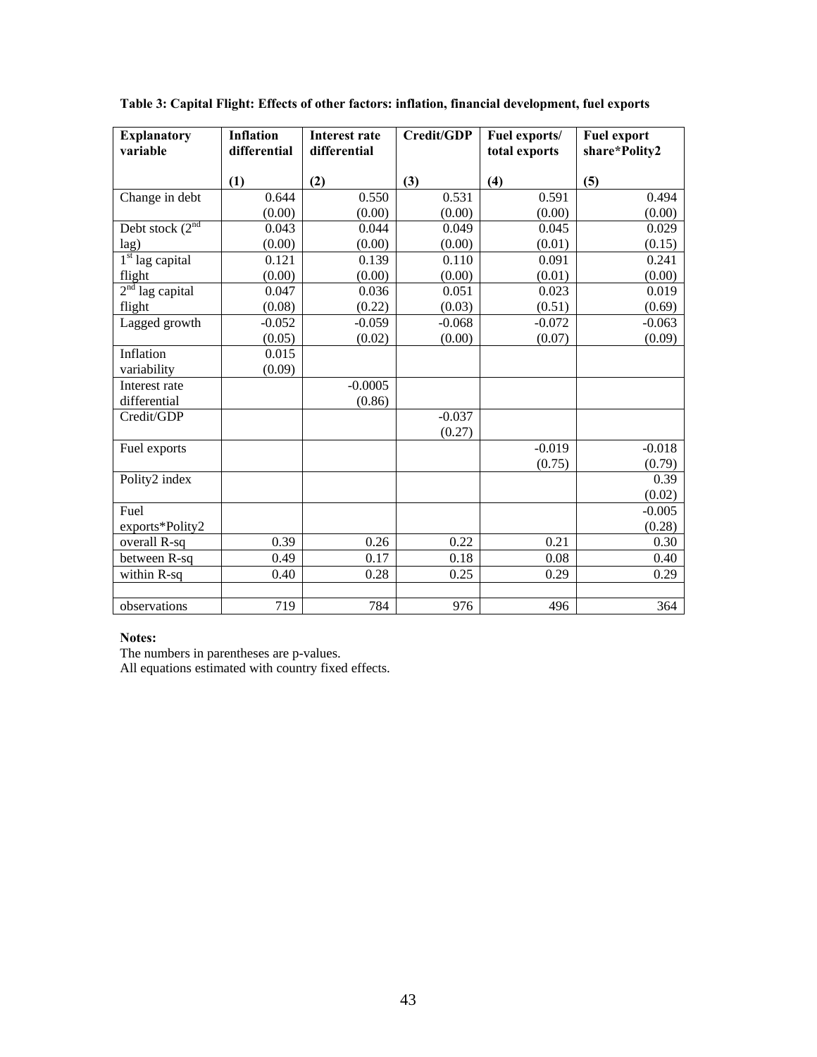**Table 3: Capital Flight: Effects of other factors: inflation, financial development, fuel exports**

| Explanatory variable | Inflation differential | Interest rate differential | Credit/GDP | Fuel exports/ total exports | Fuel export share*Polity2 |
|---|---|---|---|---|---|
| | (1) | (2) | (3) | (4) | (5) |
| Change in debt | 0.644 | 0.550 | 0.531 | 0.591 | 0.494 |
| | (0.00) | (0.00) | (0.00) | (0.00) | (0.00) |
| Debt stock (2nd lag) | 0.043 | 0.044 | 0.049 | 0.045 | 0.029 |
| | (0.00) | (0.00) | (0.00) | (0.01) | (0.15) |
| 1st lag capital flight | 0.121 | 0.139 | 0.110 | 0.091 | 0.241 |
| | (0.00) | (0.00) | (0.00) | (0.01) | (0.00) |
| 2nd lag capital flight | 0.047 | 0.036 | 0.051 | 0.023 | 0.019 |
| | (0.08) | (0.22) | (0.03) | (0.51) | (0.69) |
| Lagged growth | -0.052 | -0.059 | -0.068 | -0.072 | -0.063 |
| | (0.05) | (0.02) | (0.00) | (0.07) | (0.09) |
| Inflation variability | 0.015 | | | | |
| | (0.09) | | | | |
| Interest rate differential | | -0.0005 | | | |
| | | (0.86) | | | |
| Credit/GDP | | | -0.037 | | |
| | | | (0.27) | | |
| Fuel exports | | | | -0.019 | -0.018 |
| | | | | (0.75) | (0.79) |
| Polity2 index | | | | | 0.39 |
| | | | | | (0.02) |
| Fuel exports*Polity2 | | | | | -0.005 |
| | | | | | (0.28) |
| overall R-sq | 0.39 | 0.26 | 0.22 | 0.21 | 0.30 |
| between R-sq | 0.49 | 0.17 | 0.18 | 0.08 | 0.40 |
| within R-sq | 0.40 | 0.28 | 0.25 | 0.29 | 0.29 |
| | | | | | |
| observations | 719 | 784 | 976 | 496 | 364 |

**Notes:**

The numbers in parentheses are p-values.

All equations estimated with country fixed effects.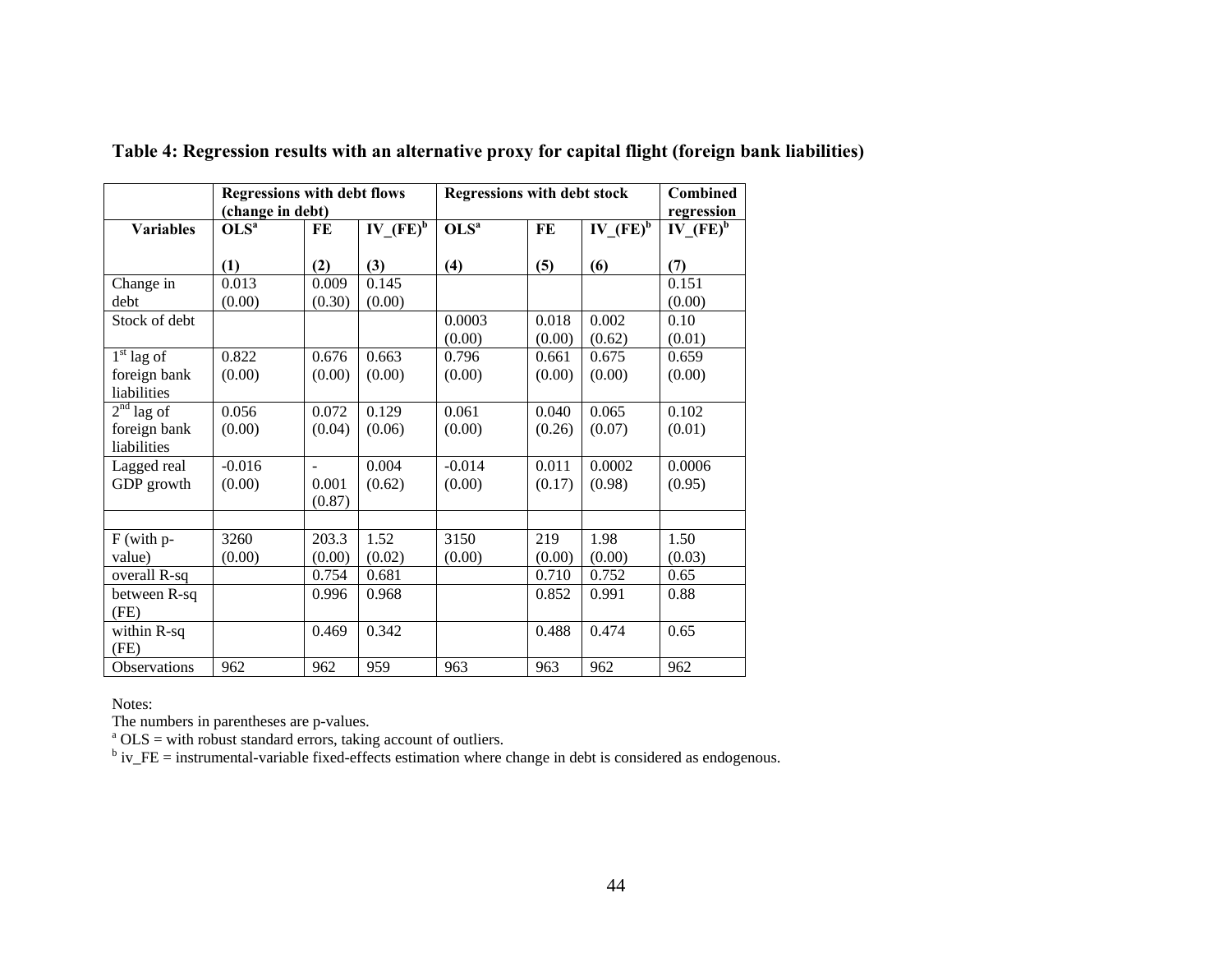**Table 4: Regression results with an alternative proxy for capital flight (foreign bank liabilities)**

| | Regressions with debt flows (change in debt) | | | Regressions with debt stock | | | Combined regression |
|---|---|---|---|---|---|---|---|
| **Variables** | **OLS**[a] | **FE** | **IV_(FE)**[b] | **OLS**[a] | **FE** | **IV_(FE)**[b] | **IV_(FE)**[b] |
| | **(1)** | **(2)** | **(3)** | **(4)** | **(5)** | **(6)** | **(7)** |
| Change in debt | 0.013 (0.00) | 0.009 (0.30) | 0.145 (0.00) | | | | 0.151 (0.00) |
| Stock of debt | | | | 0.0003 (0.00) | 0.018 (0.00) | 0.002 (0.62) | 0.10 (0.01) |
| 1[st] lag of foreign bank liabilities | 0.822 (0.00) | 0.676 (0.00) | 0.663 (0.00) | 0.796 (0.00) | 0.661 (0.00) | 0.675 (0.00) | 0.659 (0.00) |
| 2[nd] lag of foreign bank liabilities | 0.056 (0.00) | 0.072 (0.04) | 0.129 (0.06) | 0.061 (0.00) | 0.040 (0.26) | 0.065 (0.07) | 0.102 (0.01) |
| Lagged real GDP growth | -0.016 (0.00) | - 0.001 (0.87) | 0.004 (0.62) | -0.014 (0.00) | 0.011 (0.17) | 0.0002 (0.98) | 0.0006 (0.95) |
| | | | | | | | |
| F (with p-value) | 3260 (0.00) | 203.3 (0.00) | 1.52 (0.02) | 3150 (0.00) | 219 (0.00) | 1.98 (0.00) | 1.50 (0.03) |
| overall R-sq | | 0.754 | 0.681 | | 0.710 | 0.752 | 0.65 |
| between R-sq (FE) | | 0.996 | 0.968 | | 0.852 | 0.991 | 0.88 |
| within R-sq (FE) | | 0.469 | 0.342 | | 0.488 | 0.474 | 0.65 |
| Observations | 962 | 962 | 959 | 963 | 963 | 962 | 962 |

Notes:
The numbers in parentheses are p-values.
[a] OLS = with robust standard errors, taking account of outliers.
[b] iv_FE = instrumental-variable fixed-effects estimation where change in debt is considered as endogenous.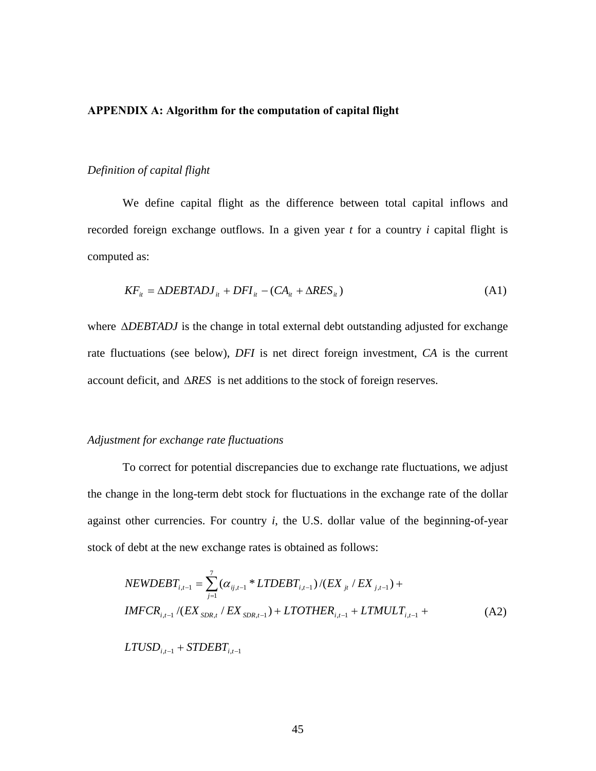**APPENDIX A: Algorithm for the computation of capital flight**

*Definition of capital flight*

We define capital flight as the difference between total capital inflows and recorded foreign exchange outflows. In a given year *t* for a country *i* capital flight is computed as:

$$KF_{it} = \Delta DEBTADJ_{it} + DFI_{it} - (CA_{it} + \Delta RES_{it}) \tag{A1}$$

where $\Delta DEBTADJ$ is the change in total external debt outstanding adjusted for exchange rate fluctuations (see below), *DFI* is net direct foreign investment, *CA* is the current account deficit, and $\Delta RES$ is net additions to the stock of foreign reserves.

*Adjustment for exchange rate fluctuations*

To correct for potential discrepancies due to exchange rate fluctuations, we adjust the change in the long-term debt stock for fluctuations in the exchange rate of the dollar against other currencies. For country *i*, the U.S. dollar value of the beginning-of-year stock of debt at the new exchange rates is obtained as follows:

$$\begin{aligned} NEWDEBT_{i,t-1} = {} & \sum_{j=1}^{7} (\alpha_{ij,t-1} * LTDEBT_{i,t-1}) / (EX_{jt} / EX_{j,t-1}) + \\ & IMFCR_{i,t-1} / (EX_{SDR,t} / EX_{SDR,t-1}) + LTOTHER_{i,t-1} + LTMULT_{i,t-1} + \\ & LTUSD_{i,t-1} + STDEBT_{i,t-1} \end{aligned} \tag{A2}$$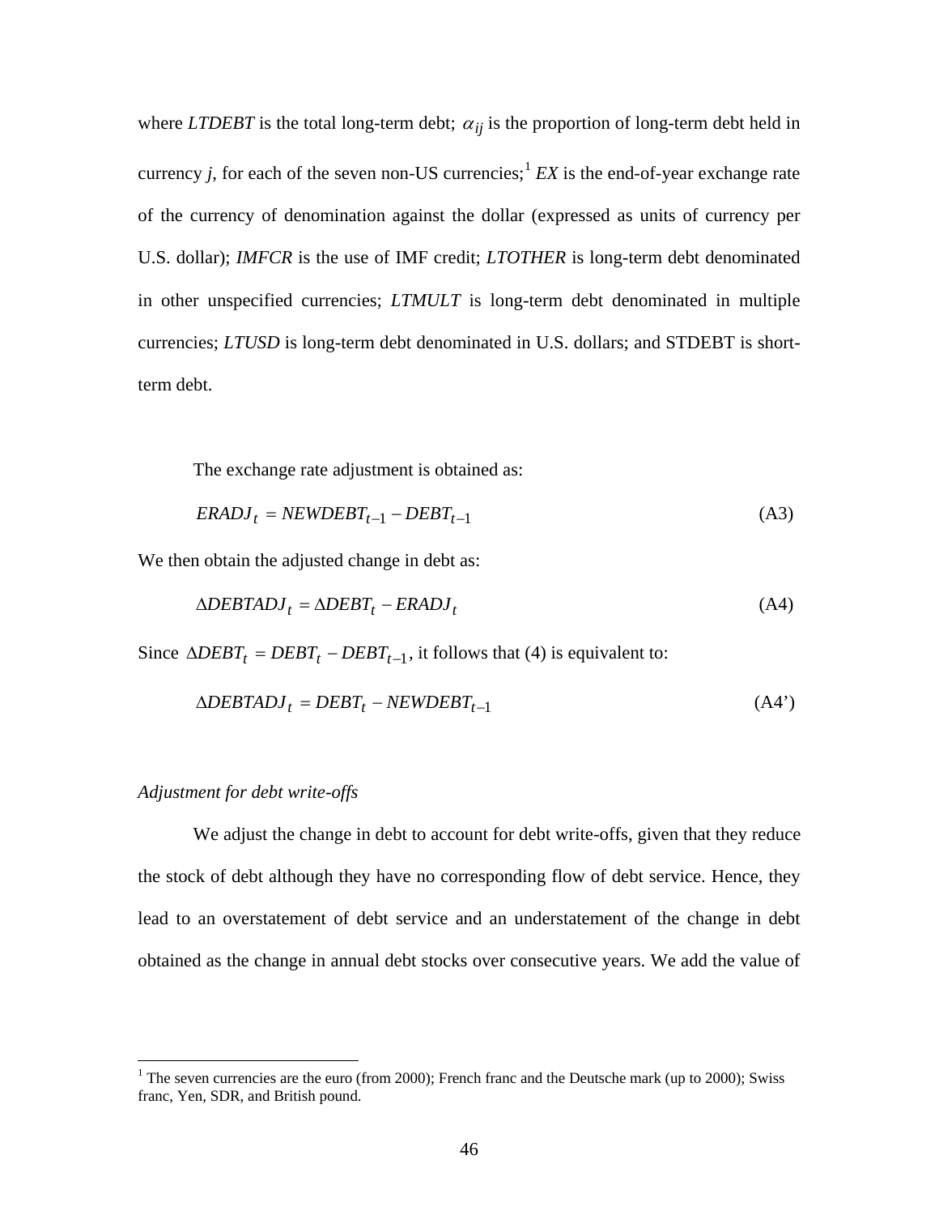where *LTDEBT* is the total long-term debt; $\alpha_{ij}$ is the proportion of long-term debt held in currency *j*, for each of the seven non-US currencies;[1] *EX* is the end-of-year exchange rate of the currency of denomination against the dollar (expressed as units of currency per U.S. dollar); *IMFCR* is the use of IMF credit; *LTOTHER* is long-term debt denominated in other unspecified currencies; *LTMULT* is long-term debt denominated in multiple currencies; *LTUSD* is long-term debt denominated in U.S. dollars; and STDEBT is short-term debt.

The exchange rate adjustment is obtained as:

$$ERADJ_t = NEWDEBT_{t-1} - DEBT_{t-1} \tag{A3}$$

We then obtain the adjusted change in debt as:

$$\Delta DEBTADJ_t = \Delta DEBT_t - ERADJ_t \tag{A4}$$

Since $\Delta DEBT_t = DEBT_t - DEBT_{t-1}$, it follows that (4) is equivalent to:

$$\Delta DEBTADJ_t = DEBT_t - NEWDEBT_{t-1} \tag{A4'}$$

*Adjustment for debt write-offs*

We adjust the change in debt to account for debt write-offs, given that they reduce the stock of debt although they have no corresponding flow of debt service. Hence, they lead to an overstatement of debt service and an understatement of the change in debt obtained as the change in annual debt stocks over consecutive years. We add the value of

[1] The seven currencies are the euro (from 2000); French franc and the Deutsche mark (up to 2000); Swiss franc, Yen, SDR, and British pound.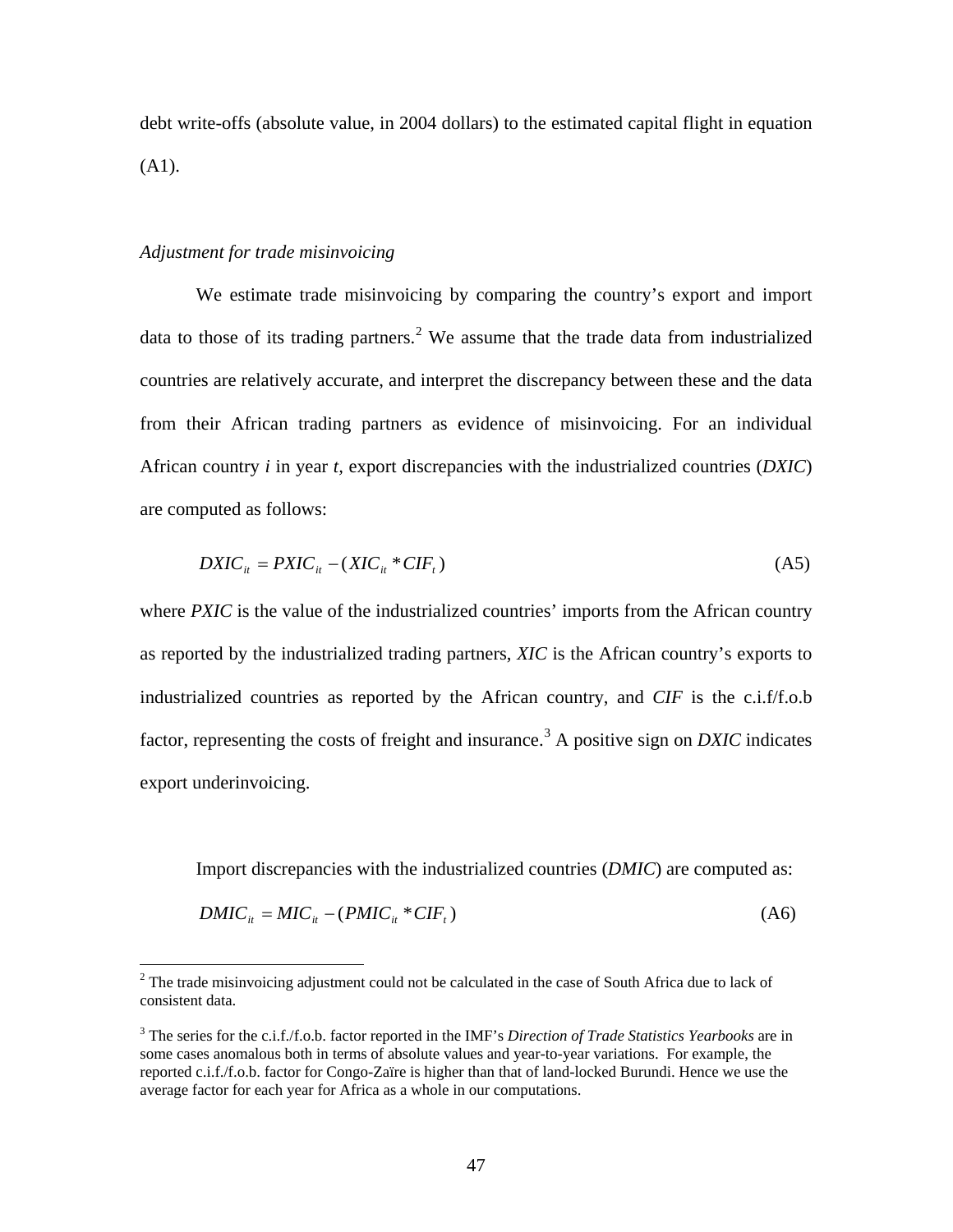debt write-offs (absolute value, in 2004 dollars) to the estimated capital flight in equation (A1).

*Adjustment for trade misinvoicing*

We estimate trade misinvoicing by comparing the country's export and import data to those of its trading partners.[2] We assume that the trade data from industrialized countries are relatively accurate, and interpret the discrepancy between these and the data from their African trading partners as evidence of misinvoicing. For an individual African country *i* in year *t*, export discrepancies with the industrialized countries (*DXIC*) are computed as follows:

$$DXIC_{it} = PXIC_{it} - (XIC_{it} * CIF_t) \tag{A5}$$

where *PXIC* is the value of the industrialized countries' imports from the African country as reported by the industrialized trading partners, *XIC* is the African country's exports to industrialized countries as reported by the African country, and *CIF* is the c.i.f/f.o.b factor, representing the costs of freight and insurance.[3] A positive sign on *DXIC* indicates export underinvoicing.

Import discrepancies with the industrialized countries (*DMIC*) are computed as:

$$DMIC_{it} = MIC_{it} - (PMIC_{it} * CIF_t) \tag{A6}$$

[2] The trade misinvoicing adjustment could not be calculated in the case of South Africa due to lack of consistent data.

[3] The series for the c.i.f./f.o.b. factor reported in the IMF's *Direction of Trade Statistics Yearbooks* are in some cases anomalous both in terms of absolute values and year-to-year variations. For example, the reported c.i.f./f.o.b. factor for Congo-Zaïre is higher than that of land-locked Burundi. Hence we use the average factor for each year for Africa as a whole in our computations.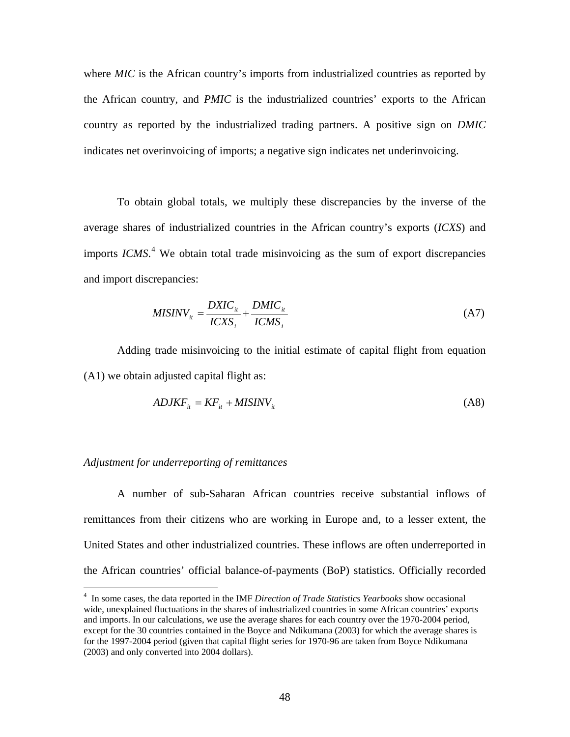where *MIC* is the African country's imports from industrialized countries as reported by the African country, and *PMIC* is the industrialized countries' exports to the African country as reported by the industrialized trading partners. A positive sign on *DMIC* indicates net overinvoicing of imports; a negative sign indicates net underinvoicing.

To obtain global totals, we multiply these discrepancies by the inverse of the average shares of industrialized countries in the African country's exports (*ICXS*) and imports *ICMS*.[4] We obtain total trade misinvoicing as the sum of export discrepancies and import discrepancies:

$$MISINV_{it} = \frac{DXIC_{it}}{ICXS_i} + \frac{DMIC_{it}}{ICMS_i} \tag{A7}$$

Adding trade misinvoicing to the initial estimate of capital flight from equation (A1) we obtain adjusted capital flight as:

$$ADJKF_{it} = KF_{it} + MISINV_{it} \tag{A8}$$

*Adjustment for underreporting of remittances*

A number of sub-Saharan African countries receive substantial inflows of remittances from their citizens who are working in Europe and, to a lesser extent, the United States and other industrialized countries. These inflows are often underreported in the African countries' official balance-of-payments (BoP) statistics. Officially recorded

[4] In some cases, the data reported in the IMF *Direction of Trade Statistics Yearbooks* show occasional wide, unexplained fluctuations in the shares of industrialized countries in some African countries' exports and imports. In our calculations, we use the average shares for each country over the 1970-2004 period, except for the 30 countries contained in the Boyce and Ndikumana (2003) for which the average shares is for the 1997-2004 period (given that capital flight series for 1970-96 are taken from Boyce Ndikumana (2003) and only converted into 2004 dollars).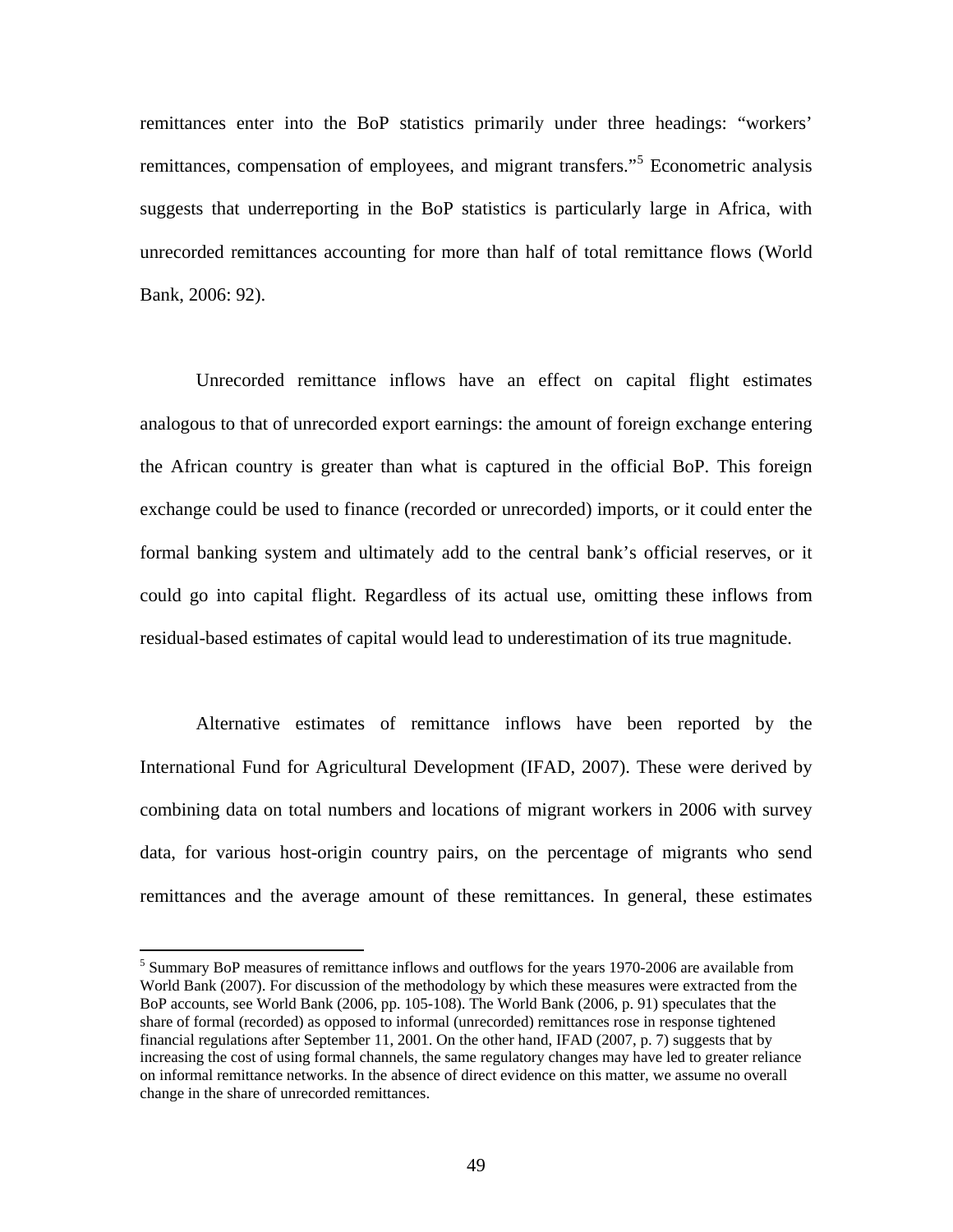remittances enter into the BoP statistics primarily under three headings: "workers' remittances, compensation of employees, and migrant transfers."[5] Econometric analysis suggests that underreporting in the BoP statistics is particularly large in Africa, with unrecorded remittances accounting for more than half of total remittance flows (World Bank, 2006: 92).

Unrecorded remittance inflows have an effect on capital flight estimates analogous to that of unrecorded export earnings: the amount of foreign exchange entering the African country is greater than what is captured in the official BoP. This foreign exchange could be used to finance (recorded or unrecorded) imports, or it could enter the formal banking system and ultimately add to the central bank's official reserves, or it could go into capital flight. Regardless of its actual use, omitting these inflows from residual-based estimates of capital would lead to underestimation of its true magnitude.

Alternative estimates of remittance inflows have been reported by the International Fund for Agricultural Development (IFAD, 2007). These were derived by combining data on total numbers and locations of migrant workers in 2006 with survey data, for various host-origin country pairs, on the percentage of migrants who send remittances and the average amount of these remittances. In general, these estimates

---

[5] Summary BoP measures of remittance inflows and outflows for the years 1970-2006 are available from World Bank (2007). For discussion of the methodology by which these measures were extracted from the BoP accounts, see World Bank (2006, pp. 105-108). The World Bank (2006, p. 91) speculates that the share of formal (recorded) as opposed to informal (unrecorded) remittances rose in response tightened financial regulations after September 11, 2001. On the other hand, IFAD (2007, p. 7) suggests that by increasing the cost of using formal channels, the same regulatory changes may have led to greater reliance on informal remittance networks. In the absence of direct evidence on this matter, we assume no overall change in the share of unrecorded remittances.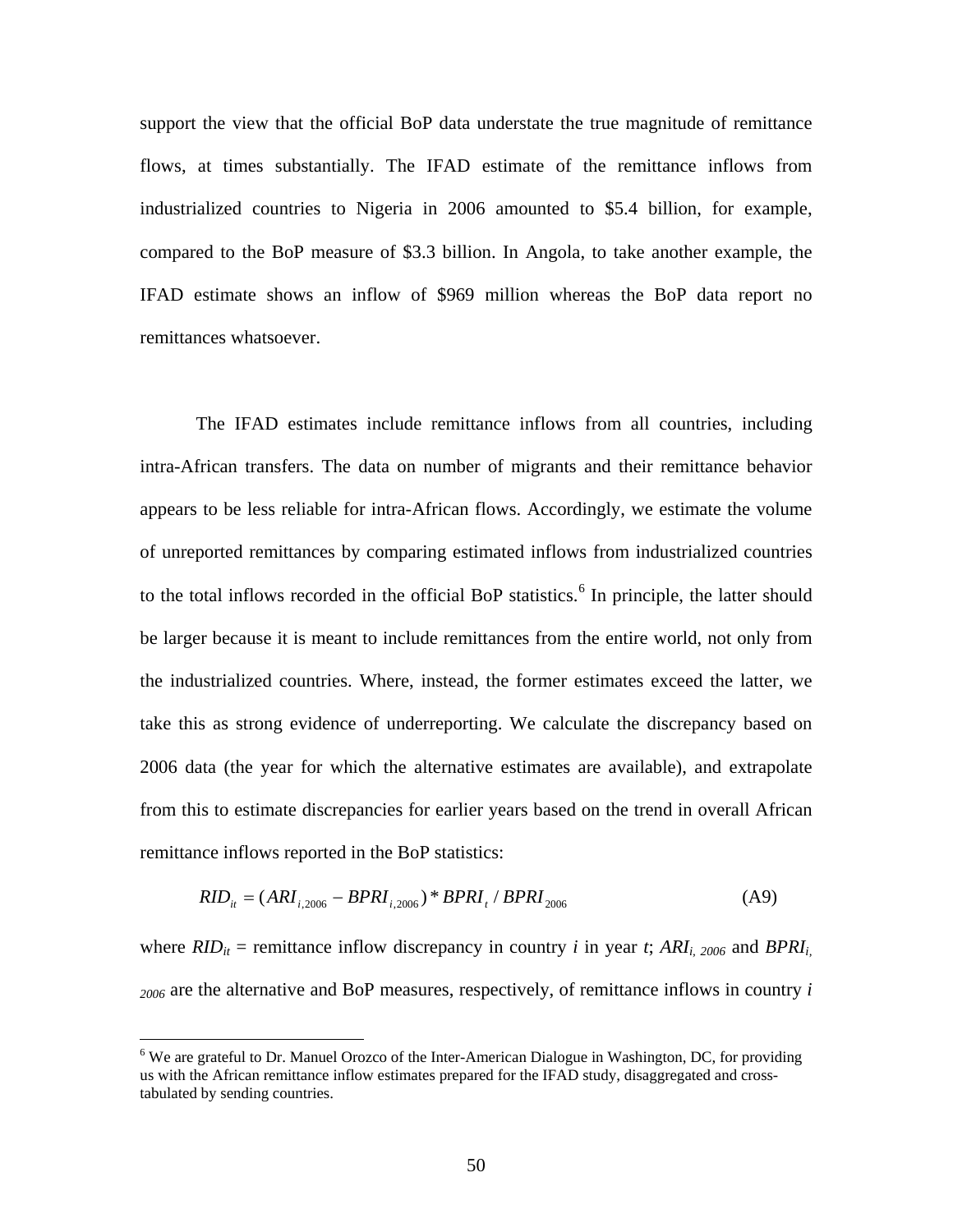support the view that the official BoP data understate the true magnitude of remittance flows, at times substantially. The IFAD estimate of the remittance inflows from industrialized countries to Nigeria in 2006 amounted to $5.4 billion, for example, compared to the BoP measure of $3.3 billion. In Angola, to take another example, the IFAD estimate shows an inflow of $969 million whereas the BoP data report no remittances whatsoever.

The IFAD estimates include remittance inflows from all countries, including intra-African transfers. The data on number of migrants and their remittance behavior appears to be less reliable for intra-African flows. Accordingly, we estimate the volume of unreported remittances by comparing estimated inflows from industrialized countries to the total inflows recorded in the official BoP statistics.[6] In principle, the latter should be larger because it is meant to include remittances from the entire world, not only from the industrialized countries. Where, instead, the former estimates exceed the latter, we take this as strong evidence of underreporting. We calculate the discrepancy based on 2006 data (the year for which the alternative estimates are available), and extrapolate from this to estimate discrepancies for earlier years based on the trend in overall African remittance inflows reported in the BoP statistics:

$$RID_{it} = (ARI_{i,2006} - BPRI_{i,2006}) * BPRI_t / BPRI_{2006} \tag{A9}$$

where $RID_{it}$ = remittance inflow discrepancy in country $i$ in year $t$; $ARI_{i,\,2006}$ and $BPRI_{i,\,2006}$ are the alternative and BoP measures, respectively, of remittance inflows in country $i$

[6] We are grateful to Dr. Manuel Orozco of the Inter-American Dialogue in Washington, DC, for providing us with the African remittance inflow estimates prepared for the IFAD study, disaggregated and cross-tabulated by sending countries.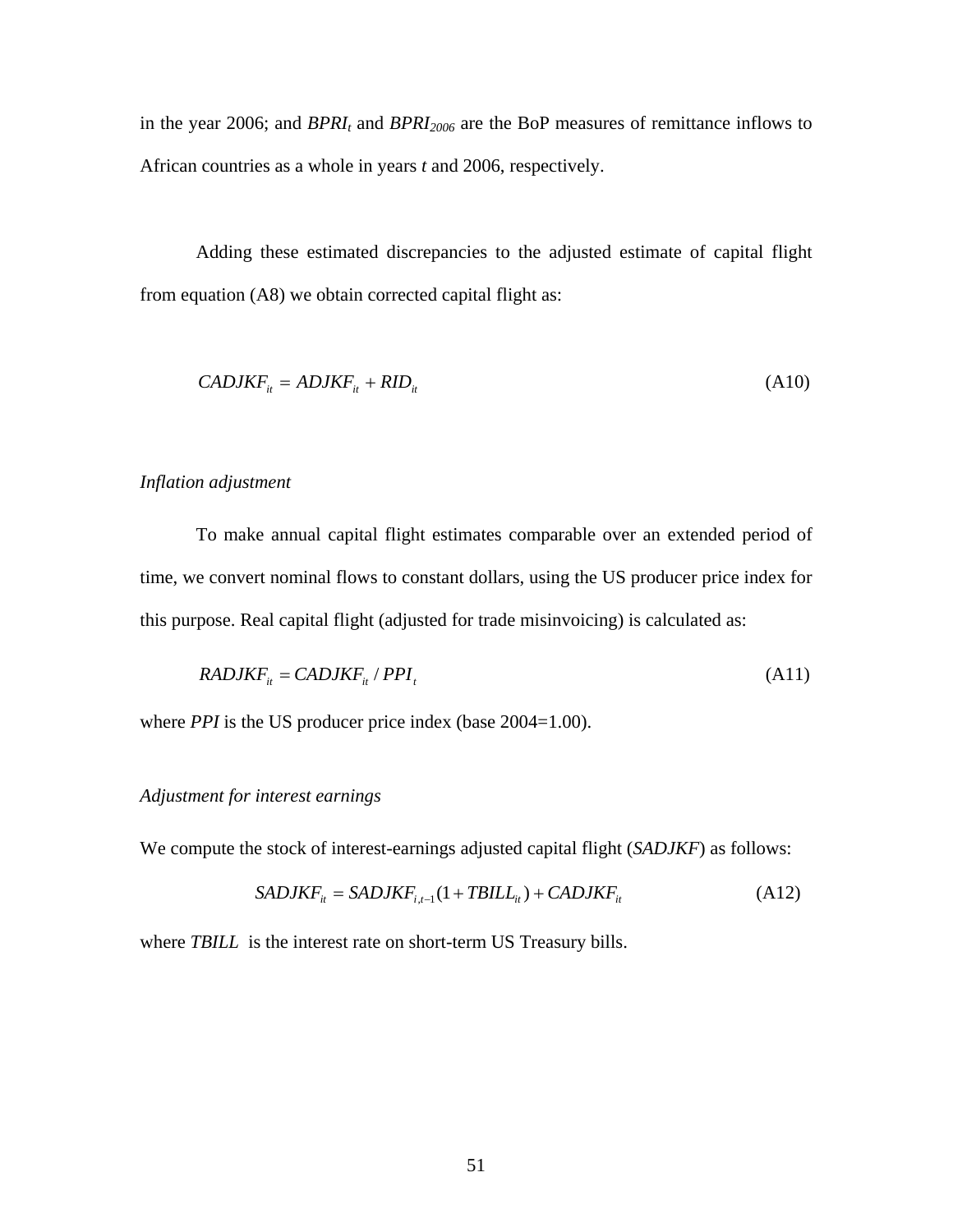in the year 2006; and $BPRI_t$ and $BPRI_{2006}$ are the BoP measures of remittance inflows to African countries as a whole in years *t* and 2006, respectively.

Adding these estimated discrepancies to the adjusted estimate of capital flight from equation (A8) we obtain corrected capital flight as:

$$CADJKF_{it} = ADJKF_{it} + RID_{it} \tag{A10}$$

*Inflation adjustment*

To make annual capital flight estimates comparable over an extended period of time, we convert nominal flows to constant dollars, using the US producer price index for this purpose. Real capital flight (adjusted for trade misinvoicing) is calculated as:

$$RADJKF_{it} = CADJKF_{it} / PPI_t \tag{A11}$$

where *PPI* is the US producer price index (base 2004=1.00).

*Adjustment for interest earnings*

We compute the stock of interest-earnings adjusted capital flight (*SADJKF*) as follows:

$$SADJKF_{it} = SADJKF_{i,t-1}(1 + TBILL_{it}) + CADJKF_{it} \tag{A12}$$

where *TBILL* is the interest rate on short-term US Treasury bills.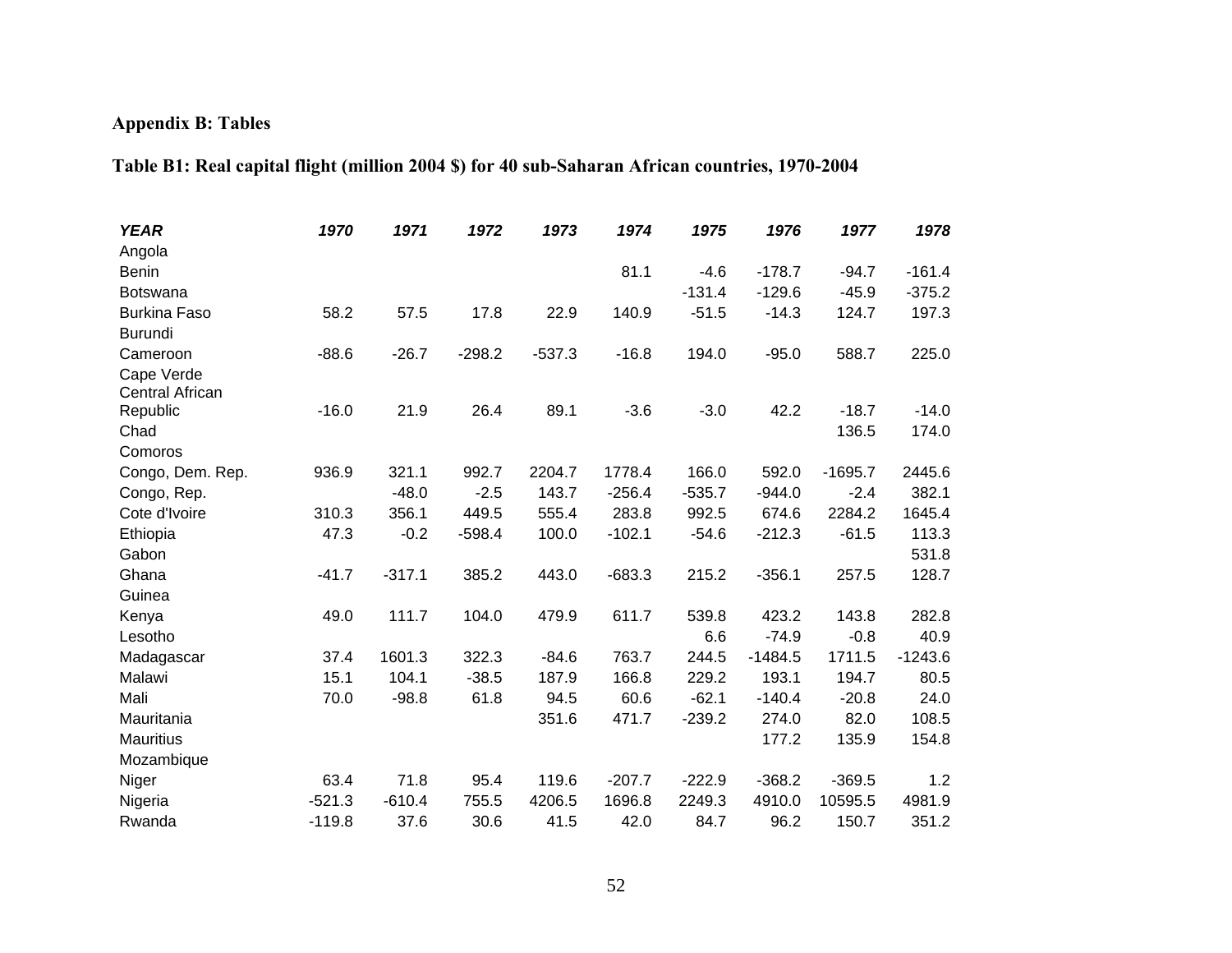## Appendix B: Tables

### Table B1: Real capital flight (million 2004 $) for 40 sub-Saharan African countries, 1970-2004

| ***YEAR*** | ***1970*** | ***1971*** | ***1972*** | ***1973*** | ***1974*** | ***1975*** | ***1976*** | ***1977*** | ***1978*** |
|---|---|---|---|---|---|---|---|---|---|
| Angola | | | | | | | | | |
| Benin | | | | | 81.1 | -4.6 | -178.7 | -94.7 | -161.4 |
| Botswana | | | | | | -131.4 | -129.6 | -45.9 | -375.2 |
| Burkina Faso | 58.2 | 57.5 | 17.8 | 22.9 | 140.9 | -51.5 | -14.3 | 124.7 | 197.3 |
| Burundi | | | | | | | | | |
| Cameroon | -88.6 | -26.7 | -298.2 | -537.3 | -16.8 | 194.0 | -95.0 | 588.7 | 225.0 |
| Cape Verde | | | | | | | | | |
| Central African Republic | -16.0 | 21.9 | 26.4 | 89.1 | -3.6 | -3.0 | 42.2 | -18.7 | -14.0 |
| Chad | | | | | | | | 136.5 | 174.0 |
| Comoros | | | | | | | | | |
| Congo, Dem. Rep. | 936.9 | 321.1 | 992.7 | 2204.7 | 1778.4 | 166.0 | 592.0 | -1695.7 | 2445.6 |
| Congo, Rep. | | -48.0 | -2.5 | 143.7 | -256.4 | -535.7 | -944.0 | -2.4 | 382.1 |
| Cote d'Ivoire | 310.3 | 356.1 | 449.5 | 555.4 | 283.8 | 992.5 | 674.6 | 2284.2 | 1645.4 |
| Ethiopia | 47.3 | -0.2 | -598.4 | 100.0 | -102.1 | -54.6 | -212.3 | -61.5 | 113.3 |
| Gabon | | | | | | | | | 531.8 |
| Ghana | -41.7 | -317.1 | 385.2 | 443.0 | -683.3 | 215.2 | -356.1 | 257.5 | 128.7 |
| Guinea | | | | | | | | | |
| Kenya | 49.0 | 111.7 | 104.0 | 479.9 | 611.7 | 539.8 | 423.2 | 143.8 | 282.8 |
| Lesotho | | | | | | 6.6 | -74.9 | -0.8 | 40.9 |
| Madagascar | 37.4 | 1601.3 | 322.3 | -84.6 | 763.7 | 244.5 | -1484.5 | 1711.5 | -1243.6 |
| Malawi | 15.1 | 104.1 | -38.5 | 187.9 | 166.8 | 229.2 | 193.1 | 194.7 | 80.5 |
| Mali | 70.0 | -98.8 | 61.8 | 94.5 | 60.6 | -62.1 | -140.4 | -20.8 | 24.0 |
| Mauritania | | | | 351.6 | 471.7 | -239.2 | 274.0 | 82.0 | 108.5 |
| Mauritius | | | | | | | 177.2 | 135.9 | 154.8 |
| Mozambique | | | | | | | | | |
| Niger | 63.4 | 71.8 | 95.4 | 119.6 | -207.7 | -222.9 | -368.2 | -369.5 | 1.2 |
| Nigeria | -521.3 | -610.4 | 755.5 | 4206.5 | 1696.8 | 2249.3 | 4910.0 | 10595.5 | 4981.9 |
| Rwanda | -119.8 | 37.6 | 30.6 | 41.5 | 42.0 | 84.7 | 96.2 | 150.7 | 351.2 |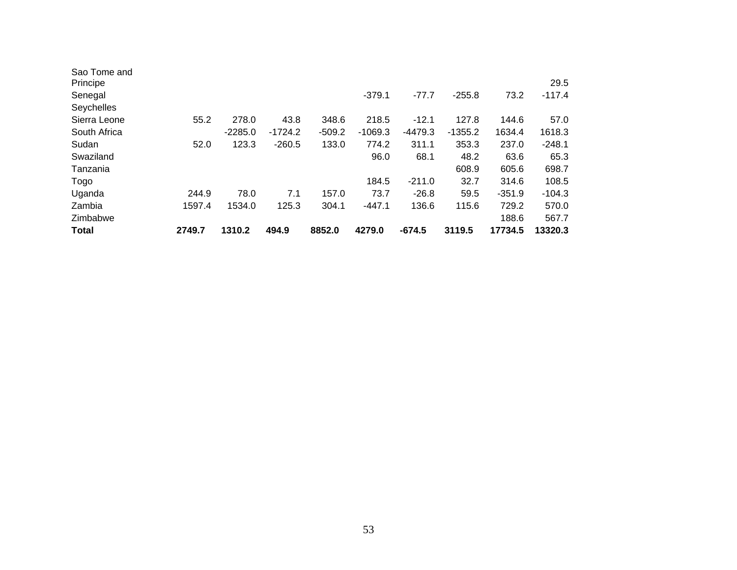| | | | | | | | | | |
|---|---|---|---|---|---|---|---|---|---|
| Sao Tome and Principe | | | | | | | | | 29.5 |
| Senegal | | | | | -379.1 | -77.7 | -255.8 | 73.2 | -117.4 |
| Seychelles | | | | | | | | | |
| Sierra Leone | 55.2 | 278.0 | 43.8 | 348.6 | 218.5 | -12.1 | 127.8 | 144.6 | 57.0 |
| South Africa | | -2285.0 | -1724.2 | -509.2 | -1069.3 | -4479.3 | -1355.2 | 1634.4 | 1618.3 |
| Sudan | 52.0 | 123.3 | -260.5 | 133.0 | 774.2 | 311.1 | 353.3 | 237.0 | -248.1 |
| Swaziland | | | | | 96.0 | 68.1 | 48.2 | 63.6 | 65.3 |
| Tanzania | | | | | | | 608.9 | 605.6 | 698.7 |
| Togo | | | | | 184.5 | -211.0 | 32.7 | 314.6 | 108.5 |
| Uganda | 244.9 | 78.0 | 7.1 | 157.0 | 73.7 | -26.8 | 59.5 | -351.9 | -104.3 |
| Zambia | 1597.4 | 1534.0 | 125.3 | 304.1 | -447.1 | 136.6 | 115.6 | 729.2 | 570.0 |
| Zimbabwe | | | | | | | | 188.6 | 567.7 |
| **Total** | **2749.7** | **1310.2** | **494.9** | **8852.0** | **4279.0** | **-674.5** | **3119.5** | **17734.5** | **13320.3** |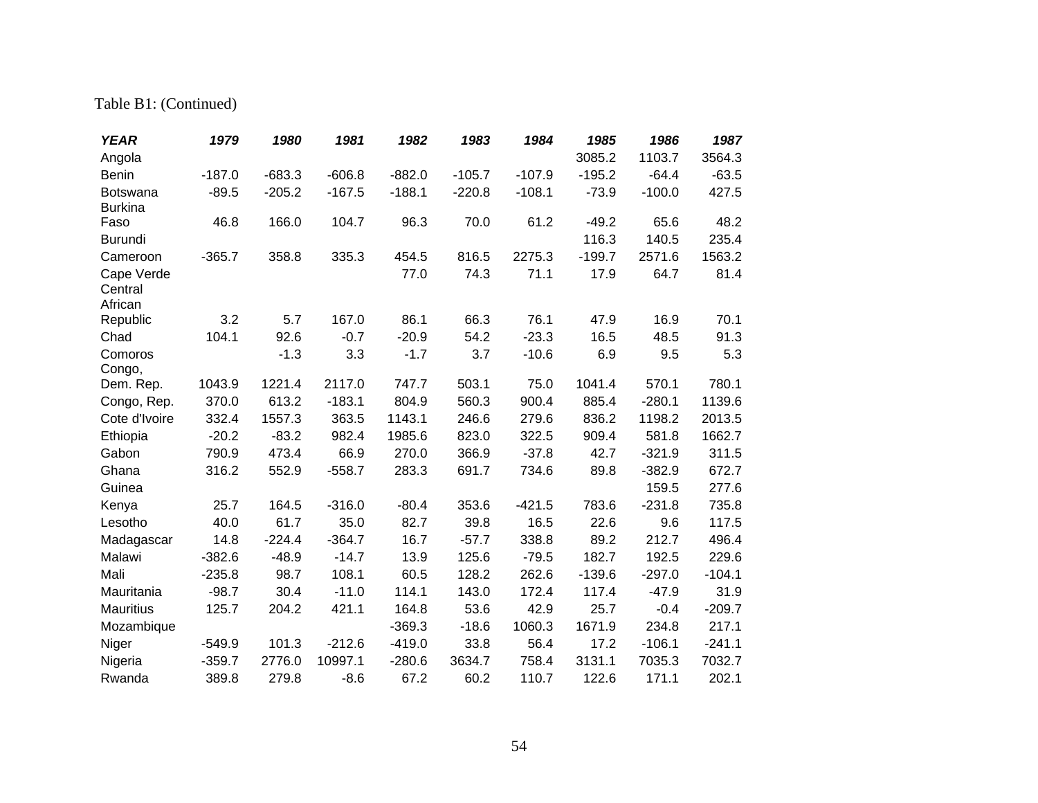Table B1: (Continued)

| YEAR | 1979 | 1980 | 1981 | 1982 | 1983 | 1984 | 1985 | 1986 | 1987 |
|---|---|---|---|---|---|---|---|---|---|
| Angola | | | | | | | 3085.2 | 1103.7 | 3564.3 |
| Benin | -187.0 | -683.3 | -606.8 | -882.0 | -105.7 | -107.9 | -195.2 | -64.4 | -63.5 |
| Botswana | -89.5 | -205.2 | -167.5 | -188.1 | -220.8 | -108.1 | -73.9 | -100.0 | 427.5 |
| Burkina Faso | 46.8 | 166.0 | 104.7 | 96.3 | 70.0 | 61.2 | -49.2 | 65.6 | 48.2 |
| Burundi | | | | | | | 116.3 | 140.5 | 235.4 |
| Cameroon | -365.7 | 358.8 | 335.3 | 454.5 | 816.5 | 2275.3 | -199.7 | 2571.6 | 1563.2 |
| Cape Verde | | | | 77.0 | 74.3 | 71.1 | 17.9 | 64.7 | 81.4 |
| Central African Republic | 3.2 | 5.7 | 167.0 | 86.1 | 66.3 | 76.1 | 47.9 | 16.9 | 70.1 |
| Chad | 104.1 | 92.6 | -0.7 | -20.9 | 54.2 | -23.3 | 16.5 | 48.5 | 91.3 |
| Comoros | | -1.3 | 3.3 | -1.7 | 3.7 | -10.6 | 6.9 | 9.5 | 5.3 |
| Congo, Dem. Rep. | 1043.9 | 1221.4 | 2117.0 | 747.7 | 503.1 | 75.0 | 1041.4 | 570.1 | 780.1 |
| Congo, Rep. | 370.0 | 613.2 | -183.1 | 804.9 | 560.3 | 900.4 | 885.4 | -280.1 | 1139.6 |
| Cote d'Ivoire | 332.4 | 1557.3 | 363.5 | 1143.1 | 246.6 | 279.6 | 836.2 | 1198.2 | 2013.5 |
| Ethiopia | -20.2 | -83.2 | 982.4 | 1985.6 | 823.0 | 322.5 | 909.4 | 581.8 | 1662.7 |
| Gabon | 790.9 | 473.4 | 66.9 | 270.0 | 366.9 | -37.8 | 42.7 | -321.9 | 311.5 |
| Ghana | 316.2 | 552.9 | -558.7 | 283.3 | 691.7 | 734.6 | 89.8 | -382.9 | 672.7 |
| Guinea | | | | | | | | 159.5 | 277.6 |
| Kenya | 25.7 | 164.5 | -316.0 | -80.4 | 353.6 | -421.5 | 783.6 | -231.8 | 735.8 |
| Lesotho | 40.0 | 61.7 | 35.0 | 82.7 | 39.8 | 16.5 | 22.6 | 9.6 | 117.5 |
| Madagascar | 14.8 | -224.4 | -364.7 | 16.7 | -57.7 | 338.8 | 89.2 | 212.7 | 496.4 |
| Malawi | -382.6 | -48.9 | -14.7 | 13.9 | 125.6 | -79.5 | 182.7 | 192.5 | 229.6 |
| Mali | -235.8 | 98.7 | 108.1 | 60.5 | 128.2 | 262.6 | -139.6 | -297.0 | -104.1 |
| Mauritania | -98.7 | 30.4 | -11.0 | 114.1 | 143.0 | 172.4 | 117.4 | -47.9 | 31.9 |
| Mauritius | 125.7 | 204.2 | 421.1 | 164.8 | 53.6 | 42.9 | 25.7 | -0.4 | -209.7 |
| Mozambique | | | | -369.3 | -18.6 | 1060.3 | 1671.9 | 234.8 | 217.1 |
| Niger | -549.9 | 101.3 | -212.6 | -419.0 | 33.8 | 56.4 | 17.2 | -106.1 | -241.1 |
| Nigeria | -359.7 | 2776.0 | 10997.1 | -280.6 | 3634.7 | 758.4 | 3131.1 | 7035.3 | 7032.7 |
| Rwanda | 389.8 | 279.8 | -8.6 | 67.2 | 60.2 | 110.7 | 122.6 | 171.1 | 202.1 |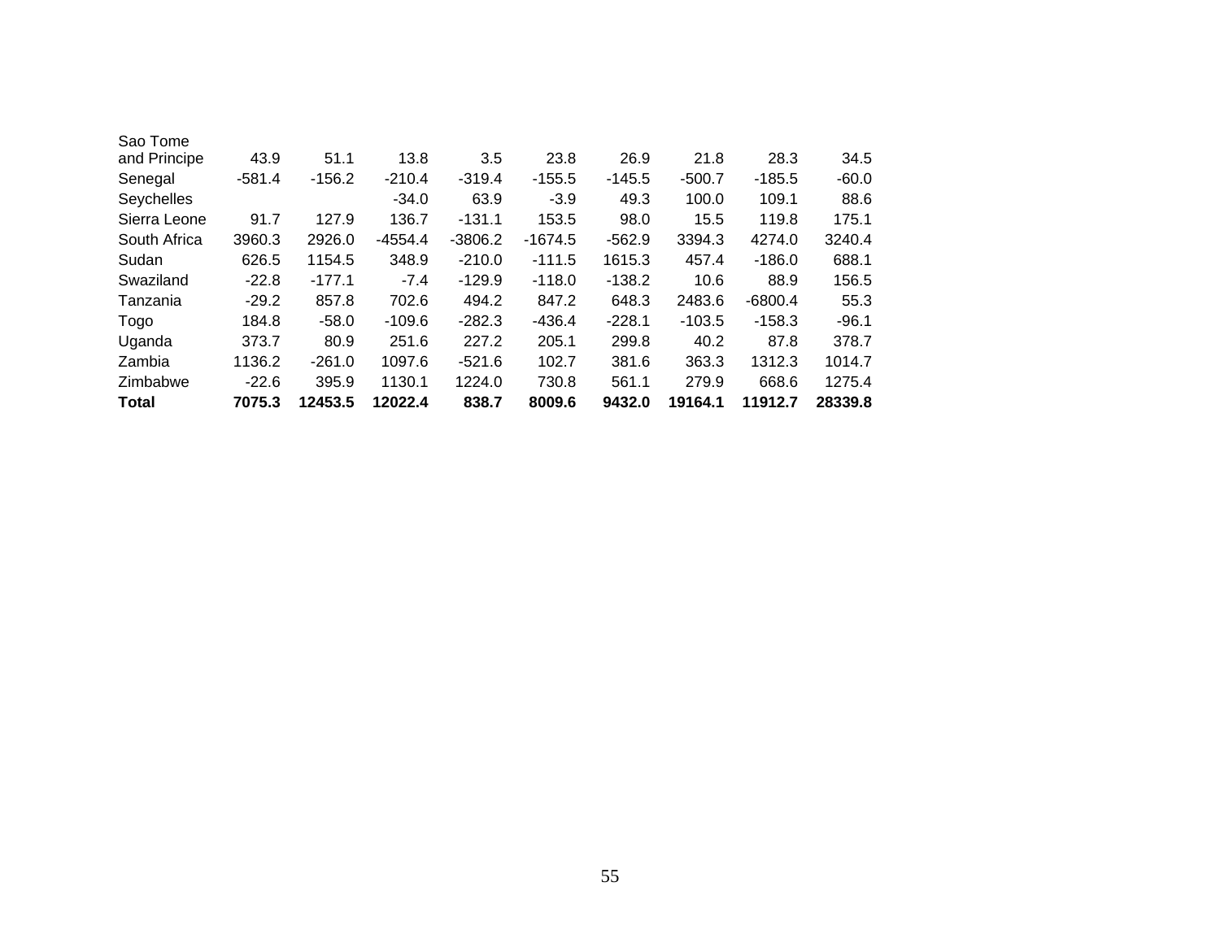| | | | | | | | | | |
|---|---|---|---|---|---|---|---|---|---|
| Sao Tome and Principe | 43.9 | 51.1 | 13.8 | 3.5 | 23.8 | 26.9 | 21.8 | 28.3 | 34.5 |
| Senegal | -581.4 | -156.2 | -210.4 | -319.4 | -155.5 | -145.5 | -500.7 | -185.5 | -60.0 |
| Seychelles | | | -34.0 | 63.9 | -3.9 | 49.3 | 100.0 | 109.1 | 88.6 |
| Sierra Leone | 91.7 | 127.9 | 136.7 | -131.1 | 153.5 | 98.0 | 15.5 | 119.8 | 175.1 |
| South Africa | 3960.3 | 2926.0 | -4554.4 | -3806.2 | -1674.5 | -562.9 | 3394.3 | 4274.0 | 3240.4 |
| Sudan | 626.5 | 1154.5 | 348.9 | -210.0 | -111.5 | 1615.3 | 457.4 | -186.0 | 688.1 |
| Swaziland | -22.8 | -177.1 | -7.4 | -129.9 | -118.0 | -138.2 | 10.6 | 88.9 | 156.5 |
| Tanzania | -29.2 | 857.8 | 702.6 | 494.2 | 847.2 | 648.3 | 2483.6 | -6800.4 | 55.3 |
| Togo | 184.8 | -58.0 | -109.6 | -282.3 | -436.4 | -228.1 | -103.5 | -158.3 | -96.1 |
| Uganda | 373.7 | 80.9 | 251.6 | 227.2 | 205.1 | 299.8 | 40.2 | 87.8 | 378.7 |
| Zambia | 1136.2 | -261.0 | 1097.6 | -521.6 | 102.7 | 381.6 | 363.3 | 1312.3 | 1014.7 |
| Zimbabwe | -22.6 | 395.9 | 1130.1 | 1224.0 | 730.8 | 561.1 | 279.9 | 668.6 | 1275.4 |
| **Total** | **7075.3** | **12453.5** | **12022.4** | **838.7** | **8009.6** | **9432.0** | **19164.1** | **11912.7** | **28339.8** |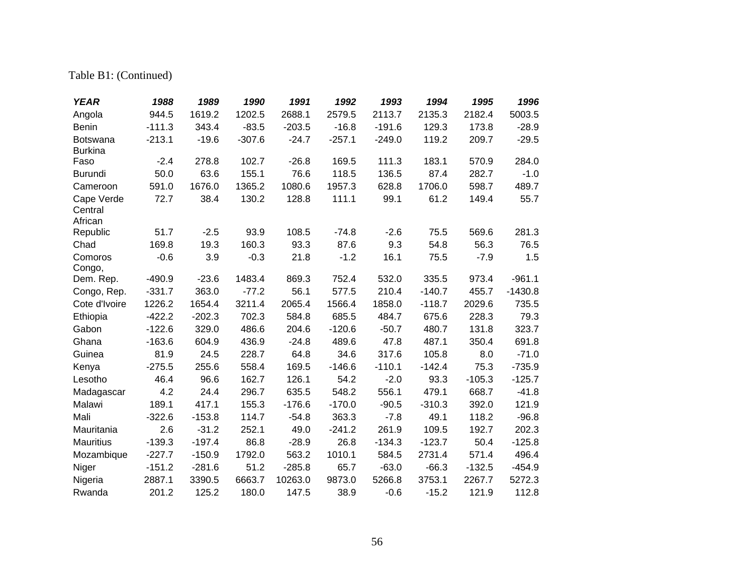Table B1: (Continued)

| ***YEAR*** | ***1988*** | ***1989*** | ***1990*** | ***1991*** | ***1992*** | ***1993*** | ***1994*** | ***1995*** | ***1996*** |
|---|---|---|---|---|---|---|---|---|---|
| Angola | 944.5 | 1619.2 | 1202.5 | 2688.1 | 2579.5 | 2113.7 | 2135.3 | 2182.4 | 5003.5 |
| Benin | -111.3 | 343.4 | -83.5 | -203.5 | -16.8 | -191.6 | 129.3 | 173.8 | -28.9 |
| Botswana | -213.1 | -19.6 | -307.6 | -24.7 | -257.1 | -249.0 | 119.2 | 209.7 | -29.5 |
| Burkina Faso | -2.4 | 278.8 | 102.7 | -26.8 | 169.5 | 111.3 | 183.1 | 570.9 | 284.0 |
| Burundi | 50.0 | 63.6 | 155.1 | 76.6 | 118.5 | 136.5 | 87.4 | 282.7 | -1.0 |
| Cameroon | 591.0 | 1676.0 | 1365.2 | 1080.6 | 1957.3 | 628.8 | 1706.0 | 598.7 | 489.7 |
| Cape Verde | 72.7 | 38.4 | 130.2 | 128.8 | 111.1 | 99.1 | 61.2 | 149.4 | 55.7 |
| Central African Republic | 51.7 | -2.5 | 93.9 | 108.5 | -74.8 | -2.6 | 75.5 | 569.6 | 281.3 |
| Chad | 169.8 | 19.3 | 160.3 | 93.3 | 87.6 | 9.3 | 54.8 | 56.3 | 76.5 |
| Comoros | -0.6 | 3.9 | -0.3 | 21.8 | -1.2 | 16.1 | 75.5 | -7.9 | 1.5 |
| Congo, Dem. Rep. | -490.9 | -23.6 | 1483.4 | 869.3 | 752.4 | 532.0 | 335.5 | 973.4 | -961.1 |
| Congo, Rep. | -331.7 | 363.0 | -77.2 | 56.1 | 577.5 | 210.4 | -140.7 | 455.7 | -1430.8 |
| Cote d'Ivoire | 1226.2 | 1654.4 | 3211.4 | 2065.4 | 1566.4 | 1858.0 | -118.7 | 2029.6 | 735.5 |
| Ethiopia | -422.2 | -202.3 | 702.3 | 584.8 | 685.5 | 484.7 | 675.6 | 228.3 | 79.3 |
| Gabon | -122.6 | 329.0 | 486.6 | 204.6 | -120.6 | -50.7 | 480.7 | 131.8 | 323.7 |
| Ghana | -163.6 | 604.9 | 436.9 | -24.8 | 489.6 | 47.8 | 487.1 | 350.4 | 691.8 |
| Guinea | 81.9 | 24.5 | 228.7 | 64.8 | 34.6 | 317.6 | 105.8 | 8.0 | -71.0 |
| Kenya | -275.5 | 255.6 | 558.4 | 169.5 | -146.6 | -110.1 | -142.4 | 75.3 | -735.9 |
| Lesotho | 46.4 | 96.6 | 162.7 | 126.1 | 54.2 | -2.0 | 93.3 | -105.3 | -125.7 |
| Madagascar | 4.2 | 24.4 | 296.7 | 635.5 | 548.2 | 556.1 | 479.1 | 668.7 | -41.8 |
| Malawi | 189.1 | 417.1 | 155.3 | -176.6 | -170.0 | -90.5 | -310.3 | 392.0 | 121.9 |
| Mali | -322.6 | -153.8 | 114.7 | -54.8 | 363.3 | -7.8 | 49.1 | 118.2 | -96.8 |
| Mauritania | 2.6 | -31.2 | 252.1 | 49.0 | -241.2 | 261.9 | 109.5 | 192.7 | 202.3 |
| Mauritius | -139.3 | -197.4 | 86.8 | -28.9 | 26.8 | -134.3 | -123.7 | 50.4 | -125.8 |
| Mozambique | -227.7 | -150.9 | 1792.0 | 563.2 | 1010.1 | 584.5 | 2731.4 | 571.4 | 496.4 |
| Niger | -151.2 | -281.6 | 51.2 | -285.8 | 65.7 | -63.0 | -66.3 | -132.5 | -454.9 |
| Nigeria | 2887.1 | 3390.5 | 6663.7 | 10263.0 | 9873.0 | 5266.8 | 3753.1 | 2267.7 | 5272.3 |
| Rwanda | 201.2 | 125.2 | 180.0 | 147.5 | 38.9 | -0.6 | -15.2 | 121.9 | 112.8 |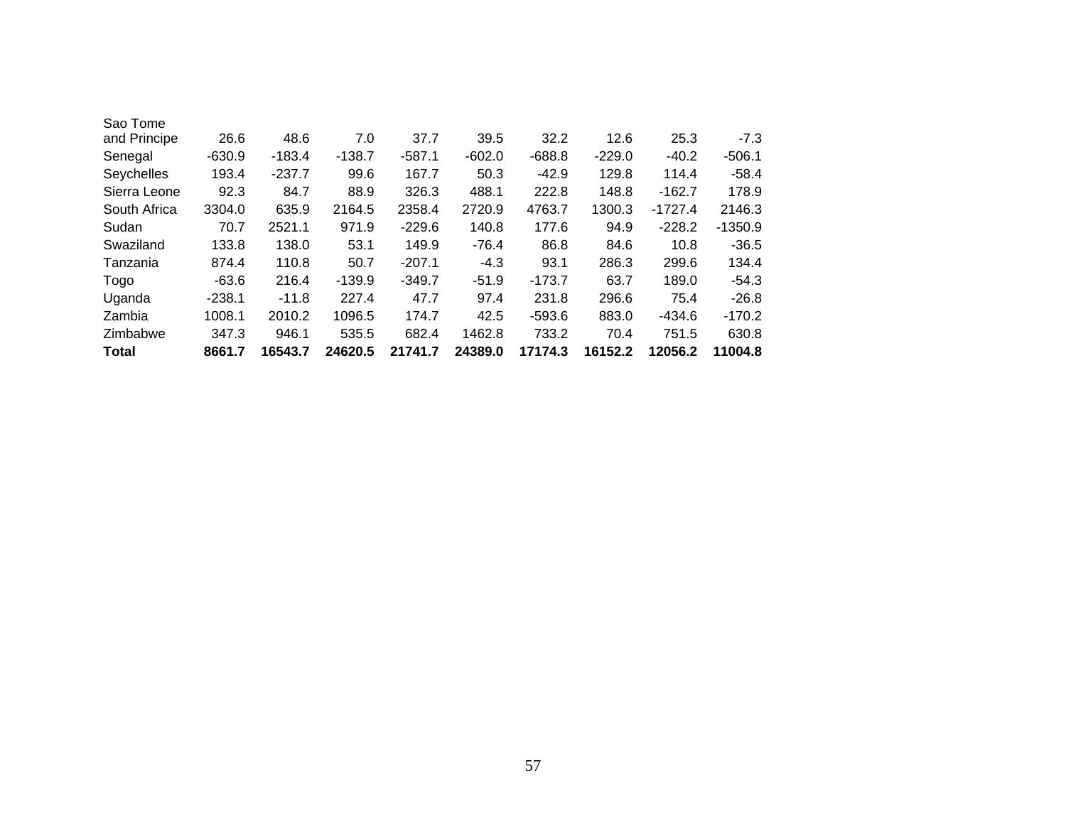| | | | | | | | | | |
|---|---|---|---|---|---|---|---|---|---|
| Sao Tome and Principe | 26.6 | 48.6 | 7.0 | 37.7 | 39.5 | 32.2 | 12.6 | 25.3 | -7.3 |
| Senegal | -630.9 | -183.4 | -138.7 | -587.1 | -602.0 | -688.8 | -229.0 | -40.2 | -506.1 |
| Seychelles | 193.4 | -237.7 | 99.6 | 167.7 | 50.3 | -42.9 | 129.8 | 114.4 | -58.4 |
| Sierra Leone | 92.3 | 84.7 | 88.9 | 326.3 | 488.1 | 222.8 | 148.8 | -162.7 | 178.9 |
| South Africa | 3304.0 | 635.9 | 2164.5 | 2358.4 | 2720.9 | 4763.7 | 1300.3 | -1727.4 | 2146.3 |
| Sudan | 70.7 | 2521.1 | 971.9 | -229.6 | 140.8 | 177.6 | 94.9 | -228.2 | -1350.9 |
| Swaziland | 133.8 | 138.0 | 53.1 | 149.9 | -76.4 | 86.8 | 84.6 | 10.8 | -36.5 |
| Tanzania | 874.4 | 110.8 | 50.7 | -207.1 | -4.3 | 93.1 | 286.3 | 299.6 | 134.4 |
| Togo | -63.6 | 216.4 | -139.9 | -349.7 | -51.9 | -173.7 | 63.7 | 189.0 | -54.3 |
| Uganda | -238.1 | -11.8 | 227.4 | 47.7 | 97.4 | 231.8 | 296.6 | 75.4 | -26.8 |
| Zambia | 1008.1 | 2010.2 | 1096.5 | 174.7 | 42.5 | -593.6 | 883.0 | -434.6 | -170.2 |
| Zimbabwe | 347.3 | 946.1 | 535.5 | 682.4 | 1462.8 | 733.2 | 70.4 | 751.5 | 630.8 |
| **Total** | **8661.7** | **16543.7** | **24620.5** | **21741.7** | **24389.0** | **17174.3** | **16152.2** | **12056.2** | **11004.8** |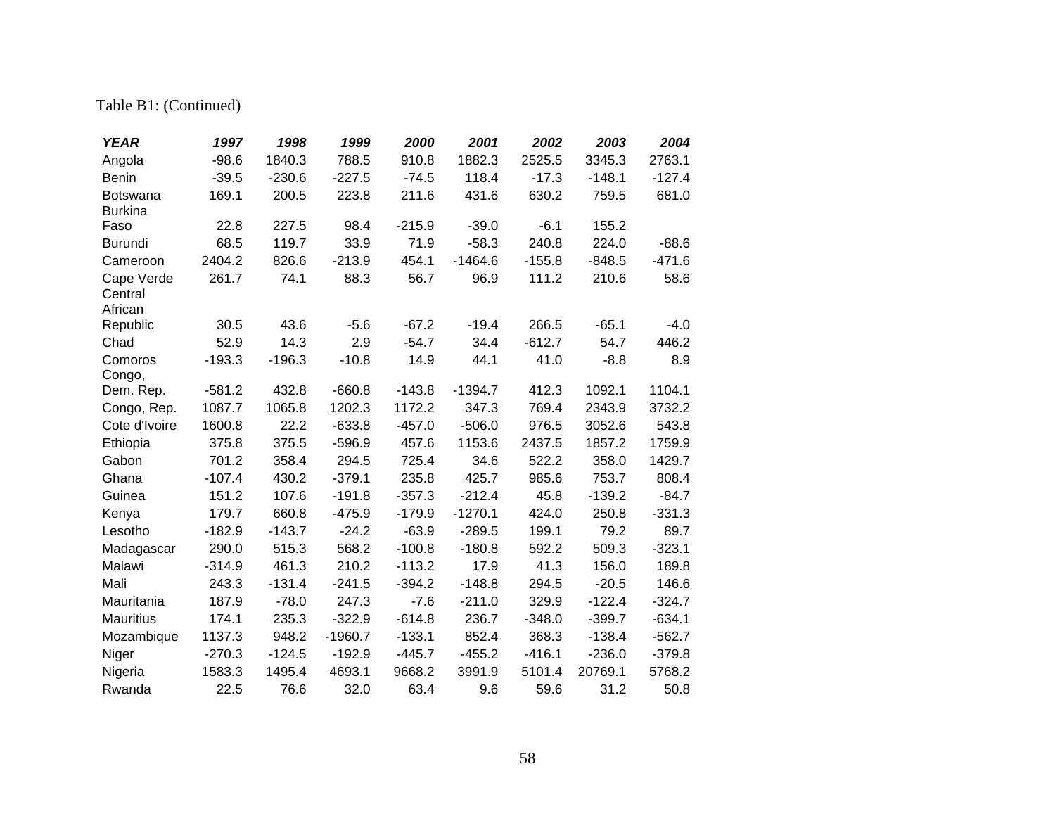Table B1: (Continued)

| *YEAR* | *1997* | *1998* | *1999* | *2000* | *2001* | *2002* | *2003* | *2004* |
|---|---|---|---|---|---|---|---|---|
| Angola | -98.6 | 1840.3 | 788.5 | 910.8 | 1882.3 | 2525.5 | 3345.3 | 2763.1 |
| Benin | -39.5 | -230.6 | -227.5 | -74.5 | 118.4 | -17.3 | -148.1 | -127.4 |
| Botswana | 169.1 | 200.5 | 223.8 | 211.6 | 431.6 | 630.2 | 759.5 | 681.0 |
| Burkina Faso | 22.8 | 227.5 | 98.4 | -215.9 | -39.0 | -6.1 | 155.2 | |
| Burundi | 68.5 | 119.7 | 33.9 | 71.9 | -58.3 | 240.8 | 224.0 | -88.6 |
| Cameroon | 2404.2 | 826.6 | -213.9 | 454.1 | -1464.6 | -155.8 | -848.5 | -471.6 |
| Cape Verde | 261.7 | 74.1 | 88.3 | 56.7 | 96.9 | 111.2 | 210.6 | 58.6 |
| Central African Republic | 30.5 | 43.6 | -5.6 | -67.2 | -19.4 | 266.5 | -65.1 | -4.0 |
| Chad | 52.9 | 14.3 | 2.9 | -54.7 | 34.4 | -612.7 | 54.7 | 446.2 |
| Comoros | -193.3 | -196.3 | -10.8 | 14.9 | 44.1 | 41.0 | -8.8 | 8.9 |
| Congo, Dem. Rep. | -581.2 | 432.8 | -660.8 | -143.8 | -1394.7 | 412.3 | 1092.1 | 1104.1 |
| Congo, Rep. | 1087.7 | 1065.8 | 1202.3 | 1172.2 | 347.3 | 769.4 | 2343.9 | 3732.2 |
| Cote d'Ivoire | 1600.8 | 22.2 | -633.8 | -457.0 | -506.0 | 976.5 | 3052.6 | 543.8 |
| Ethiopia | 375.8 | 375.5 | -596.9 | 457.6 | 1153.6 | 2437.5 | 1857.2 | 1759.9 |
| Gabon | 701.2 | 358.4 | 294.5 | 725.4 | 34.6 | 522.2 | 358.0 | 1429.7 |
| Ghana | -107.4 | 430.2 | -379.1 | 235.8 | 425.7 | 985.6 | 753.7 | 808.4 |
| Guinea | 151.2 | 107.6 | -191.8 | -357.3 | -212.4 | 45.8 | -139.2 | -84.7 |
| Kenya | 179.7 | 660.8 | -475.9 | -179.9 | -1270.1 | 424.0 | 250.8 | -331.3 |
| Lesotho | -182.9 | -143.7 | -24.2 | -63.9 | -289.5 | 199.1 | 79.2 | 89.7 |
| Madagascar | 290.0 | 515.3 | 568.2 | -100.8 | -180.8 | 592.2 | 509.3 | -323.1 |
| Malawi | -314.9 | 461.3 | 210.2 | -113.2 | 17.9 | 41.3 | 156.0 | 189.8 |
| Mali | 243.3 | -131.4 | -241.5 | -394.2 | -148.8 | 294.5 | -20.5 | 146.6 |
| Mauritania | 187.9 | -78.0 | 247.3 | -7.6 | -211.0 | 329.9 | -122.4 | -324.7 |
| Mauritius | 174.1 | 235.3 | -322.9 | -614.8 | 236.7 | -348.0 | -399.7 | -634.1 |
| Mozambique | 1137.3 | 948.2 | -1960.7 | -133.1 | 852.4 | 368.3 | -138.4 | -562.7 |
| Niger | -270.3 | -124.5 | -192.9 | -445.7 | -455.2 | -416.1 | -236.0 | -379.8 |
| Nigeria | 1583.3 | 1495.4 | 4693.1 | 9668.2 | 3991.9 | 5101.4 | 20769.1 | 5768.2 |
| Rwanda | 22.5 | 76.6 | 32.0 | 63.4 | 9.6 | 59.6 | 31.2 | 50.8 |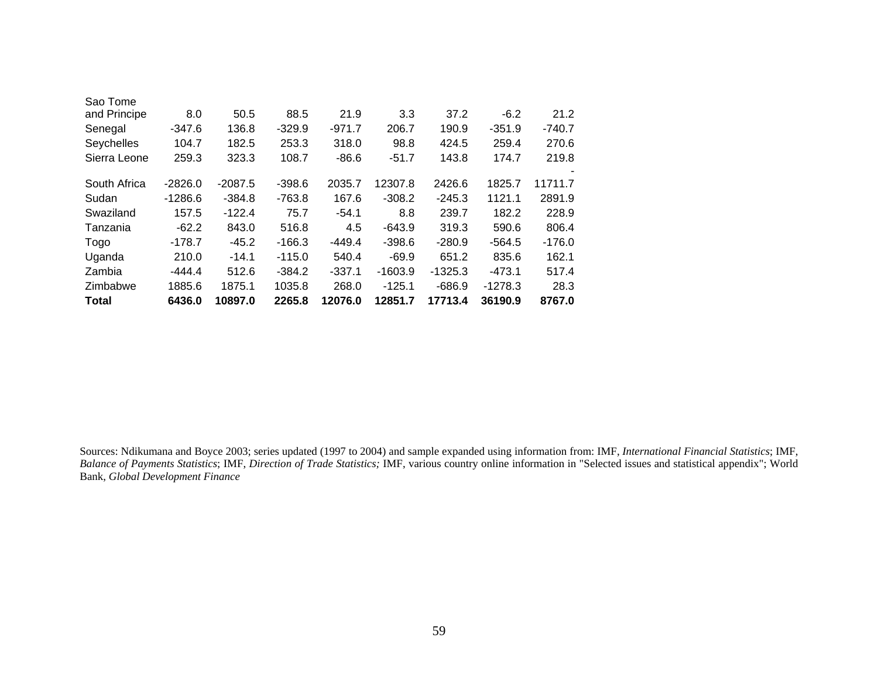| | | | | | | | | |
|---|---|---|---|---|---|---|---|---|
| Sao Tome and Principe | 8.0 | 50.5 | 88.5 | 21.9 | 3.3 | 37.2 | -6.2 | 21.2 |
| Senegal | -347.6 | 136.8 | -329.9 | -971.7 | 206.7 | 190.9 | -351.9 | -740.7 |
| Seychelles | 104.7 | 182.5 | 253.3 | 318.0 | 98.8 | 424.5 | 259.4 | 270.6 |
| Sierra Leone | 259.3 | 323.3 | 108.7 | -86.6 | -51.7 | 143.8 | 174.7 | 219.8 |
| South Africa | -2826.0 | -2087.5 | -398.6 | 2035.7 | 12307.8 | 2426.6 | 1825.7 | -11711.7 |
| Sudan | -1286.6 | -384.8 | -763.8 | 167.6 | -308.2 | -245.3 | 1121.1 | 2891.9 |
| Swaziland | 157.5 | -122.4 | 75.7 | -54.1 | 8.8 | 239.7 | 182.2 | 228.9 |
| Tanzania | -62.2 | 843.0 | 516.8 | 4.5 | -643.9 | 319.3 | 590.6 | 806.4 |
| Togo | -178.7 | -45.2 | -166.3 | -449.4 | -398.6 | -280.9 | -564.5 | -176.0 |
| Uganda | 210.0 | -14.1 | -115.0 | 540.4 | -69.9 | 651.2 | 835.6 | 162.1 |
| Zambia | -444.4 | 512.6 | -384.2 | -337.1 | -1603.9 | -1325.3 | -473.1 | 517.4 |
| Zimbabwe | 1885.6 | 1875.1 | 1035.8 | 268.0 | -125.1 | -686.9 | -1278.3 | 28.3 |
| **Total** | **6436.0** | **10897.0** | **2265.8** | **12076.0** | **12851.7** | **17713.4** | **36190.9** | **8767.0** |

Sources: Ndikumana and Boyce 2003; series updated (1997 to 2004) and sample expanded using information from: IMF, *International Financial Statistics*; IMF, *Balance of Payments Statistics*; IMF, *Direction of Trade Statistics;* IMF, various country online information in "Selected issues and statistical appendix"; World Bank, *Global Development Finance*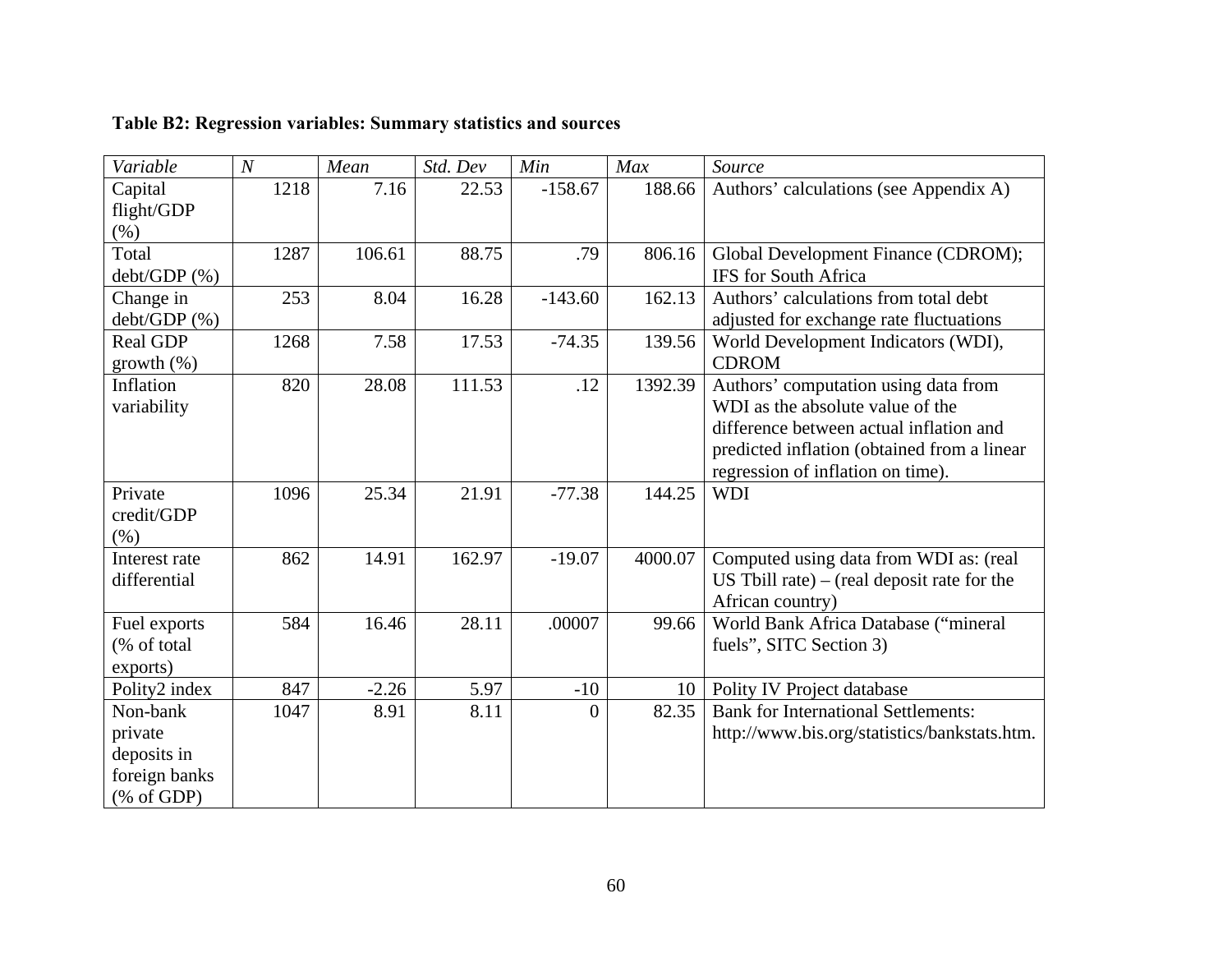**Table B2: Regression variables: Summary statistics and sources**

| *Variable* | *N* | *Mean* | *Std. Dev* | *Min* | *Max* | *Source* |
|---|---|---|---|---|---|---|
| Capital flight/GDP (%) | 1218 | 7.16 | 22.53 | -158.67 | 188.66 | Authors' calculations (see Appendix A) |
| Total debt/GDP (%) | 1287 | 106.61 | 88.75 | .79 | 806.16 | Global Development Finance (CDROM); IFS for South Africa |
| Change in debt/GDP (%) | 253 | 8.04 | 16.28 | -143.60 | 162.13 | Authors' calculations from total debt adjusted for exchange rate fluctuations |
| Real GDP growth (%) | 1268 | 7.58 | 17.53 | -74.35 | 139.56 | World Development Indicators (WDI), CDROM |
| Inflation variability | 820 | 28.08 | 111.53 | .12 | 1392.39 | Authors' computation using data from WDI as the absolute value of the difference between actual inflation and predicted inflation (obtained from a linear regression of inflation on time). |
| Private credit/GDP (%) | 1096 | 25.34 | 21.91 | -77.38 | 144.25 | WDI |
| Interest rate differential | 862 | 14.91 | 162.97 | -19.07 | 4000.07 | Computed using data from WDI as: (real US Tbill rate) – (real deposit rate for the African country) |
| Fuel exports (% of total exports) | 584 | 16.46 | 28.11 | .00007 | 99.66 | World Bank Africa Database ("mineral fuels", SITC Section 3) |
| Polity2 index | 847 | -2.26 | 5.97 | -10 | 10 | Polity IV Project database |
| Non-bank private deposits in foreign banks (% of GDP) | 1047 | 8.91 | 8.11 | 0 | 82.35 | Bank for International Settlements: http://www.bis.org/statistics/bankstats.htm. |